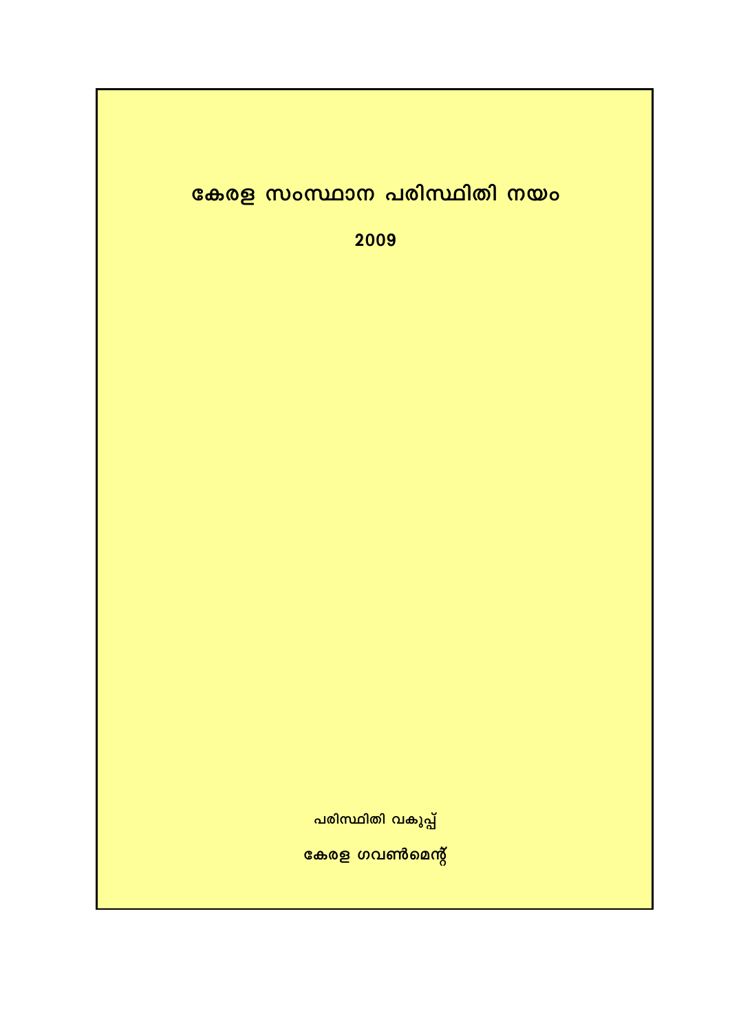# കേരള സംസ്ഥാന പരിസ്ഥിതി നയം

## 2009

പരിസ്ഥിതി വകുപ്പ്

**കേരള ഗവൺമെന്റ്**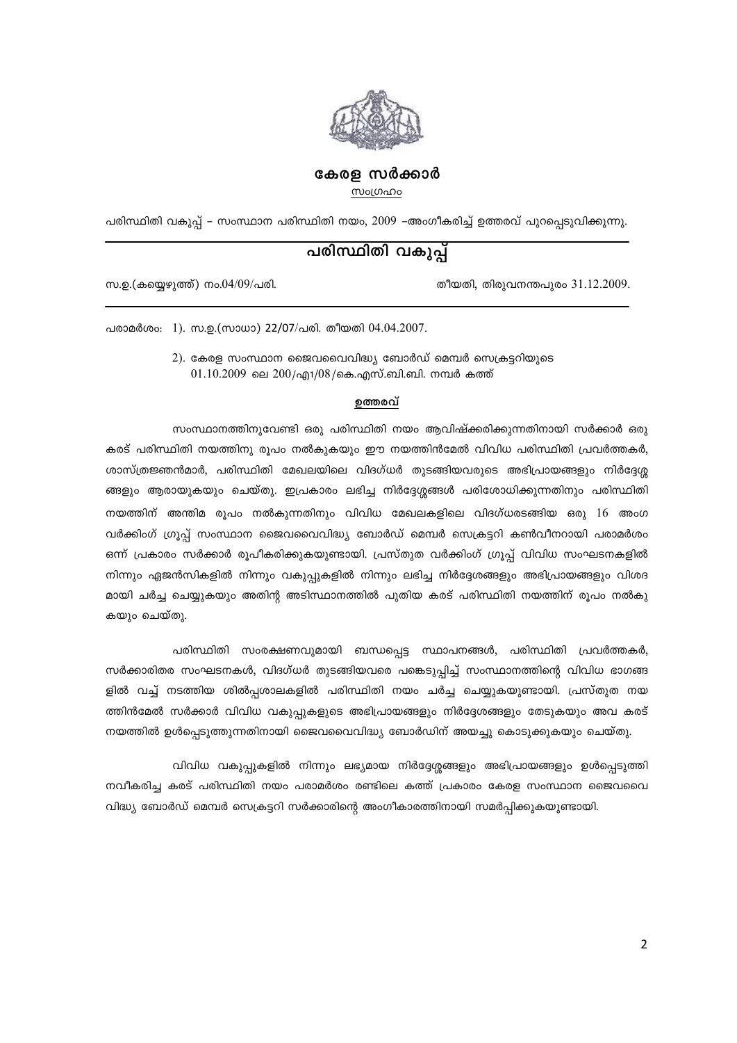**കേരള സർക്കാർ**

സംഗ്രഹം

പരിസ്ഥിതി വകുപ്പ് – സംസ്ഥാന പരിസ്ഥിതി നയം, 2009 –അംഗീകരിച്ച് ഉത്തരവ് പുറപ്പെടുവിക്കുന്നു.

## പരിസ്ഥിതി വകുപ്പ്

സ.ഉ.(കയ്യെഴുത്ത്) നം.04/09/പരി. തീയതി, തിരുവനന്തപുരം 31.12.2009.

പരാമർശം: 1). സ.ഉ.(സാധാ) 22/07/പരി. തീയതി 04.04.2007.

2). കേരള സംസ്ഥാന ജൈവവൈവിദ്ധ്യ ബോർഡ് മെമ്പർ സെക്രട്ടറിയുടെ 01.10.2009 ലെ 200/എ1/08/കെ.എസ്.ബി.ബി. നമ്പർ കത്ത്

**ഉത്തരവ്**

സംസ്ഥാനത്തിനുവേണ്ടി ഒരു പരിസ്ഥിതി നയം ആവിഷ്ക്കരിക്കുന്നതിനായി സർക്കാർ ഒരു കരട് പരിസ്ഥിതി നയത്തിനു രൂപം നൽകുകയും ഈ നയത്തിൻമേൽ വിവിധ പരിസ്ഥിതി പ്രവർത്തകർ, ശാസ്ത്രജ്ഞൻമാർ, പരിസ്ഥിതി മേഖലയിലെ വിദഗ്ധർ തുടങ്ങിയവരുടെ അഭിപ്രായങ്ങളും നിർദ്ദേശ്ശങ്ങളും ആരായുകയും ചെയ്തു. ഇപ്രകാരം ലഭിച്ച നിർദ്ദേശ്ശങ്ങൾ പരിശോധിക്കുന്നതിനും പരിസ്ഥിതി നയത്തിന് അന്തിമ രൂപം നൽകുന്നതിനും വിവിധ മേഖലകളിലെ വിദഗ്ധരടങ്ങിയ ഒരു 16 അംഗ വർക്കിംഗ് ഗ്രൂപ്പ് സംസ്ഥാന ജൈവവൈവിദ്ധ്യ ബോർഡ് മെമ്പർ സെക്രട്ടറി കൺവീനറായി പരാമർശം ഒന്ന് പ്രകാരം സർക്കാർ രൂപീകരിക്കുകയുണ്ടായി. പ്രസ്തുത വർക്കിംഗ് ഗ്രൂപ്പ് വിവിധ സംഘടനകളിൽ നിന്നും ഏജൻസികളിൽ നിന്നും വകുപ്പുകളിൽ നിന്നും ലഭിച്ച നിർദ്ദേശങ്ങളും അഭിപ്രായങ്ങളും വിശദമായി ചർച്ച ചെയ്യുകയും അതിന്റെ അടിസ്ഥാനത്തിൽ പുതിയ കരട് പരിസ്ഥിതി നയത്തിന് രൂപം നൽകുകയും ചെയ്തു.

പരിസ്ഥിതി സംരക്ഷണവുമായി ബന്ധപ്പെട്ട സ്ഥാപനങ്ങൾ, പരിസ്ഥിതി പ്രവർത്തകർ, സർക്കാരിതര സംഘടനകൾ, വിദഗ്ധർ തുടങ്ങിയവരെ പങ്കെടുപ്പിച്ച് സംസ്ഥാനത്തിന്റെ വിവിധ ഭാഗങ്ങളിൽ വച്ച് നടത്തിയ ശിൽപ്പശാലകളിൽ പരിസ്ഥിതി നയം ചർച്ച ചെയ്യുകയുണ്ടായി. പ്രസ്തുത നയത്തിൻമേൽ സർക്കാർ വിവിധ വകുപ്പുകളുടെ അഭിപ്രായങ്ങളും നിർദ്ദേശങ്ങളും തേടുകയും അവ കരട് നയത്തിൽ ഉൾപ്പെടുത്തുന്നതിനായി ജൈവവൈവിദ്ധ്യ ബോർഡിന് അയച്ചു കൊടുക്കുകയും ചെയ്തു.

വിവിധ വകുപ്പുകളിൽ നിന്നും ലഭ്യമായ നിർദ്ദേശ്ശങ്ങളും അഭിപ്രായങ്ങളും ഉൾപ്പെടുത്തി നവീകരിച്ച കരട് പരിസ്ഥിതി നയം പരാമർശം രണ്ടിലെ കത്ത് പ്രകാരം കേരള സംസ്ഥാന ജൈവവൈവിദ്ധ്യ ബോർഡ് മെമ്പർ സെക്രട്ടറി സർക്കാരിന്റെ അംഗീകാരത്തിനായി സമർപ്പിക്കുകയുണ്ടായി.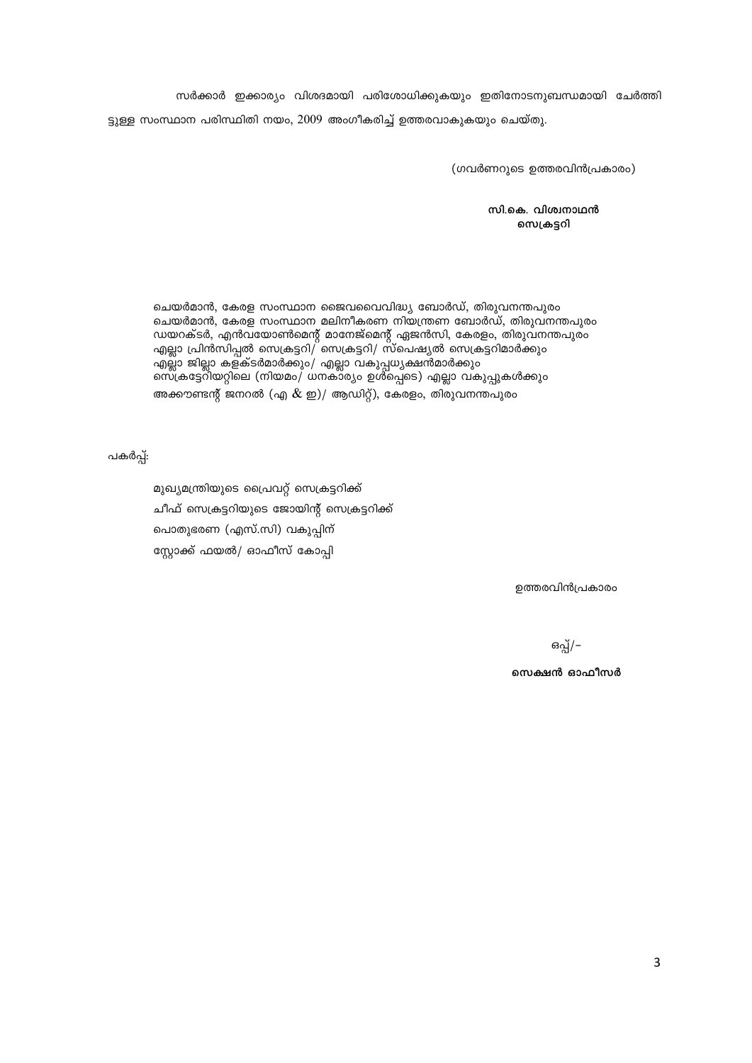സർക്കാർ ഇക്കാര്യം വിശദമായി പരിശോധിക്കുകയും ഇതിനോടനുബന്ധമായി ചേർത്തിട്ടുള്ള സംസ്ഥാന പരിസ്ഥിതി നയം, 2009 അംഗീകരിച്ച് ഉത്തരവാകുകയും ചെയ്തു.

(ഗവർണറുടെ ഉത്തരവിൻപ്രകാരം)

**സി.കെ. വിശ്വനാഥൻ**
**സെക്രട്ടറി**

ചെയർമാൻ, കേരള സംസ്ഥാന ജൈവവൈവിദ്ധ്യ ബോർഡ്, തിരുവനന്തപുരം
ചെയർമാൻ, കേരള സംസ്ഥാന മലിനീകരണ നിയന്ത്രണ ബോർഡ്, തിരുവനന്തപുരം
ഡയറക്ടർ, എൻവയോൺമെന്റ് മാനേജ്മെന്റ് ഏജൻസി, കേരളം, തിരുവനന്തപുരം
എല്ലാ പ്രിൻസിപ്പൽ സെക്രട്ടറി/ സെക്രട്ടറി/ സ്പെഷ്യൽ സെക്രട്ടറിമാർക്കും
എല്ലാ ജില്ലാ കളക്ടർമാർക്കും/ എല്ലാ വകുപ്പധ്യക്ഷൻമാർക്കും
സെക്രട്ടേറിയറ്റിലെ (നിയമം/ ധനകാര്യം ഉൾപ്പെടെ) എല്ലാ വകുപ്പുകൾക്കും
അക്കൗണ്ടന്റ് ജനറൽ (എ & ഇ)/ ആഡിറ്റ്), കേരളം, തിരുവനന്തപുരം

പകർപ്പ്:

മുഖ്യമന്ത്രിയുടെ പ്രൈവറ്റ് സെക്രട്ടറിക്ക്
ചീഫ് സെക്രട്ടറിയുടെ ജോയിന്റ് സെക്രട്ടറിക്ക്
പൊതുഭരണ (എസ്.സി) വകുപ്പിന്
സ്റ്റോക്ക് ഫയൽ/ ഓഫീസ് കോപ്പി

ഉത്തരവിൻപ്രകാരം

ഒപ്പ്/-

**സെക്ഷൻ ഓഫീസർ**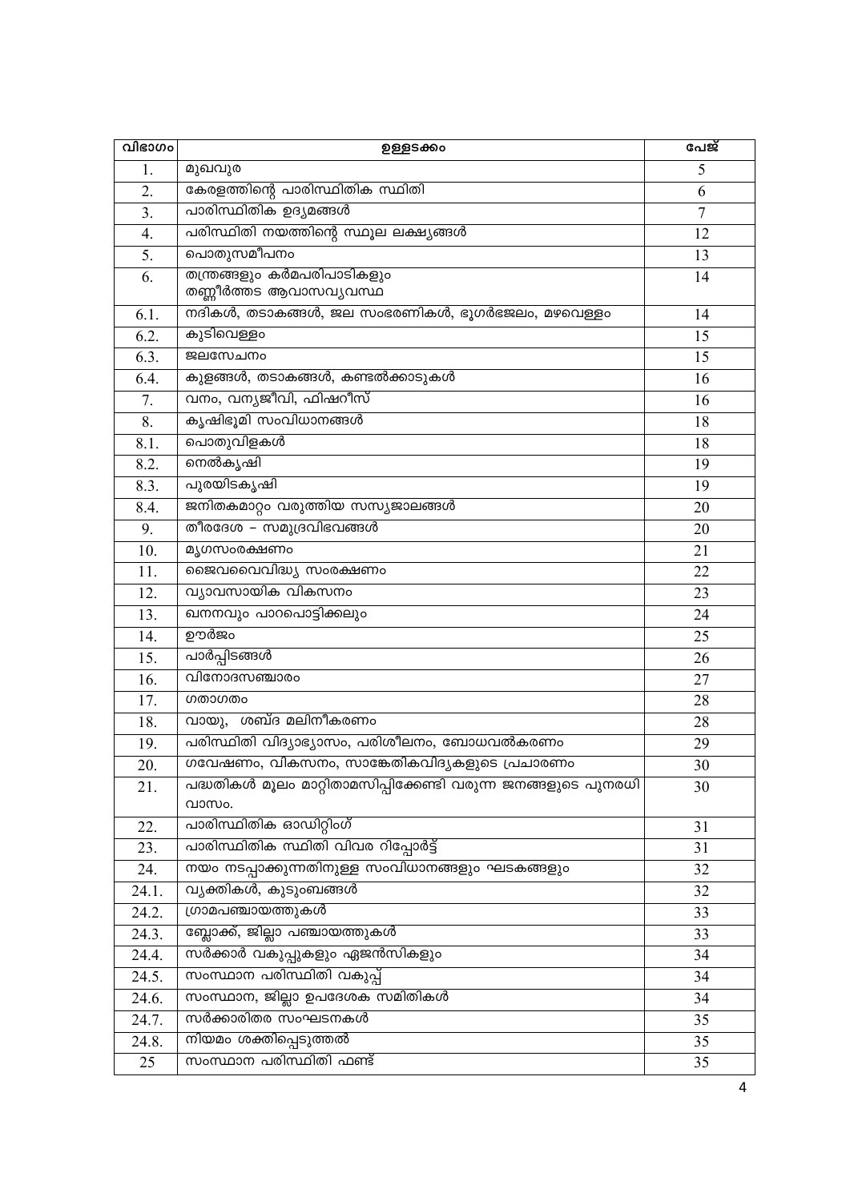| വിഭാഗം | ഉള്ളടക്കം | പേജ് |
|---|---|---|
| 1. | മുഖവുര | 5 |
| 2. | കേരളത്തിന്റെ പാരിസ്ഥിതിക സ്ഥിതി | 6 |
| 3. | പാരിസ്ഥിതിക ഉദ്യമങ്ങൾ | 7 |
| 4. | പരിസ്ഥിതി നയത്തിന്റെ സ്ഥൂല ലക്ഷ്യങ്ങൾ | 12 |
| 5. | പൊതുസമീപനം | 13 |
| 6. | തന്ത്രങ്ങളും കർമപരിപാടികളും<br>തണ്ണീർത്തട ആവാസവ്യവസ്ഥ | 14 |
| 6.1. | നദികൾ, തടാകങ്ങൾ, ജല സംഭരണികൾ, ഭൂഗർഭജലം, മഴവെള്ളം | 14 |
| 6.2. | കുടിവെള്ളം | 15 |
| 6.3. | ജലസേചനം | 15 |
| 6.4. | കുളങ്ങൾ, തടാകങ്ങൾ, കണ്ടൽക്കാടുകൾ | 16 |
| 7. | വനം, വന്യജീവി, ഫിഷറീസ് | 16 |
| 8. | കൃഷിഭൂമി സംവിധാനങ്ങൾ | 18 |
| 8.1. | പൊതുവിളകൾ | 18 |
| 8.2. | നെൽകൃഷി | 19 |
| 8.3. | പുരയിടകൃഷി | 19 |
| 8.4. | ജനിതകമാറ്റം വരുത്തിയ സസ്യജാലങ്ങൾ | 20 |
| 9. | തീരദേശ – സമുദ്രവിഭവങ്ങൾ | 20 |
| 10. | മൃഗസംരക്ഷണം | 21 |
| 11. | ജൈവവൈവിദ്ധ്യ സംരക്ഷണം | 22 |
| 12. | വ്യാവസായിക വികസനം | 23 |
| 13. | ഖനനവും പാറപൊട്ടിക്കലും | 24 |
| 14. | ഊർജം | 25 |
| 15. | പാർപ്പിടങ്ങൾ | 26 |
| 16. | വിനോദസഞ്ചാരം | 27 |
| 17. | ഗതാഗതം | 28 |
| 18. | വായു, ശബ്ദ മലിനീകരണം | 28 |
| 19. | പരിസ്ഥിതി വിദ്യാഭ്യാസം, പരിശീലനം, ബോധവൽകരണം | 29 |
| 20. | ഗവേഷണം, വികസനം, സാങ്കേതികവിദ്യകളുടെ പ്രചാരണം | 30 |
| 21. | പദ്ധതികൾ മൂലം മാറ്റിതാമസിപ്പിക്കേണ്ടി വരുന്ന ജനങ്ങളുടെ പുനരധിവാസം. | 30 |
| 22. | പാരിസ്ഥിതിക ഓഡിറ്റിംഗ് | 31 |
| 23. | പാരിസ്ഥിതിക സ്ഥിതി വിവര റിപ്പോർട്ട് | 31 |
| 24. | നയം നടപ്പാക്കുന്നതിനുള്ള സംവിധാനങ്ങളും ഘടകങ്ങളും | 32 |
| 24.1. | വ്യക്തികൾ, കുടുംബങ്ങൾ | 32 |
| 24.2. | ഗ്രാമപഞ്ചായത്തുകൾ | 33 |
| 24.3. | ബ്ലോക്ക്, ജില്ലാ പഞ്ചായത്തുകൾ | 33 |
| 24.4. | സർക്കാർ വകുപ്പുകളും ഏജൻസികളും | 34 |
| 24.5. | സംസ്ഥാന പരിസ്ഥിതി വകുപ്പ് | 34 |
| 24.6. | സംസ്ഥാന, ജില്ലാ ഉപദേശക സമിതികൾ | 34 |
| 24.7. | സർക്കാരിതര സംഘടനകൾ | 35 |
| 24.8. | നിയമം ശക്തിപ്പെടുത്തൽ | 35 |
| 25 | സംസ്ഥാന പരിസ്ഥിതി ഫണ്ട് | 35 |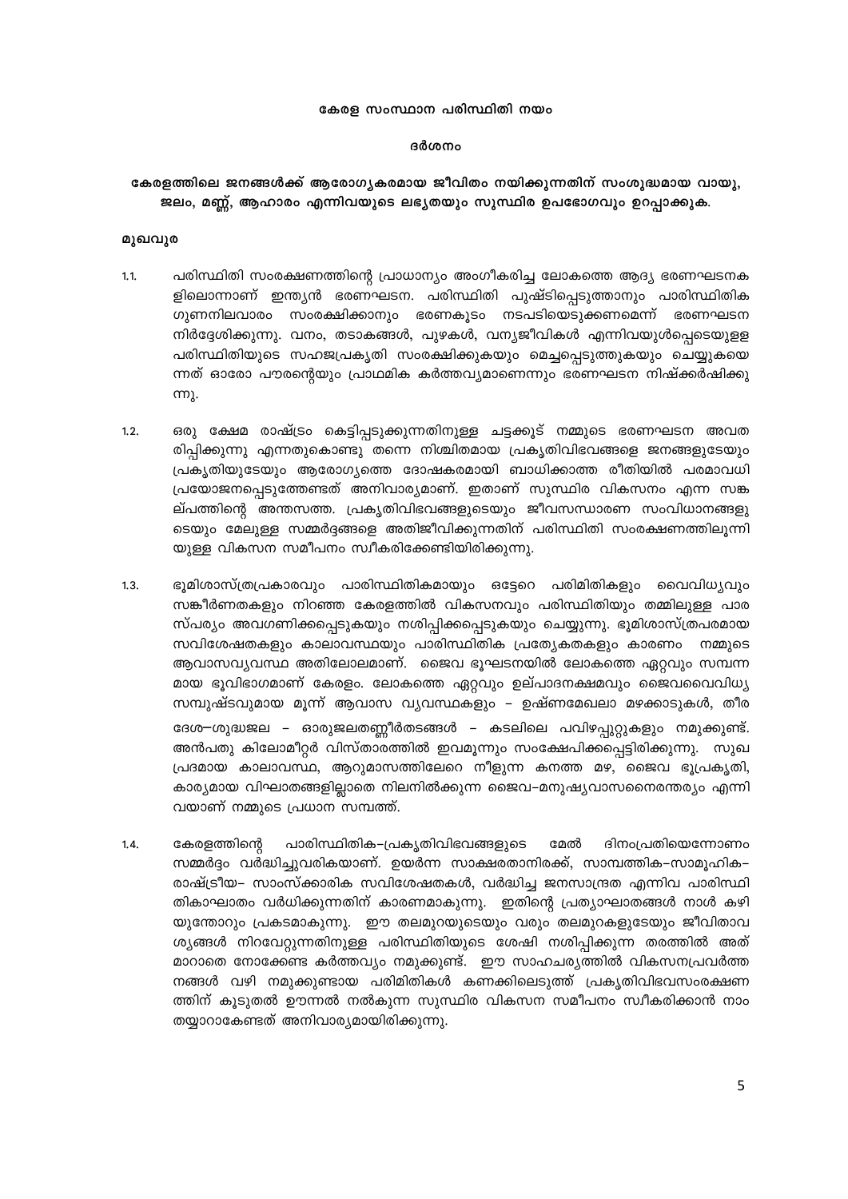## കേരള സംസ്ഥാന പരിസ്ഥിതി നയം

### ദർശനം

**കേരളത്തിലെ ജനങ്ങൾക്ക് ആരോഗ്യകരമായ ജീവിതം നയിക്കുന്നതിന് സംശുദ്ധമായ വായു, ജലം, മണ്ണ്, ആഹാരം എന്നിവയുടെ ലഭ്യതയും സുസ്ഥിര ഉപഭോഗവും ഉറപ്പാക്കുക.**

### മുഖവുര

1.1. പരിസ്ഥിതി സംരക്ഷണത്തിന്റെ പ്രാധാന്യം അംഗീകരിച്ച ലോകത്തെ ആദ്യ ഭരണഘടനകളിലൊന്നാണ് ഇന്ത്യൻ ഭരണഘടന. പരിസ്ഥിതി പുഷ്ടിപ്പെടുത്താനും പാരിസ്ഥിതിക ഗുണനിലവാരം സംരക്ഷിക്കാനും ഭരണകൂടം നടപടിയെടുക്കണമെന്ന് ഭരണഘടന നിർദ്ദേശിക്കുന്നു. വനം, തടാകങ്ങൾ, പുഴകൾ, വന്യജീവികൾ എന്നിവയുൾപ്പെടെയുള്ള പരിസ്ഥിതിയുടെ സഹജപ്രകൃതി സംരക്ഷിക്കുകയും മെച്ചപ്പെടുത്തുകയും ചെയ്യുകയെന്നത് ഓരോ പൗരന്റെയും പ്രാഥമിക കർത്തവ്യമാണെന്നും ഭരണഘടന നിഷ്ക്കർഷിക്കുന്നു.

1.2. ഒരു ക്ഷേമ രാഷ്ട്രം കെട്ടിപ്പടുക്കുന്നതിനുള്ള ചട്ടക്കൂട് നമ്മുടെ ഭരണഘടന അവതരിപ്പിക്കുന്നു എന്നതുകൊണ്ടു തന്നെ നിശ്ചിതമായ പ്രകൃതിവിഭവങ്ങളെ ജനങ്ങളുടേയും പ്രകൃതിയുടേയും ആരോഗ്യത്തെ ദോഷകരമായി ബാധിക്കാത്ത രീതിയിൽ പരമാവധി പ്രയോജനപ്പെടുത്തേണ്ടത് അനിവാര്യമാണ്. ഇതാണ് സുസ്ഥിര വികസനം എന്ന സങ്കല്പത്തിന്റെ അന്തസത്ത. പ്രകൃതിവിഭവങ്ങളുടെയും ജീവസന്ധാരണ സംവിധാനങ്ങളുടെയും മേലുള്ള സമ്മർദ്ദങ്ങളെ അതിജീവിക്കുന്നതിന് പരിസ്ഥിതി സംരക്ഷണത്തിലൂന്നിയുള്ള വികസന സമീപനം സ്വീകരിക്കേണ്ടിയിരിക്കുന്നു.

1.3. ഭൂമിശാസ്ത്രപ്രകാരവും പാരിസ്ഥിതികമായും ഒട്ടേറെ പരിമിതികളും വൈവിധ്യവും സങ്കീർണതകളും നിറഞ്ഞ കേരളത്തിൽ വികസനവും പരിസ്ഥിതിയും തമ്മിലുള്ള പാരസ്പര്യം അവഗണിക്കപ്പെടുകയും നശിപ്പിക്കപ്പെടുകയും ചെയ്യുന്നു. ഭൂമിശാസ്ത്രപരമായ സവിശേഷതകളും കാലാവസ്ഥയും പാരിസ്ഥിതിക പ്രത്യേകതകളും കാരണം നമ്മുടെ ആവാസവ്യവസ്ഥ അതിലോലമാണ്. ജൈവ ഭൂഘടനയിൽ ലോകത്തെ ഏറ്റവും സമ്പന്നമായ ഭൂവിഭാഗമാണ് കേരളം. ലോകത്തെ ഏറ്റവും ഉല്പാദനക്ഷമവും ജൈവവൈവിധ്യ സമ്പുഷ്ടവുമായ മൂന്ന് ആവാസ വ്യവസ്ഥകളും – ഉഷ്ണമേഖലാ മഴക്കാടുകൾ, തീരദേശ–ശുദ്ധജല – ഓരുജലതണ്ണീർതടങ്ങൾ – കടലിലെ പവിഴപ്പുറ്റുകളും നമുക്കുണ്ട്. അൻപതു കിലോമീറ്റർ വിസ്താരത്തിൽ ഇവമൂന്നും സംക്ഷേപിക്കപ്പെട്ടിരിക്കുന്നു. സുഖപ്രദമായ കാലാവസ്ഥ, ആറുമാസത്തിലേറെ നീളുന്ന കനത്ത മഴ, ജൈവ ഭൂപ്രകൃതി, കാര്യമായ വിഘാതങ്ങളില്ലാതെ നിലനിൽക്കുന്ന ജൈവ–മനുഷ്യവാസനൈരന്തര്യം എന്നിവയാണ് നമ്മുടെ പ്രധാന സമ്പത്ത്.

1.4. കേരളത്തിന്റെ പാരിസ്ഥിതിക–പ്രകൃതിവിഭവങ്ങളുടെ മേൽ ദിനംപ്രതിയെന്നോണം സമ്മർദ്ദം വർദ്ധിച്ചുവരികയാണ്. ഉയർന്ന സാക്ഷരതാനിരക്ക്, സാമ്പത്തിക–സാമൂഹിക–രാഷ്ട്രീയ– സാംസ്ക്കാരിക സവിശേഷതകൾ, വർദ്ധിച്ച ജനസാന്ദ്രത എന്നിവ പാരിസ്ഥിതികാഘാതം വർധിക്കുന്നതിന് കാരണമാകുന്നു. ഇതിന്റെ പ്രത്യാഘാതങ്ങൾ നാൾ കഴിയുന്തോറും പ്രകടമാകുന്നു. ഈ തലമുറയുടെയും വരും തലമുറകളുടേയും ജീവിതാവശ്യങ്ങൾ നിറവേറ്റുന്നതിനുള്ള പരിസ്ഥിതിയുടെ ശേഷി നശിപ്പിക്കുന്ന തരത്തിൽ അത് മാറാതെ നോക്കേണ്ട കർത്തവ്യം നമുക്കുണ്ട്. ഈ സാഹചര്യത്തിൽ വികസനപ്രവർത്തനങ്ങൾ വഴി നമുക്കുണ്ടായ പരിമിതികൾ കണക്കിലെടുത്ത് പ്രകൃതിവിഭവസംരക്ഷണത്തിന് കൂടുതൽ ഊന്നൽ നൽകുന്ന സുസ്ഥിര വികസന സമീപനം സ്വീകരിക്കാൻ നാം തയ്യാറാകേണ്ടത് അനിവാര്യമായിരിക്കുന്നു.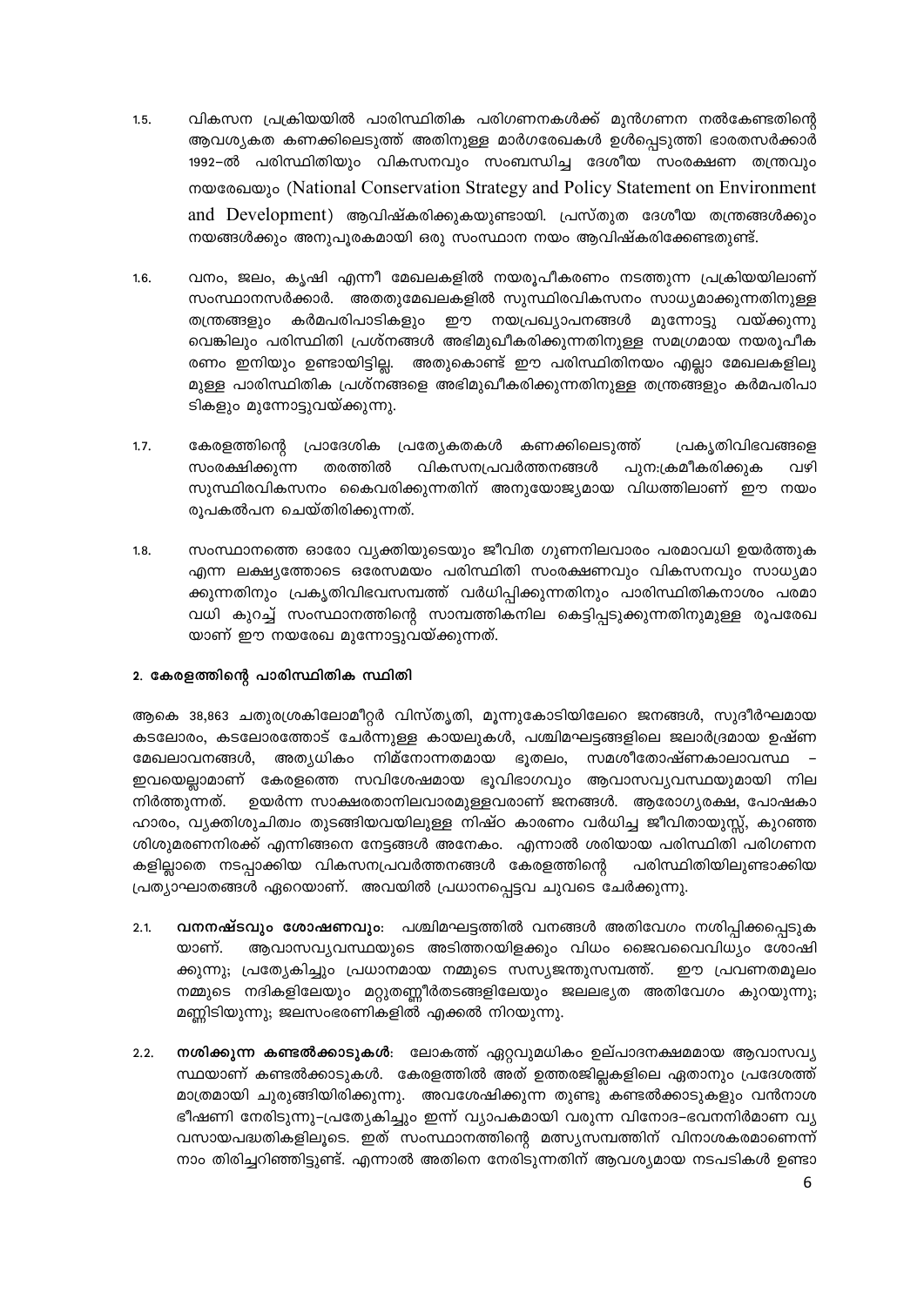1.5. വികസന പ്രക്രിയയിൽ പാരിസ്ഥിതിക പരിഗണനകൾക്ക് മുൻഗണന നൽകേണ്ടതിന്റെ ആവശ്യകത കണക്കിലെടുത്ത് അതിനുള്ള മാർഗരേഖകൾ ഉൾപ്പെടുത്തി ഭാരതസർക്കാർ 1992–ൽ പരിസ്ഥിതിയും വികസനവും സംബന്ധിച്ച ദേശീയ സംരക്ഷണ തന്ത്രവും നയരേഖയും (National Conservation Strategy and Policy Statement on Environment and Development) ആവിഷ്കരിക്കുകയുണ്ടായി. പ്രസ്തുത ദേശീയ തന്ത്രങ്ങൾക്കും നയങ്ങൾക്കും അനുപൂരകമായി ഒരു സംസ്ഥാന നയം ആവിഷ്കരിക്കേണ്ടതുണ്ട്.

1.6. വനം, ജലം, കൃഷി എന്നീ മേഖലകളിൽ നയരൂപീകരണം നടത്തുന്ന പ്രക്രിയയിലാണ് സംസ്ഥാനസർക്കാർ. അതതുമേഖലകളിൽ സുസ്ഥിരവികസനം സാധ്യമാക്കുന്നതിനുള്ള തന്ത്രങ്ങളും കർമപരിപാടികളും ഈ നയപ്രഖ്യാപനങ്ങൾ മുന്നോട്ടു വയ്ക്കുന്നുവെങ്കിലും പരിസ്ഥിതി പ്രശ്നങ്ങൾ അഭിമുഖീകരിക്കുന്നതിനുള്ള സമഗ്രമായ നയരൂപീകരണം ഇനിയും ഉണ്ടായിട്ടില്ല. അതുകൊണ്ട് ഈ പരിസ്ഥിതിനയം എല്ലാ മേഖലകളിലുമുള്ള പാരിസ്ഥിതിക പ്രശ്നങ്ങളെ അഭിമുഖീകരിക്കുന്നതിനുള്ള തന്ത്രങ്ങളും കർമപരിപാടികളും മുന്നോട്ടുവയ്ക്കുന്നു.

1.7. കേരളത്തിന്റെ പ്രാദേശിക പ്രത്യേകതകൾ കണക്കിലെടുത്ത് പ്രകൃതിവിഭവങ്ങളെ സംരക്ഷിക്കുന്ന തരത്തിൽ വികസനപ്രവർത്തനങ്ങൾ പുനഃക്രമീകരിക്കുക വഴി സുസ്ഥിരവികസനം കൈവരിക്കുന്നതിന് അനുയോജ്യമായ വിധത്തിലാണ് ഈ നയം രൂപകൽപന ചെയ്തിരിക്കുന്നത്.

1.8. സംസ്ഥാനത്തെ ഓരോ വ്യക്തിയുടെയും ജീവിത ഗുണനിലവാരം പരമാവധി ഉയർത്തുക എന്ന ലക്ഷ്യത്തോടെ ഒരേസമയം പരിസ്ഥിതി സംരക്ഷണവും വികസനവും സാധ്യമാക്കുന്നതിനും പ്രകൃതിവിഭവസമ്പത്ത് വർധിപ്പിക്കുന്നതിനും പാരിസ്ഥിതികനാശം പരമാവധി കുറച്ച് സംസ്ഥാനത്തിന്റെ സാമ്പത്തികനില കെട്ടിപ്പടുക്കുന്നതിനുമുള്ള രൂപരേഖയാണ് ഈ നയരേഖ മുന്നോട്ടുവയ്ക്കുന്നത്.

## 2. കേരളത്തിന്റെ പാരിസ്ഥിതിക സ്ഥിതി

ആകെ 38,863 ചതുരശ്രകിലോമീറ്റർ വിസ്തൃതി, മൂന്നുകോടിയിലേറെ ജനങ്ങൾ, സുദീർഘമായ കടലോരം, കടലോരത്തോട് ചേർന്നുള്ള കായലുകൾ, പശ്ചിമഘട്ടങ്ങളിലെ ജലാർദ്രമായ ഉഷ്ണമേഖലാവനങ്ങൾ, അത്യധികം നിമ്നോന്നതമായ ഭൂതലം, സമശീതോഷ്ണകാലാവസ്ഥ – ഇവയെല്ലാമാണ് കേരളത്തെ സവിശേഷമായ ഭൂവിഭാഗവും ആവാസവ്യവസ്ഥയുമായി നിലനിർത്തുന്നത്. ഉയർന്ന സാക്ഷരതാനിലവാരമുള്ളവരാണ് ജനങ്ങൾ. ആരോഗ്യരക്ഷ, പോഷകാഹാരം, വ്യക്തിശുചിത്വം തുടങ്ങിയവയിലുള്ള നിഷ്ഠ കാരണം വർധിച്ച ജീവിതായുസ്സ്, കുറഞ്ഞ ശിശുമരണനിരക്ക് എന്നിങ്ങനെ നേട്ടങ്ങൾ അനേകം. എന്നാൽ ശരിയായ പരിസ്ഥിതി പരിഗണനകളില്ലാതെ നടപ്പാക്കിയ വികസനപ്രവർത്തനങ്ങൾ കേരളത്തിന്റെ പരിസ്ഥിതിയിലുണ്ടാക്കിയ പ്രത്യാഘാതങ്ങൾ ഏറെയാണ്. അവയിൽ പ്രധാനപ്പെട്ടവ ചുവടെ ചേർക്കുന്നു.

2.1. **വനനഷ്ടവും ശോഷണവും**: പശ്ചിമഘട്ടത്തിൽ വനങ്ങൾ അതിവേഗം നശിപ്പിക്കപ്പെടുകയാണ്. ആവാസവ്യവസ്ഥയുടെ അടിത്തറയിളക്കും വിധം ജൈവവൈവിധ്യം ശോഷിക്കുന്നു; പ്രത്യേകിച്ചും പ്രധാനമായ നമ്മുടെ സസ്യജന്തുസമ്പത്ത്. ഈ പ്രവണതമൂലം നമ്മുടെ നദികളിലേയും മറ്റുതണ്ണീർതടങ്ങളിലേയും ജലലഭ്യത അതിവേഗം കുറയുന്നു; മണ്ണിടിയുന്നു; ജലസംഭരണികളിൽ എക്കൽ നിറയുന്നു.

2.2. **നശിക്കുന്ന കണ്ടൽക്കാടുകൾ**: ലോകത്ത് ഏറ്റവുമധികം ഉല്പാദനക്ഷമമായ ആവാസവ്യസ്ഥയാണ് കണ്ടൽക്കാടുകൾ. കേരളത്തിൽ അത് ഉത്തരജില്ലകളിലെ ഏതാനും പ്രദേശത്ത് മാത്രമായി ചുരുങ്ങിയിരിക്കുന്നു. അവശേഷിക്കുന്ന തുണ്ടു കണ്ടൽക്കാടുകളും വൻനാശ ഭീഷണി നേരിടുന്നു–പ്രത്യേകിച്ചും ഇന്ന് വ്യാപകമായി വരുന്ന വിനോദ–ഭവനനിർമാണ വ്യവസായപദ്ധതികളിലൂടെ. ഇത് സംസ്ഥാനത്തിന്റെ മത്സ്യസമ്പത്തിന് വിനാശകരമാണെന്ന് നാം തിരിച്ചറിഞ്ഞിട്ടുണ്ട്. എന്നാൽ അതിനെ നേരിടുന്നതിന് ആവശ്യമായ നടപടികൾ ഉണ്ടാ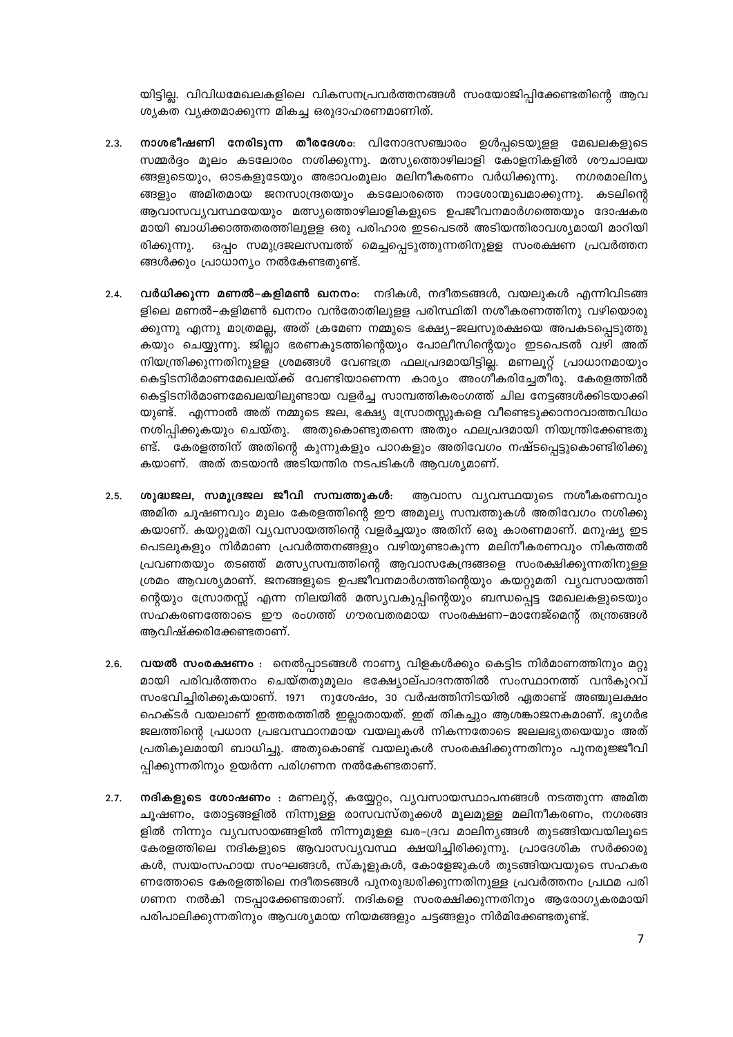യിട്ടില്ല. വിവിധമേഖലകളിലെ വികസനപ്രവർത്തനങ്ങൾ സംയോജിപ്പിക്കേണ്ടതിന്റെ ആവശ്യകത വ്യക്തമാക്കുന്ന മികച്ച ഒരുദാഹരണമാണിത്.

2.3. **നാശഭീഷണി നേരിടുന്ന തീരദേശം**: വിനോദസഞ്ചാരം ഉൾപ്പെടെയുള്ള മേഖലകളുടെ സമ്മർദ്ദം മൂലം കടലോരം നശിക്കുന്നു. മത്സ്യത്തൊഴിലാളി കോളനികളിൽ ശൗചാലയങ്ങളുടെയും, ഓടകളുടേയും അഭാവംമൂലം മലിനീകരണം വർധിക്കുന്നു. നഗരമാലിന്യങ്ങളും അമിതമായ ജനസാന്ദ്രതയും കടലോരത്തെ നാശോന്മുഖമാക്കുന്നു. കടലിന്റെ ആവാസവ്യവസ്ഥയേയും മത്സ്യത്തൊഴിലാളികളുടെ ഉപജീവനമാർഗത്തെയും ദോഷകരമായി ബാധിക്കാത്തതരത്തിലുള്ള ഒരു പരിഹാര ഇടപെടൽ അടിയന്തിരാവശ്യമായി മാറിയിരിക്കുന്നു. ഒപ്പം സമുദ്രജലസമ്പത്ത് മെച്ചപ്പെടുത്തുന്നതിനുള്ള സംരക്ഷണ പ്രവർത്തനങ്ങൾക്കും പ്രാധാന്യം നൽകേണ്ടതുണ്ട്.

2.4. **വർധിക്കുന്ന മണൽ–കളിമൺ ഖനനം**: നദികൾ, നദീതടങ്ങൾ, വയലുകൾ എന്നിവിടങ്ങളിലെ മണൽ–കളിമൺ ഖനനം വൻതോതിലുള്ള പരിസ്ഥിതി നശീകരണത്തിനു വഴിയൊരുക്കുന്നു എന്നു മാത്രമല്ല, അത് ക്രമേണ നമ്മുടെ ഭക്ഷ്യ–ജലസുരക്ഷയെ അപകടപ്പെടുത്തുകയും ചെയ്യുന്നു. ജില്ലാ ഭരണകൂടത്തിന്റെയും പോലീസിന്റെയും ഇടപെടൽ വഴി അത് നിയന്ത്രിക്കുന്നതിനുള്ള ശ്രമങ്ങൾ വേണ്ടത്ര ഫലപ്രദമായിട്ടില്ല. മണലൂറ്റ് പ്രാധാനമായും കെട്ടിടനിർമാണമേഖലയ്ക്ക് വേണ്ടിയാണെന്ന കാര്യം അംഗീകരിച്ചേതീരൂ. കേരളത്തിൽ കെട്ടിടനിർമാണമേഖലയിലുണ്ടായ വളർച്ച സാമ്പത്തികരംഗത്ത് ചില നേട്ടങ്ങൾക്കിടയാക്കിയുണ്ട്. എന്നാൽ അത് നമ്മുടെ ജല, ഭക്ഷ്യ സ്രോതസ്സുകളെ വീണ്ടെടുക്കാനാവാത്തവിധം നശിപ്പിക്കുകയും ചെയ്തു. അതുകൊണ്ടുതന്നെ അതും ഫലപ്രദമായി നിയന്ത്രിക്കേണ്ടതുണ്ട്. കേരളത്തിന് അതിന്റെ കുന്നുകളും പാറകളും അതിവേഗം നഷ്ടപ്പെട്ടുകൊണ്ടിരിക്കുകയാണ്. അത് തടയാൻ അടിയന്തിര നടപടികൾ ആവശ്യമാണ്.

2.5. **ശുദ്ധജല, സമുദ്രജല ജീവി സമ്പത്തുകൾ**: ആവാസ വ്യവസ്ഥയുടെ നശീകരണവും അമിത ചൂഷണവും മൂലം കേരളത്തിന്റെ ഈ അമൂല്യ സമ്പത്തുകൾ അതിവേഗം നശിക്കുകയാണ്. കയറ്റുമതി വ്യവസായത്തിന്റെ വളർച്ചയും അതിന് ഒരു കാരണമാണ്. മനുഷ്യ ഇടപെടലുകളും നിർമാണ പ്രവർത്തനങ്ങളും വഴിയുണ്ടാകുന്ന മലിനീകരണവും നികത്തൽ പ്രവണതയും തടഞ്ഞ് മത്സ്യസമ്പത്തിന്റെ ആവാസകേന്ദ്രങ്ങളെ സംരക്ഷിക്കുന്നതിനുള്ള ശ്രമം ആവശ്യമാണ്. ജനങ്ങളുടെ ഉപജീവനമാർഗത്തിന്റെയും കയറ്റുമതി വ്യവസായത്തിന്റെയും സ്രോതസ്സ് എന്ന നിലയിൽ മത്സ്യവകുപ്പിന്റെയും ബന്ധപ്പെട്ട മേഖലകളുടെയും സഹകരണത്തോടെ ഈ രംഗത്ത് ഗൗരവതരമായ സംരക്ഷണ–മാനേജ്മെന്റ് തന്ത്രങ്ങൾ ആവിഷ്ക്കരിക്കേണ്ടതാണ്.

2.6. **വയൽ സംരക്ഷണം** : നെൽപ്പാടങ്ങൾ നാണ്യ വിളകൾക്കും കെട്ടിട നിർമാണത്തിനും മറ്റുമായി പരിവർത്തനം ചെയ്തതുമൂലം ഭക്ഷ്യോല്പാദനത്തിൽ സംസ്ഥാനത്ത് വൻകുറവ് സംഭവിച്ചിരിക്കുകയാണ്. 1971 നുശേഷം, 30 വർഷത്തിനിടയിൽ ഏതാണ്ട് അഞ്ചുലക്ഷം ഹെക്ടർ വയലാണ് ഇത്തരത്തിൽ ഇല്ലാതായത്. ഇത് തികച്ചും ആശങ്കാജനകമാണ്. ഭൂഗർഭ ജലത്തിന്റെ പ്രധാന പ്രഭവസ്ഥാനമായ വയലുകൾ നികന്നതോടെ ജലലഭ്യതയെയും അത് പ്രതികൂലമായി ബാധിച്ചു. അതുകൊണ്ട് വയലുകൾ സംരക്ഷിക്കുന്നതിനും പുനരുജ്ജീവിപ്പിക്കുന്നതിനും ഉയർന്ന പരിഗണന നൽകേണ്ടതാണ്.

2.7. **നദികളുടെ ശോഷണം** : മണലൂറ്റ്, കയ്യേറ്റം, വ്യവസായസ്ഥാപനങ്ങൾ നടത്തുന്ന അമിത ചൂഷണം, തോട്ടങ്ങളിൽ നിന്നുള്ള രാസവസ്തുക്കൾ മൂലമുള്ള മലിനീകരണം, നഗരങ്ങളിൽ നിന്നും വ്യവസായങ്ങളിൽ നിന്നുമുള്ള ഖര–ദ്രവ മാലിന്യങ്ങൾ തുടങ്ങിയവയിലൂടെ കേരളത്തിലെ നദികളുടെ ആവാസവ്യവസ്ഥ ക്ഷയിച്ചിരിക്കുന്നു. പ്രാദേശിക സർക്കാരുകൾ, സ്വയംസഹായ സംഘങ്ങൾ, സ്കൂളുകൾ, കോളേജുകൾ തുടങ്ങിയവയുടെ സഹകരണത്തോടെ കേരളത്തിലെ നദീതടങ്ങൾ പുനരുദ്ധരിക്കുന്നതിനുള്ള പ്രവർത്തനം പ്രഥമ പരിഗണന നൽകി നടപ്പാക്കേണ്ടതാണ്. നദികളെ സംരക്ഷിക്കുന്നതിനും ആരോഗ്യകരമായി പരിപാലിക്കുന്നതിനും ആവശ്യമായ നിയമങ്ങളും ചട്ടങ്ങളും നിർമിക്കേണ്ടതുണ്ട്.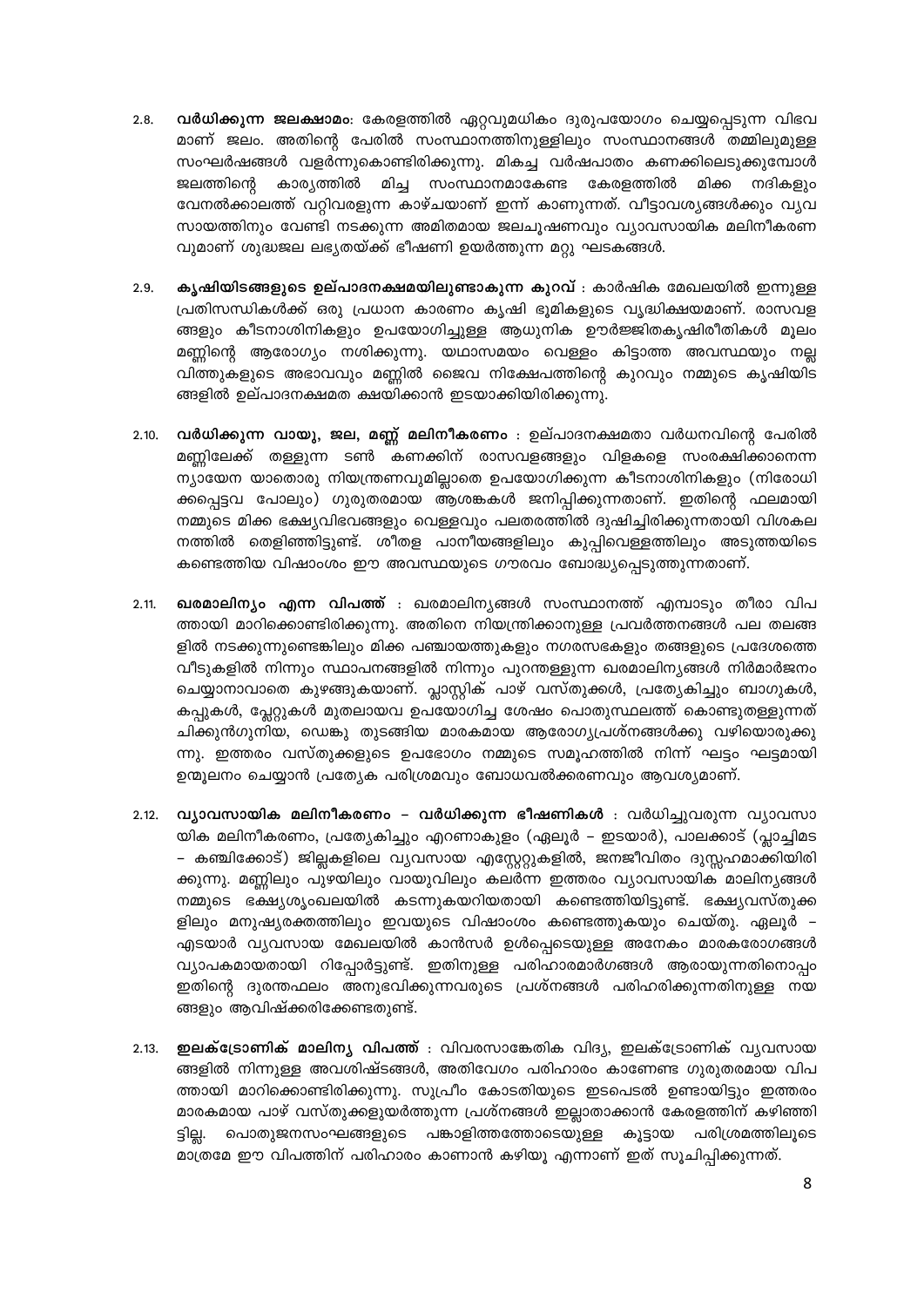2.8. **വർധിക്കുന്ന ജലക്ഷാമം**: കേരളത്തിൽ ഏറ്റവുമധികം ദുരുപയോഗം ചെയ്യപ്പെടുന്ന വിഭവ മാണ് ജലം. അതിന്റെ പേരിൽ സംസ്ഥാനത്തിനുള്ളിലും സംസ്ഥാനങ്ങൾ തമ്മിലുമുള്ള സംഘർഷങ്ങൾ വളർന്നുകൊണ്ടിരിക്കുന്നു. മികച്ച വർഷപാതം കണക്കിലെടുക്കുമ്പോൾ ജലത്തിന്റെ കാര്യത്തിൽ മിച്ച സംസ്ഥാനമാകേണ്ട കേരളത്തിൽ മിക്ക നദികളും വേനൽക്കാലത്ത് വറ്റിവരളുന്ന കാഴ്ചയാണ് ഇന്ന് കാണുന്നത്. വീട്ടാവശ്യങ്ങൾക്കും വ്യവ സായത്തിനും വേണ്ടി നടക്കുന്ന അമിതമായ ജലചൂഷണവും വ്യാവസായിക മലിനീകരണ വുമാണ് ശുദ്ധജല ലഭ്യതയ്ക്ക് ഭീഷണി ഉയർത്തുന്ന മറ്റു ഘടകങ്ങൾ.

2.9. **കൃഷിയിടങ്ങളുടെ ഉല്പാദനക്ഷമയിലുണ്ടാകുന്ന കുറവ്** : കാർഷിക മേഖലയിൽ ഇന്നുള്ള പ്രതിസന്ധികൾക്ക് ഒരു പ്രധാന കാരണം കൃഷി ഭൂമികളുടെ വൃദ്ധിക്ഷയമാണ്. രാസവള ങ്ങളും കീടനാശിനികളും ഉപയോഗിച്ചുള്ള ആധുനിക ഊർജ്ജിതകൃഷിരീതികൾ മൂലം മണ്ണിന്റെ ആരോഗ്യം നശിക്കുന്നു. യഥാസമയം വെള്ളം കിട്ടാത്ത അവസ്ഥയും നല്ല വിത്തുകളുടെ അഭാവവും മണ്ണിൽ ജൈവ നിക്ഷേപത്തിന്റെ കുറവും നമ്മുടെ കൃഷിയിട ങ്ങളിൽ ഉല്പാദനക്ഷമത ക്ഷയിക്കാൻ ഇടയാക്കിയിരിക്കുന്നു.

2.10. **വർധിക്കുന്ന വായു, ജല, മണ്ണ് മലിനീകരണം** : ഉല്പാദനക്ഷമതാ വർധനവിന്റെ പേരിൽ മണ്ണിലേക്ക് തള്ളുന്ന ടൺ കണക്കിന് രാസവളങ്ങളും വിളകളെ സംരക്ഷിക്കാനെന്ന ന്യായേന യാതൊരു നിയന്ത്രണവുമില്ലാതെ ഉപയോഗിക്കുന്ന കീടനാശിനികളും (നിരോധി ക്കപ്പെട്ടവ പോലും) ഗുരുതരമായ ആശങ്കകൾ ജനിപ്പിക്കുന്നതാണ്. ഇതിന്റെ ഫലമായി നമ്മുടെ മിക്ക ഭക്ഷ്യവിഭവങ്ങളും വെള്ളവും പലതരത്തിൽ ദുഷിച്ചിരിക്കുന്നതായി വിശകല നത്തിൽ തെളിഞ്ഞിട്ടുണ്ട്. ശീതള പാനീയങ്ങളിലും കുപ്പിവെള്ളത്തിലും അടുത്തയിടെ കണ്ടെത്തിയ വിഷാംശം ഈ അവസ്ഥയുടെ ഗൗരവം ബോദ്ധ്യപ്പെടുത്തുന്നതാണ്.

2.11. **ഖരമാലിന്യം എന്ന വിപത്ത്** : ഖരമാലിന്യങ്ങൾ സംസ്ഥാനത്ത് എമ്പാടും തീരാ വിപ ത്തായി മാറിക്കൊണ്ടിരിക്കുന്നു. അതിനെ നിയന്ത്രിക്കാനുള്ള പ്രവർത്തനങ്ങൾ പല തലങ്ങ ളിൽ നടക്കുന്നുണ്ടെങ്കിലും മിക്ക പഞ്ചായത്തുകളും നഗരസഭകളും തങ്ങളുടെ പ്രദേശത്തെ വീടുകളിൽ നിന്നും സ്ഥാപനങ്ങളിൽ നിന്നും പുറന്തള്ളുന്ന ഖരമാലിന്യങ്ങൾ നിർമാർജനം ചെയ്യാനാവാതെ കുഴങ്ങുകയാണ്. പ്ലാസ്റ്റിക് പാഴ് വസ്തുക്കൾ, പ്രത്യേകിച്ചും ബാഗുകൾ, കപ്പുകൾ, പ്ലേറ്റുകൾ മുതലായവ ഉപയോഗിച്ച ശേഷം പൊതുസ്ഥലത്ത് കൊണ്ടുതള്ളുന്നത് ചിക്കുൻഗുനിയ, ഡെങ്കു തുടങ്ങിയ മാരകമായ ആരോഗ്യപ്രശ്നങ്ങൾക്കു വഴിയൊരുക്കു ന്നു. ഇത്തരം വസ്തുക്കളുടെ ഉപഭോഗം നമ്മുടെ സമൂഹത്തിൽ നിന്ന് ഘട്ടം ഘട്ടമായി ഉന്മൂലനം ചെയ്യാൻ പ്രത്യേക പരിശ്രമവും ബോധവൽക്കരണവും ആവശ്യമാണ്.

2.12. **വ്യാവസായിക മലിനീകരണം – വർധിക്കുന്ന ഭീഷണികൾ** : വർധിച്ചുവരുന്ന വ്യാവസാ യിക മലിനീകരണം, പ്രത്യേകിച്ചും എറണാകുളം (ഏലൂർ – ഇടയാർ), പാലക്കാട് (പ്ലാച്ചിമട – കഞ്ചിക്കോട്) ജില്ലകളിലെ വ്യവസായ എസ്റ്റേറ്റുകളിൽ, ജനജീവിതം ദുസ്സഹമാക്കിയിരി ക്കുന്നു. മണ്ണിലും പുഴയിലും വായുവിലും കലർന്ന ഇത്തരം വ്യാവസായിക മാലിന്യങ്ങൾ നമ്മുടെ ഭക്ഷ്യശൃംഖലയിൽ കടന്നുകയറിയതായി കണ്ടെത്തിയിട്ടുണ്ട്. ഭക്ഷ്യവസ്തുക്ക ളിലും മനുഷ്യരക്തത്തിലും ഇവയുടെ വിഷാംശം കണ്ടെത്തുകയും ചെയ്തു. ഏലൂർ – എടയാർ വ്യവസായ മേഖലയിൽ കാൻസർ ഉൾപ്പെടെയുള്ള അനേകം മാരകരോഗങ്ങൾ വ്യാപകമായതായി റിപ്പോർട്ടുണ്ട്. ഇതിനുള്ള പരിഹാരമാർഗങ്ങൾ ആരായുന്നതിനൊപ്പം ഇതിന്റെ ദുരന്തഫലം അനുഭവിക്കുന്നവരുടെ പ്രശ്നങ്ങൾ പരിഹരിക്കുന്നതിനുള്ള നയ ങ്ങളും ആവിഷ്ക്കരിക്കേണ്ടതുണ്ട്.

2.13. **ഇലക്ട്രോണിക് മാലിന്യ വിപത്ത്** : വിവരസാങ്കേതിക വിദ്യ, ഇലക്ട്രോണിക് വ്യവസായ ങ്ങളിൽ നിന്നുള്ള അവശിഷ്ടങ്ങൾ, അതിവേഗം പരിഹാരം കാണേണ്ട ഗുരുതരമായ വിപ ത്തായി മാറിക്കൊണ്ടിരിക്കുന്നു. സുപ്രീം കോടതിയുടെ ഇടപെടൽ ഉണ്ടായിട്ടും ഇത്തരം മാരകമായ പാഴ് വസ്തുക്കളുയർത്തുന്ന പ്രശ്നങ്ങൾ ഇല്ലാതാക്കാൻ കേരളത്തിന് കഴിഞ്ഞി ട്ടില്ല. പൊതുജനസംഘങ്ങളുടെ പങ്കാളിത്തത്തോടെയുള്ള കൂട്ടായ പരിശ്രമത്തിലൂടെ മാത്രമേ ഈ വിപത്തിന് പരിഹാരം കാണാൻ കഴിയൂ എന്നാണ് ഇത് സൂചിപ്പിക്കുന്നത്.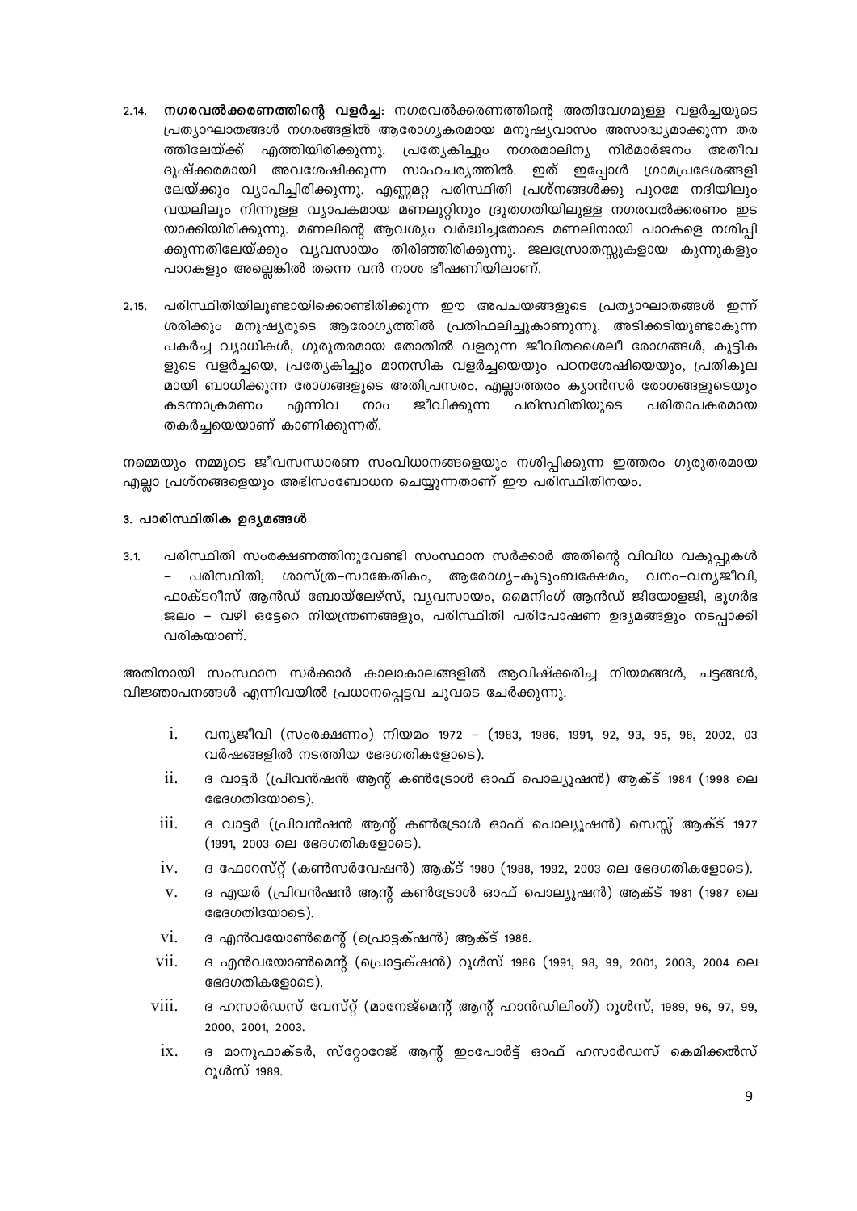2.14. **നഗരവൽക്കരണത്തിന്റെ വളർച്ച:** നഗരവൽക്കരണത്തിന്റെ അതിവേഗമുള്ള വളർച്ചയുടെ പ്രത്യാഘാതങ്ങൾ നഗരങ്ങളിൽ ആരോഗ്യകരമായ മനുഷ്യവാസം അസാദ്ധ്യമാക്കുന്ന തരത്തിലേയ്ക്ക് എത്തിയിരിക്കുന്നു. പ്രത്യേകിച്ചും നഗരമാലിന്യ നിർമാർജനം അതീവ ദുഷ്ക്കരമായി അവശേഷിക്കുന്ന സാഹചര്യത്തിൽ. ഇത് ഇപ്പോൾ ഗ്രാമപ്രദേശങ്ങളിലേയ്ക്കും വ്യാപിച്ചിരിക്കുന്നു. എണ്ണമറ്റ പരിസ്ഥിതി പ്രശ്നങ്ങൾക്കു പുറമേ നദിയിലും വയലിലും നിന്നുള്ള വ്യാപകമായ മണലൂറ്റിനും ദ്രുതഗതിയിലുള്ള നഗരവൽക്കരണം ഇടയാക്കിയിരിക്കുന്നു. മണലിന്റെ ആവശ്യം വർദ്ധിച്ചതോടെ മണലിനായി പാറകളെ നശിപ്പിക്കുന്നതിലേയ്ക്കും വ്യവസായം തിരിഞ്ഞിരിക്കുന്നു. ജലസ്രോതസ്സുകളായ കുന്നുകളും പാറകളും അല്ലെങ്കിൽ തന്നെ വൻ നാശ ഭീഷണിയിലാണ്.

2.15. പരിസ്ഥിതിയിലുണ്ടായിക്കൊണ്ടിരിക്കുന്ന ഈ അപചയങ്ങളുടെ പ്രത്യാഘാതങ്ങൾ ഇന്ന് ശരിക്കും മനുഷ്യരുടെ ആരോഗ്യത്തിൽ പ്രതിഫലിച്ചുകാണുന്നു. അടിക്കടിയുണ്ടാകുന്ന പകർച്ച വ്യാധികൾ, ഗുരുതരമായ തോതിൽ വളരുന്ന ജീവിതശൈലീ രോഗങ്ങൾ, കുട്ടികളുടെ വളർച്ചയെ, പ്രത്യേകിച്ചും മാനസിക വളർച്ചയെയും പഠനശേഷിയെയും, പ്രതികൂലമായി ബാധിക്കുന്ന രോഗങ്ങളുടെ അതിപ്രസരം, എല്ലാത്തരം ക്യാൻസർ രോഗങ്ങളുടെയും കടന്നാക്രമണം എന്നിവ നാം ജീവിക്കുന്ന പരിസ്ഥിതിയുടെ പരിതാപകരമായ തകർച്ചയെയാണ് കാണിക്കുന്നത്.

നമ്മെയും നമ്മുടെ ജീവസന്ധാരണ സംവിധാനങ്ങളെയും നശിപ്പിക്കുന്ന ഇത്തരം ഗുരുതരമായ എല്ലാ പ്രശ്നങ്ങളെയും അഭിസംബോധന ചെയ്യുന്നതാണ് ഈ പരിസ്ഥിതിനയം.

### 3. പാരിസ്ഥിതിക ഉദ്യമങ്ങൾ

3.1. പരിസ്ഥിതി സംരക്ഷണത്തിനുവേണ്ടി സംസ്ഥാന സർക്കാർ അതിന്റെ വിവിധ വകുപ്പുകൾ – പരിസ്ഥിതി, ശാസ്ത്ര–സാങ്കേതികം, ആരോഗ്യ–കുടുംബക്ഷേമം, വനം–വന്യജീവി, ഫാക്ടറീസ് ആൻഡ് ബോയ്ലേഴ്സ്, വ്യവസായം, മൈനിംഗ് ആൻഡ് ജിയോളജി, ഭൂഗർഭ ജലം – വഴി ഒട്ടേറെ നിയന്ത്രണങ്ങളും, പരിസ്ഥിതി പരിപോഷണ ഉദ്യമങ്ങളും നടപ്പാക്കി വരികയാണ്.

അതിനായി സംസ്ഥാന സർക്കാർ കാലാകാലങ്ങളിൽ ആവിഷ്ക്കരിച്ച നിയമങ്ങൾ, ചട്ടങ്ങൾ, വിജ്ഞാപനങ്ങൾ എന്നിവയിൽ പ്രധാനപ്പെട്ടവ ചുവടെ ചേർക്കുന്നു.

i. വന്യജീവി (സംരക്ഷണം) നിയമം 1972 – (1983, 1986, 1991, 92, 93, 95, 98, 2002, 03 വർഷങ്ങളിൽ നടത്തിയ ഭേദഗതികളോടെ).

ii. ദ വാട്ടർ (പ്രിവൻഷൻ ആന്റ് കൺട്രോൾ ഓഫ് പൊല്യൂഷൻ) ആക്ട് 1984 (1998 ലെ ഭേദഗതിയോടെ).

iii. ദ വാട്ടർ (പ്രിവൻഷൻ ആന്റ് കൺട്രോൾ ഓഫ് പൊല്യൂഷൻ) സെസ്സ് ആക്ട് 1977 (1991, 2003 ലെ ഭേദഗതികളോടെ).

iv. ദ ഫോറസ്റ്റ് (കൺസർവേഷൻ) ആക്ട് 1980 (1988, 1992, 2003 ലെ ഭേദഗതികളോടെ).

v. ദ എയർ (പ്രിവൻഷൻ ആന്റ് കൺട്രോൾ ഓഫ് പൊല്യൂഷൻ) ആക്ട് 1981 (1987 ലെ ഭേദഗതിയോടെ).

vi. ദ എൻവയോൺമെന്റ് (പ്രൊട്ടക്ഷൻ) ആക്ട് 1986.

vii. ദ എൻവയോൺമെന്റ് (പ്രൊട്ടക്ഷൻ) റൂൾസ് 1986 (1991, 98, 99, 2001, 2003, 2004 ലെ ഭേദഗതികളോടെ).

viii. ദ ഹസാർഡസ് വേസ്റ്റ് (മാനേജ്മെന്റ് ആന്റ് ഹാൻഡിലിംഗ്) റൂൾസ്, 1989, 96, 97, 99, 2000, 2001, 2003.

ix. ദ മാനുഫാക്ടർ, സ്റ്റോറേജ് ആന്റ് ഇംപോർട്ട് ഓഫ് ഹസാർഡസ് കെമിക്കൽസ് റൂൾസ് 1989.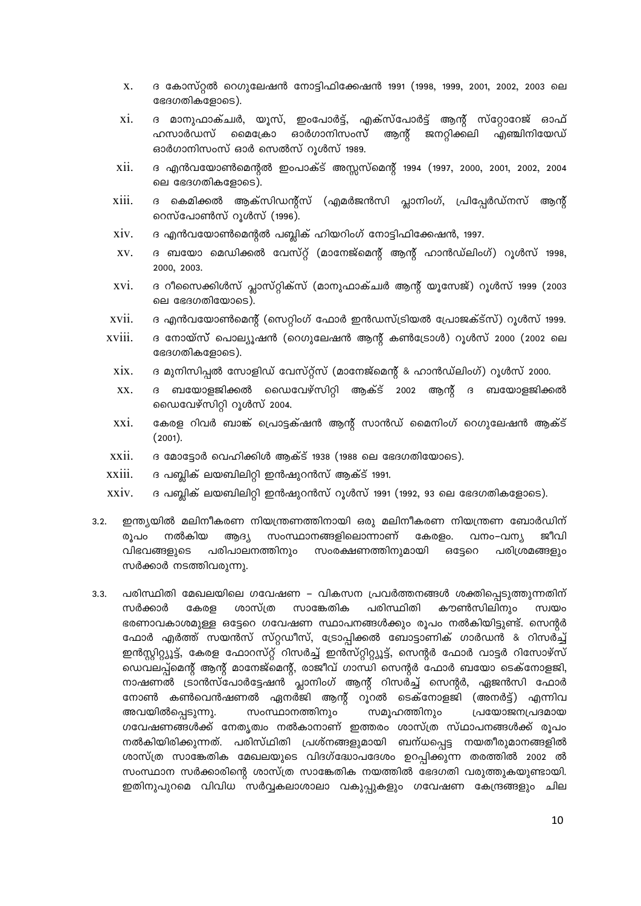x. ദ കോസ്റ്റൽ റെഗുലേഷൻ നോട്ടിഫിക്കേഷൻ 1991 (1998, 1999, 2001, 2002, 2003 ലെ ഭേദഗതികളോടെ).

xi. ദ മാനുഫാക്ചർ, യൂസ്, ഇംപോർട്ട്, എക്സ്പോർട്ട് ആന്റ് സ്റ്റോറേജ് ഓഫ് ഹസാർഡസ് മൈക്രോ ഓർഗാനിസംസ് ആന്റ് ജനറ്റിക്കലി എഞ്ചിനിയേഡ് ഓർഗാനിസംസ് ഓർ സെൽസ് റൂൾസ് 1989.

xii. ദ എൻവയോൺമെന്റൽ ഇംപാക്ട് അസ്സസ്മെന്റ് 1994 (1997, 2000, 2001, 2002, 2004 ലെ ഭേദഗതികളോടെ).

xiii. ദ കെമിക്കൽ ആക്സിഡന്റ്സ് (എമർജൻസി പ്ലാനിംഗ്, പ്രിപ്പേർഡ്നസ് ആന്റ് റെസ്പോൺസ് റൂൾസ് (1996).

xiv. ദ എൻവയോൺമെന്റൽ പബ്ലിക് ഹിയറിംഗ് നോട്ടിഫിക്കേഷൻ, 1997.

xv. ദ ബയോ മെഡിക്കൽ വേസ്റ്റ് (മാനേജ്മെന്റ് ആന്റ് ഹാൻഡ്ലിംഗ്) റൂൾസ് 1998, 2000, 2003.

xvi. ദ റീസൈക്കിൾസ് പ്ലാസ്റ്റിക്സ് (മാനുഫാക്ചർ ആന്റ് യൂസേജ്) റൂൾസ് 1999 (2003 ലെ ഭേദഗതിയോടെ).

xvii. ദ എൻവയോൺമെന്റ് (സെറ്റിംഗ് ഫോർ ഇൻഡസ്ട്രിയൽ പ്രോജക്ട്സ്) റൂൾസ് 1999.

xviii. ദ നോയ്സ് പൊല്യൂഷൻ (റെഗുലേഷൻ ആന്റ് കൺട്രോൾ) റൂൾസ് 2000 (2002 ലെ ഭേദഗതികളോടെ).

xix. ദ മുനിസിപ്പൽ സോളിഡ് വേസ്റ്റ്സ് (മാനേജ്മെന്റ് & ഹാൻഡ്ലിംഗ്) റൂൾസ് 2000.

xx. ദ ബയോളജിക്കൽ ഡൈവേഴ്സിറ്റി ആക്ട് 2002 ആന്റ് ദ ബയോളജിക്കൽ ഡൈവേഴ്സിറ്റി റൂൾസ് 2004.

xxi. കേരള റിവർ ബാങ്ക് പ്രൊട്ടക്ഷൻ ആന്റ് സാൻഡ് മൈനിംഗ് റെഗുലേഷൻ ആക്ട് (2001).

xxii. ദ മോട്ടോർ വെഹിക്കിൾ ആക്ട് 1938 (1988 ലെ ഭേദഗതിയോടെ).

xxiii. ദ പബ്ലിക് ലയബിലിറ്റി ഇൻഷുറൻസ് ആക്ട് 1991.

xxiv. ദ പബ്ലിക് ലയബിലിറ്റി ഇൻഷുറൻസ് റൂൾസ് 1991 (1992, 93 ലെ ഭേദഗതികളോടെ).

3.2. ഇന്ത്യയിൽ മലിനീകരണ നിയന്ത്രണത്തിനായി ഒരു മലിനീകരണ നിയന്ത്രണ ബോർഡിന് രൂപം നൽകിയ ആദ്യ സംസ്ഥാനങ്ങളിലൊന്നാണ് കേരളം. വനം–വന്യ ജീവി വിഭവങ്ങളുടെ പരിപാലനത്തിനും സംരക്ഷണത്തിനുമായി ഒട്ടേറെ പരിശ്രമങ്ങളും സർക്കാർ നടത്തിവരുന്നു.

3.3. പരിസ്ഥിതി മേഖലയിലെ ഗവേഷണ – വികസന പ്രവർത്തനങ്ങൾ ശക്തിപ്പെടുത്തുന്നതിന് സർക്കാർ കേരള ശാസ്ത്ര സാങ്കേതിക പരിസ്ഥിതി കൗൺസിലിനും സ്വയം ഭരണാവകാശമുള്ള ഒട്ടേറെ ഗവേഷണ സ്ഥാപനങ്ങൾക്കും രൂപം നൽകിയിട്ടുണ്ട്. സെന്റർ ഫോർ എർത്ത് സയൻസ് സ്റ്റഡീസ്, ട്രോപ്പിക്കൽ ബോട്ടാണിക് ഗാർഡൻ & റിസർച്ച് ഇൻസ്റ്റിറ്റ്യൂട്ട്, കേരള ഫോറസ്റ്റ് റിസർച്ച് ഇൻസ്റ്റിറ്റ്യൂട്ട്, സെന്റർ ഫോർ വാട്ടർ റിസോഴ്സ് ഡെവലപ്പ്മെന്റ് ആന്റ് മാനേജ്മെന്റ്, രാജീവ് ഗാന്ധി സെന്റർ ഫോർ ബയോ ടെക്നോളജി, നാഷണൽ ട്രാൻസ്പോർട്ടേഷൻ പ്ലാനിംഗ് ആന്റ് റിസർച്ച് സെന്റർ, ഏജൻസി ഫോർ നോൺ കൺവെൻഷണൽ ഏനർജി ആന്റ് റൂറൽ ടെക്നോളജി (അനർട്ട്) എന്നിവ അവയിൽപ്പെടുന്നു. സംസ്ഥാനത്തിനും സമൂഹത്തിനും പ്രയോജനപ്രദമായ ഗവേഷണങ്ങൾക്ക് നേതൃത്വം നൽകാനാണ് ഇത്തരം ശാസ്ത്ര സ്ഥാപനങ്ങൾക്ക് രൂപം നൽകിയിരിക്കുന്നത്. പരിസ്ഥിതി പ്രശ്നങ്ങളുമായി ബന്ധപ്പെട്ട നയതീരുമാനങ്ങളിൽ ശാസ്ത്ര സാങ്കേതിക മേഖലയുടെ വിദഗ്ദ്ധോപദേശം ഉറപ്പിക്കുന്ന തരത്തിൽ 2002 ൽ സംസ്ഥാന സർക്കാരിന്റെ ശാസ്ത്ര സാങ്കേതിക നയത്തിൽ ഭേദഗതി വരുത്തുകയുണ്ടായി. ഇതിനുപുറമെ വിവിധ സർവ്വകലാശാലാ വകുപ്പുകളും ഗവേഷണ കേന്ദ്രങ്ങളും ചില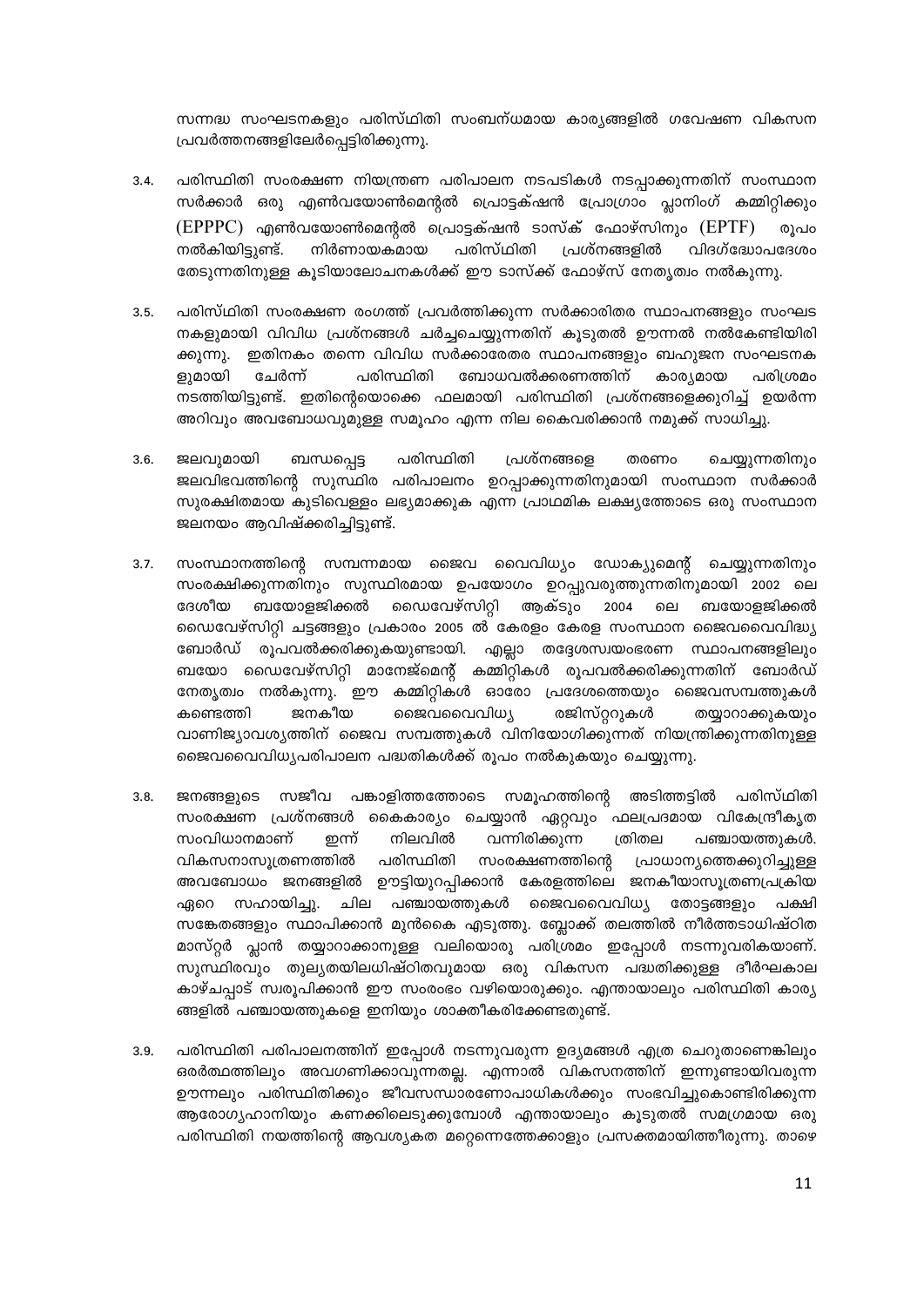സന്നദ്ധ സംഘടനകളും പരിസ്ഥിതി സംബന്ധമായ കാര്യങ്ങളിൽ ഗവേഷണ വികസന പ്രവർത്തനങ്ങളിലേർപ്പെട്ടിരിക്കുന്നു.

3.4. പരിസ്ഥിതി സംരക്ഷണ നിയന്ത്രണ പരിപാലന നടപടികൾ നടപ്പാക്കുന്നതിന് സംസ്ഥാന സർക്കാർ ഒരു എൺവയോൺമെന്റൽ പ്രൊട്ടക്ഷൻ പ്രോഗ്രാം പ്ലാനിംഗ് കമ്മിറ്റിക്കും (EPPPC) എൺവയോൺമെന്റൽ പ്രൊട്ടക്ഷൻ ടാസ്ക് ഫോഴ്സിനും (EPTF) രൂപം നൽകിയിട്ടുണ്ട്. നിർണായകമായ പരിസ്ഥിതി പ്രശ്നങ്ങളിൽ വിദഗ്ദ്ധോപദേശം തേടുന്നതിനുള്ള കൂടിയാലോചനകൾക്ക് ഈ ടാസ്ക് ഫോഴ്സ് നേതൃത്വം നൽകുന്നു.

3.5. പരിസ്ഥിതി സംരക്ഷണ രംഗത്ത് പ്രവർത്തിക്കുന്ന സർക്കാരിതര സ്ഥാപനങ്ങളും സംഘടനകളുമായി വിവിധ പ്രശ്നങ്ങൾ ചർച്ചചെയ്യുന്നതിന് കൂടുതൽ ഊന്നൽ നൽകേണ്ടിയിരിക്കുന്നു. ഇതിനകം തന്നെ വിവിധ സർക്കാരേതര സ്ഥാപനങ്ങളും ബഹുജന സംഘടനകളുമായി ചേർന്ന് പരിസ്ഥിതി ബോധവൽക്കരണത്തിന് കാര്യമായ പരിശ്രമം നടത്തിയിട്ടുണ്ട്. ഇതിന്റെയൊക്കെ ഫലമായി പരിസ്ഥിതി പ്രശ്നങ്ങളെക്കുറിച്ച് ഉയർന്ന അറിവും അവബോധവുമുള്ള സമൂഹം എന്ന നില കൈവരിക്കാൻ നമുക്ക് സാധിച്ചു.

3.6. ജലവുമായി ബന്ധപ്പെട്ട പരിസ്ഥിതി പ്രശ്നങ്ങളെ തരണം ചെയ്യുന്നതിനും ജലവിഭവത്തിന്റെ സുസ്ഥിര പരിപാലനം ഉറപ്പാക്കുന്നതിനുമായി സംസ്ഥാന സർക്കാർ സുരക്ഷിതമായ കുടിവെള്ളം ലഭ്യമാക്കുക എന്ന പ്രാഥമിക ലക്ഷ്യത്തോടെ ഒരു സംസ്ഥാന ജലനയം ആവിഷ്ക്കരിച്ചിട്ടുണ്ട്.

3.7. സംസ്ഥാനത്തിന്റെ സമ്പന്നമായ ജൈവ വൈവിധ്യം ഡോക്യുമെന്റ് ചെയ്യുന്നതിനും സംരക്ഷിക്കുന്നതിനും സുസ്ഥിരമായ ഉപയോഗം ഉറപ്പുവരുത്തുന്നതിനുമായി 2002 ലെ ദേശീയ ബയോളജിക്കൽ ഡൈവേഴ്സിറ്റി ആക്ടും 2004 ലെ ബയോളജിക്കൽ ഡൈവേഴ്സിറ്റി ചട്ടങ്ങളും പ്രകാരം 2005 ൽ കേരളം കേരള സംസ്ഥാന ജൈവവൈവിദ്ധ്യ ബോർഡ് രൂപവൽക്കരിക്കുകയുണ്ടായി. എല്ലാ തദ്ദേശസ്വയംഭരണ സ്ഥാപനങ്ങളിലും ബയോ ഡൈവേഴ്സിറ്റി മാനേജ്മെന്റ് കമ്മിറ്റികൾ രൂപവൽക്കരിക്കുന്നതിന് ബോർഡ് നേതൃത്വം നൽകുന്നു. ഈ കമ്മിറ്റികൾ ഓരോ പ്രദേശത്തെയും ജൈവസമ്പത്തുകൾ കണ്ടെത്തി ജനകീയ ജൈവവൈവിധ്യ രജിസ്റ്ററുകൾ തയ്യാറാക്കുകയും വാണിജ്യാവശ്യത്തിന് ജൈവ സമ്പത്തുകൾ വിനിയോഗിക്കുന്നത് നിയന്ത്രിക്കുന്നതിനുള്ള ജൈവവൈവിധ്യപരിപാലന പദ്ധതികൾക്ക് രൂപം നൽകുകയും ചെയ്യുന്നു.

3.8. ജനങ്ങളുടെ സജീവ പങ്കാളിത്തത്തോടെ സമൂഹത്തിന്റെ അടിത്തട്ടിൽ പരിസ്ഥിതി സംരക്ഷണ പ്രശ്നങ്ങൾ കൈകാര്യം ചെയ്യാൻ ഏറ്റവും ഫലപ്രദമായ വികേന്ദ്രീകൃത സംവിധാനമാണ് ഇന്ന് നിലവിൽ വന്നിരിക്കുന്ന ത്രിതല പഞ്ചായത്തുകൾ. വികസനാസൂത്രണത്തിൽ പരിസ്ഥിതി സംരക്ഷണത്തിന്റെ പ്രാധാന്യത്തെക്കുറിച്ചുള്ള അവബോധം ജനങ്ങളിൽ ഊട്ടിയുറപ്പിക്കാൻ കേരളത്തിലെ ജനകീയാസൂത്രണപ്രക്രിയ ഏറെ സഹായിച്ചു. ചില പഞ്ചായത്തുകൾ ജൈവവൈവിധ്യ തോട്ടങ്ങളും പക്ഷി സങ്കേതങ്ങളും സ്ഥാപിക്കാൻ മുൻകൈ എടുത്തു. ബ്ലോക്ക് തലത്തിൽ നീർത്തടാധിഷ്ഠിത മാസ്റ്റർ പ്ലാൻ തയ്യാറാക്കാനുള്ള വലിയൊരു പരിശ്രമം ഇപ്പോൾ നടന്നുവരികയാണ്. സുസ്ഥിരവും തുല്യതയിലധിഷ്ഠിതവുമായ ഒരു വികസന പദ്ധതിക്കുള്ള ദീർഘകാല കാഴ്ചപ്പാട് സ്വരൂപിക്കാൻ ഈ സംരംഭം വഴിയൊരുക്കും. എന്തായാലും പരിസ്ഥിതി കാര്യങ്ങളിൽ പഞ്ചായത്തുകളെ ഇനിയും ശാക്തീകരിക്കേണ്ടതുണ്ട്.

3.9. പരിസ്ഥിതി പരിപാലനത്തിന് ഇപ്പോൾ നടന്നുവരുന്ന ഉദ്യമങ്ങൾ എത്ര ചെറുതാണെങ്കിലും ഒരർത്ഥത്തിലും അവഗണിക്കാവുന്നതല്ല. എന്നാൽ വികസനത്തിന് ഇന്നുണ്ടായിവരുന്ന ഊന്നലും പരിസ്ഥിതിക്കും ജീവസന്ധാരണോപാധികൾക്കും സംഭവിച്ചുകൊണ്ടിരിക്കുന്ന ആരോഗ്യഹാനിയും കണക്കിലെടുക്കുമ്പോൾ എന്തായാലും കൂടുതൽ സമഗ്രമായ ഒരു പരിസ്ഥിതി നയത്തിന്റെ ആവശ്യകത മറ്റെന്നത്തേക്കാളും പ്രസക്തമായിത്തീരുന്നു. താഴെ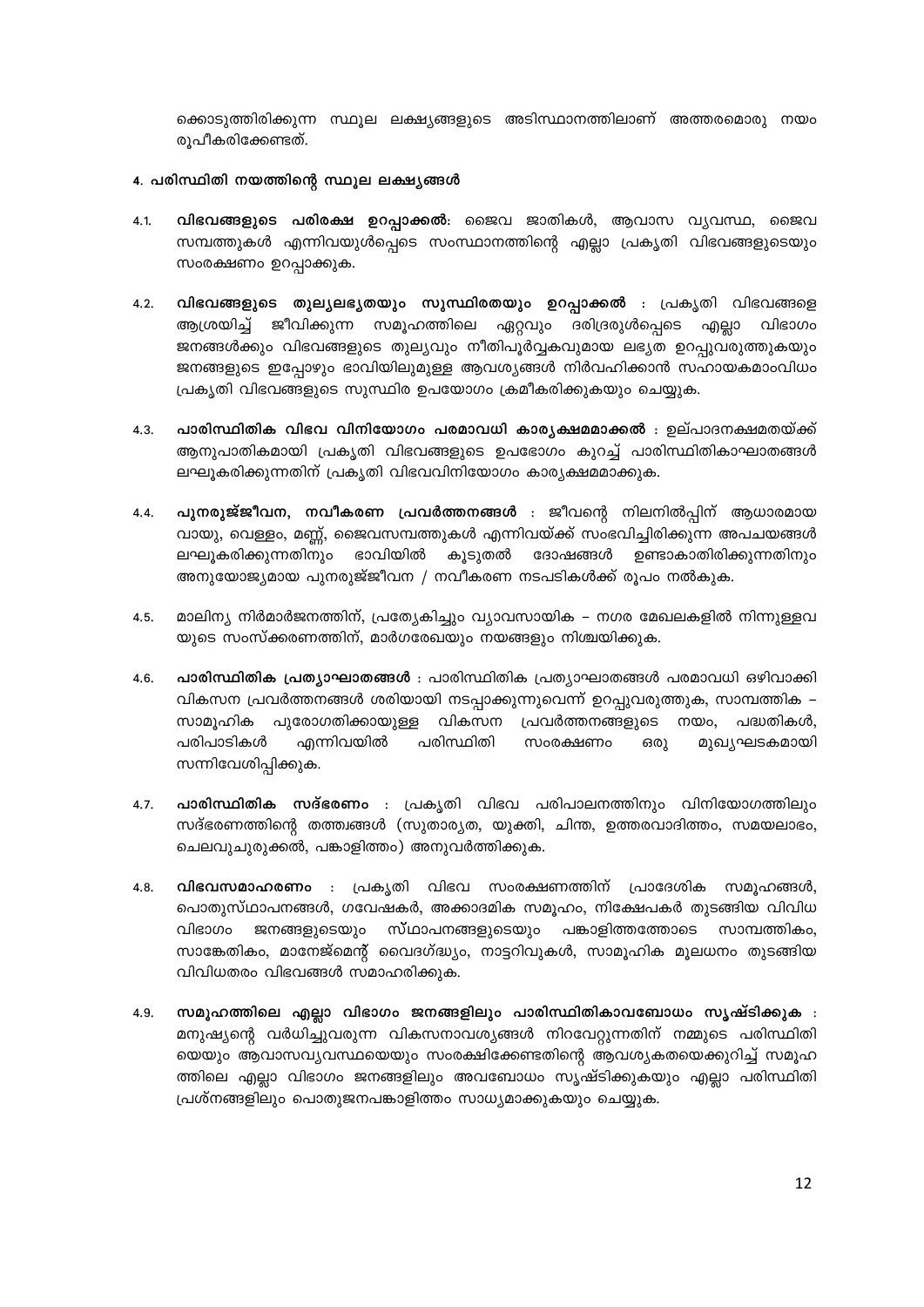ക്കൊടുത്തിരിക്കുന്ന സ്ഥൂല ലക്ഷ്യങ്ങളുടെ അടിസ്ഥാനത്തിലാണ് അത്തരമൊരു നയം രൂപീകരിക്കേണ്ടത്.

## 4. പരിസ്ഥിതി നയത്തിന്റെ സ്ഥൂല ലക്ഷ്യങ്ങൾ

4.1. **വിഭവങ്ങളുടെ പരിരക്ഷ ഉറപ്പാക്കൽ**: ജൈവ ജാതികൾ, ആവാസ വ്യവസ്ഥ, ജൈവ സമ്പത്തുകൾ എന്നിവയുൾപ്പെടെ സംസ്ഥാനത്തിന്റെ എല്ലാ പ്രകൃതി വിഭവങ്ങളുടെയും സംരക്ഷണം ഉറപ്പാക്കുക.

4.2. **വിഭവങ്ങളുടെ തുല്യലഭ്യതയും സുസ്ഥിരതയും ഉറപ്പാക്കൽ** : പ്രകൃതി വിഭവങ്ങളെ ആശ്രയിച്ച് ജീവിക്കുന്ന സമൂഹത്തിലെ ഏറ്റവും ദരിദ്രരുൾപ്പെടെ എല്ലാ വിഭാഗം ജനങ്ങൾക്കും വിഭവങ്ങളുടെ തുല്യവും നീതിപൂർവ്വകവുമായ ലഭ്യത ഉറപ്പുവരുത്തുകയും ജനങ്ങളുടെ ഇപ്പോഴും ഭാവിയിലുമുള്ള ആവശ്യങ്ങൾ നിർവഹിക്കാൻ സഹായകമാംവിധം പ്രകൃതി വിഭവങ്ങളുടെ സുസ്ഥിര ഉപയോഗം ക്രമീകരിക്കുകയും ചെയ്യുക.

4.3. **പാരിസ്ഥിതിക വിഭവ വിനിയോഗം പരമാവധി കാര്യക്ഷമമാക്കൽ** : ഉല്പാദനക്ഷമതയ്ക്ക് ആനുപാതികമായി പ്രകൃതി വിഭവങ്ങളുടെ ഉപഭോഗം കുറച്ച് പാരിസ്ഥിതികാഘാതങ്ങൾ ലഘൂകരിക്കുന്നതിന് പ്രകൃതി വിഭവവിനിയോഗം കാര്യക്ഷമമാക്കുക.

4.4. **പുനരുജ്ജീവന, നവീകരണ പ്രവർത്തനങ്ങൾ** : ജീവന്റെ നിലനിൽപ്പിന് ആധാരമായ വായു, വെള്ളം, മണ്ണ്, ജൈവസമ്പത്തുകൾ എന്നിവയ്ക്ക് സംഭവിച്ചിരിക്കുന്ന അപചയങ്ങൾ ലഘൂകരിക്കുന്നതിനും ഭാവിയിൽ കൂടുതൽ ദോഷങ്ങൾ ഉണ്ടാകാതിരിക്കുന്നതിനും അനുയോജ്യമായ പുനരുജ്ജീവന / നവീകരണ നടപടികൾക്ക് രൂപം നൽകുക.

4.5. മാലിന്യ നിർമാർജനത്തിന്, പ്രത്യേകിച്ചും വ്യാവസായിക – നഗര മേഖലകളിൽ നിന്നുള്ളവയുടെ സംസ്ക്കരണത്തിന്, മാർഗരേഖയും നയങ്ങളും നിശ്ചയിക്കുക.

4.6. **പാരിസ്ഥിതിക പ്രത്യാഘാതങ്ങൾ** : പാരിസ്ഥിതിക പ്രത്യാഘാതങ്ങൾ പരമാവധി ഒഴിവാക്കി വികസന പ്രവർത്തനങ്ങൾ ശരിയായി നടപ്പാക്കുന്നുവെന്ന് ഉറപ്പുവരുത്തുക, സാമ്പത്തിക – സാമൂഹിക പുരോഗതിക്കായുള്ള വികസന പ്രവർത്തനങ്ങളുടെ നയം, പദ്ധതികൾ, പരിപാടികൾ എന്നിവയിൽ പരിസ്ഥിതി സംരക്ഷണം ഒരു മുഖ്യഘടകമായി സന്നിവേശിപ്പിക്കുക.

4.7. **പാരിസ്ഥിതിക സദ്ഭരണം** : പ്രകൃതി വിഭവ പരിപാലനത്തിനും വിനിയോഗത്തിലും സദ്ഭരണത്തിന്റെ തത്ത്വങ്ങൾ (സുതാര്യത, യുക്തി, ചിന്ത, ഉത്തരവാദിത്തം, സമയലാഭം, ചെലവുചുരുക്കൽ, പങ്കാളിത്തം) അനുവർത്തിക്കുക.

4.8. **വിഭവസമാഹരണം** : പ്രകൃതി വിഭവ സംരക്ഷണത്തിന് പ്രാദേശിക സമൂഹങ്ങൾ, പൊതുസ്ഥാപനങ്ങൾ, ഗവേഷകർ, അക്കാദമിക സമൂഹം, നിക്ഷേപകർ തുടങ്ങിയ വിവിധ വിഭാഗം ജനങ്ങളുടെയും സ്ഥാപനങ്ങളുടെയും പങ്കാളിത്തത്തോടെ സാമ്പത്തികം, സാങ്കേതികം, മാനേജ്മെന്റ് വൈദഗ്ദ്ധ്യം, നാട്ടറിവുകൾ, സാമൂഹിക മൂലധനം തുടങ്ങിയ വിവിധതരം വിഭവങ്ങൾ സമാഹരിക്കുക.

4.9. **സമൂഹത്തിലെ എല്ലാ വിഭാഗം ജനങ്ങളിലും പാരിസ്ഥിതികാവബോധം സൃഷ്ടിക്കുക** : മനുഷ്യന്റെ വർധിച്ചുവരുന്ന വികസനാവശ്യങ്ങൾ നിറവേറ്റുന്നതിന് നമ്മുടെ പരിസ്ഥിതിയെയും ആവാസവ്യവസ്ഥയെയും സംരക്ഷിക്കേണ്ടതിന്റെ ആവശ്യകതയെക്കുറിച്ച് സമൂഹത്തിലെ എല്ലാ വിഭാഗം ജനങ്ങളിലും അവബോധം സൃഷ്ടിക്കുകയും എല്ലാ പരിസ്ഥിതി പ്രശ്നങ്ങളിലും പൊതുജനപങ്കാളിത്തം സാധ്യമാക്കുകയും ചെയ്യുക.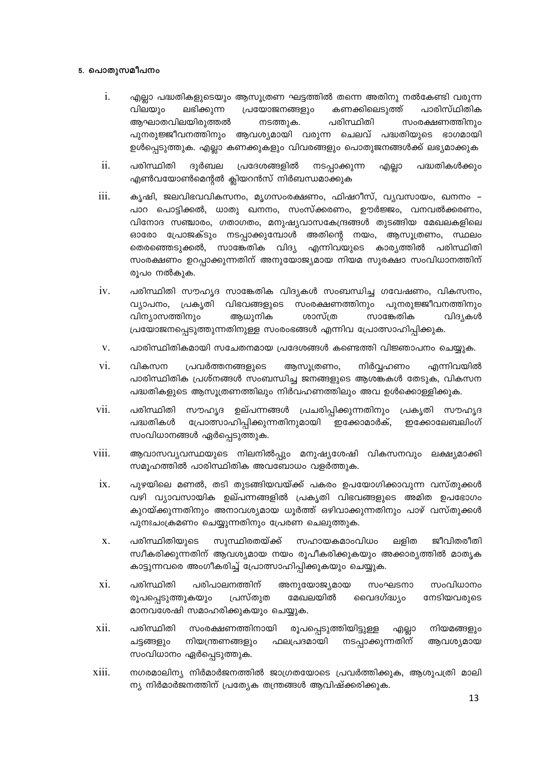#### 5. പൊതുസമീപനം

i. എല്ലാ പദ്ധതികളുടെയും ആസൂത്രണ ഘട്ടത്തിൽ തന്നെ അതിനു നൽകേണ്ടി വരുന്ന വിലയും ലഭിക്കുന്ന പ്രയോജനങ്ങളും കണക്കിലെടുത്ത് പാരിസ്ഥിതിക ആഘാതവിലയിരുത്തൽ നടത്തുക. പരിസ്ഥിതി സംരക്ഷണത്തിനും പുനരുജ്ജീവനത്തിനും ആവശ്യമായി വരുന്ന ചെലവ് പദ്ധതിയുടെ ഭാഗമായി ഉൾപ്പെടുത്തുക. എല്ലാ കണക്കുകളും വിവരങ്ങളും പൊതുജനങ്ങൾക്ക് ലഭ്യമാക്കുക

ii. പരിസ്ഥിതി ദുർബല പ്രദേശങ്ങളിൽ നടപ്പാക്കുന്ന എല്ലാ പദ്ധതികൾക്കും എൺവയോൺമെന്റൽ ക്ലിയറൻസ് നിർബന്ധമാക്കുക

iii. കൃഷി, ജലവിഭവവികസനം, മൃഗസംരക്ഷണം, ഫിഷറീസ്, വ്യവസായം, ഖനനം – പാറ പൊട്ടിക്കൽ, ധാതു ഖനനം, സംസ്കരണം, ഊർജ്ജം, വനവൽക്കരണം, വിനോദ സഞ്ചാരം, ഗതാഗതം, മനുഷ്യവാസകേന്ദ്രങ്ങൾ തുടങ്ങിയ മേഖലകളിലെ ഓരോ പ്രോജക്ടും നടപ്പാക്കുമ്പോൾ അതിന്റെ നയം, ആസൂത്രണം, സ്ഥലം തെരഞ്ഞെടുക്കൽ, സാങ്കേതിക വിദ്യ എന്നിവയുടെ കാര്യത്തിൽ പരിസ്ഥിതി സംരക്ഷണം ഉറപ്പാക്കുന്നതിന് അനുയോജ്യമായ നിയമ സുരക്ഷാ സംവിധാനത്തിന് രൂപം നൽകുക.

iv. പരിസ്ഥിതി സൗഹൃദ സാങ്കേതിക വിദ്യകൾ സംബന്ധിച്ച ഗവേഷണം, വികസനം, വ്യാപനം, പ്രകൃതി വിഭവങ്ങളുടെ സംരക്ഷണത്തിനും പുനരുജ്ജീവനത്തിനും വിന്യാസത്തിനും ആധുനിക ശാസ്ത്ര സാങ്കേതിക വിദ്യകൾ പ്രയോജനപ്പെടുത്തുന്നതിനുള്ള സംരംഭങ്ങൾ എന്നിവ പ്രോത്സാഹിപ്പിക്കുക.

v. പാരിസ്ഥിതികമായി സചേതനമായ പ്രദേശങ്ങൾ കണ്ടെത്തി വിജ്ഞാപനം ചെയ്യുക.

vi. വികസന പ്രവർത്തനങ്ങളുടെ ആസൂത്രണം, നിർവ്വഹണം എന്നിവയിൽ പാരിസ്ഥിതിക പ്രശ്നങ്ങൾ സംബന്ധിച്ച ജനങ്ങളുടെ ആശങ്കകൾ തേടുക, വികസന പദ്ധതികളുടെ ആസൂത്രണത്തിലും നിർവഹണത്തിലും അവ ഉൾക്കൊള്ളിക്കുക.

vii. പരിസ്ഥിതി സൗഹൃദ ഉല്പന്നങ്ങൾ പ്രചരിപ്പിക്കുന്നതിനും പ്രകൃതി സൗഹൃദ പദ്ധതികൾ പ്രോത്സാഹിപ്പിക്കുന്നതിനുമായി ഇക്കോമാർക്, ഇക്കോലേബലിംഗ് സംവിധാനങ്ങൾ ഏർപ്പെടുത്തുക.

viii. ആവാസവ്യവസ്ഥയുടെ നിലനിൽപ്പും മനുഷ്യശേഷി വികസനവും ലക്ഷ്യമാക്കി സമൂഹത്തിൽ പാരിസ്ഥിതിക അവബോധം വളർത്തുക.

ix. പുഴയിലെ മണൽ, തടി തുടങ്ങിയവയ്ക്ക് പകരം ഉപയോഗിക്കാവുന്ന വസ്തുക്കൾ വഴി വ്യാവസായിക ഉല്പന്നങ്ങളിൽ പ്രകൃതി വിഭവങ്ങളുടെ അമിത ഉപഭോഗം കുറയ്ക്കുന്നതിനും അനാവശ്യമായ ധൂർത്ത് ഒഴിവാക്കുന്നതിനും പാഴ് വസ്തുക്കൾ പുനഃചംക്രമണം ചെയ്യുന്നതിനും പ്രേരണ ചെലുത്തുക.

x. പരിസ്ഥിതിയുടെ സുസ്ഥിരതയ്ക്ക് സഹായകമാംവിധം ലളിത ജീവിതരീതി സ്വീകരിക്കുന്നതിന് ആവശ്യമായ നയം രൂപീകരിക്കുകയും അക്കാര്യത്തിൽ മാതൃക കാട്ടുന്നവരെ അംഗീകരിച്ച് പ്രോത്സാഹിപ്പിക്കുകയും ചെയ്യുക.

xi. പരിസ്ഥിതി പരിപാലനത്തിന് അനുയോജ്യമായ സംഘടനാ സംവിധാനം രൂപപ്പെടുത്തുകയും പ്രസ്തുത മേഖലയിൽ വൈദഗ്ദ്ധ്യം നേടിയവരുടെ മാനവശേഷി സമാഹരിക്കുകയും ചെയ്യുക.

xii. പരിസ്ഥിതി സംരക്ഷണത്തിനായി രൂപപ്പെടുത്തിയിട്ടുള്ള എല്ലാ നിയമങ്ങളും ചട്ടങ്ങളും നിയന്ത്രണങ്ങളും ഫലപ്രദമായി നടപ്പാക്കുന്നതിന് ആവശ്യമായ സംവിധാനം ഏർപ്പെടുത്തുക.

xiii. നഗരമാലിന്യ നിർമാർജനത്തിൽ ജാഗ്രതയോടെ പ്രവർത്തിക്കുക, ആശുപത്രി മാലിന്യ നിർമാർജനത്തിന് പ്രത്യേക തന്ത്രങ്ങൾ ആവിഷ്ക്കരിക്കുക.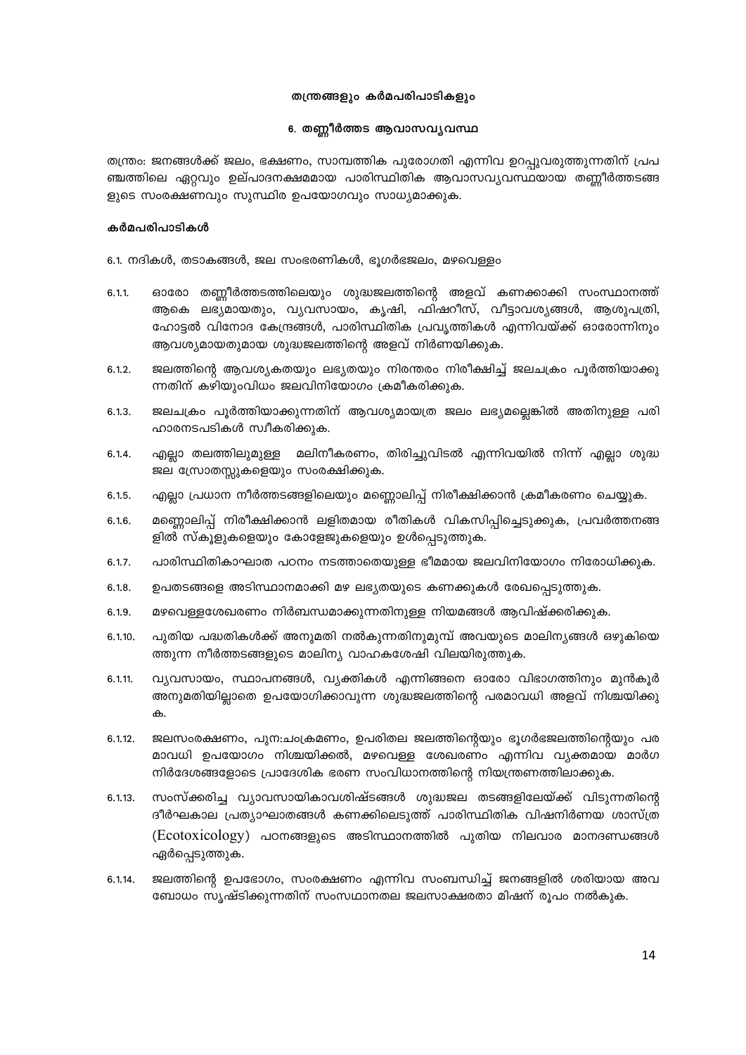## തന്ത്രങ്ങളും കർമപരിപാടികളും

### 6. തണ്ണീർത്തട ആവാസവ്യവസ്ഥ

തന്ത്രം: ജനങ്ങൾക്ക് ജലം, ഭക്ഷണം, സാമ്പത്തിക പുരോഗതി എന്നിവ ഉറപ്പുവരുത്തുന്നതിന് പ്രപഞ്ചത്തിലെ ഏറ്റവും ഉല്പാദനക്ഷമമായ പാരിസ്ഥിതിക ആവാസവ്യവസ്ഥയായ തണ്ണീർത്തടങ്ങളുടെ സംരക്ഷണവും സുസ്ഥിര ഉപയോഗവും സാധ്യമാക്കുക.

**കർമപരിപാടികൾ**

6.1. നദികൾ, തടാകങ്ങൾ, ജല സംഭരണികൾ, ഭൂഗർഭജലം, മഴവെള്ളം

6.1.1. ഓരോ തണ്ണീർത്തടത്തിലെയും ശുദ്ധജലത്തിന്റെ അളവ് കണക്കാക്കി സംസ്ഥാനത്ത് ആകെ ലഭ്യമായതും, വ്യവസായം, കൃഷി, ഫിഷറീസ്, വീട്ടാവശ്യങ്ങൾ, ആശുപത്രി, ഹോട്ടൽ വിനോദ കേന്ദ്രങ്ങൾ, പാരിസ്ഥിതിക പ്രവൃത്തികൾ എന്നിവയ്ക്ക് ഓരോന്നിനും ആവശ്യമായതുമായ ശുദ്ധജലത്തിന്റെ അളവ് നിർണയിക്കുക.

6.1.2. ജലത്തിന്റെ ആവശ്യകതയും ലഭ്യതയും നിരന്തരം നിരീക്ഷിച്ച് ജലചക്രം പൂർത്തിയാക്കുന്നതിന് കഴിയുംവിധം ജലവിനിയോഗം ക്രമീകരിക്കുക.

6.1.3. ജലചക്രം പൂർത്തിയാക്കുന്നതിന് ആവശ്യമായത്ര ജലം ലഭ്യമല്ലെങ്കിൽ അതിനുള്ള പരിഹാരനടപടികൾ സ്വീകരിക്കുക.

6.1.4. എല്ലാ തലത്തിലുമുള്ള മലിനീകരണം, തിരിച്ചുവിടൽ എന്നിവയിൽ നിന്ന് എല്ലാ ശുദ്ധ ജല സ്രോതസ്സുകളെയും സംരക്ഷിക്കുക.

6.1.5. എല്ലാ പ്രധാന നീർത്തടങ്ങളിലെയും മണ്ണൊലിപ്പ് നിരീക്ഷിക്കാൻ ക്രമീകരണം ചെയ്യുക.

6.1.6. മണ്ണൊലിപ്പ് നിരീക്ഷിക്കാൻ ലളിതമായ രീതികൾ വികസിപ്പിച്ചെടുക്കുക, പ്രവർത്തനങ്ങളിൽ സ്കൂളുകളെയും കോളേജുകളെയും ഉൾപ്പെടുത്തുക.

6.1.7. പാരിസ്ഥിതികാഘാത പഠനം നടത്താതെയുള്ള ഭീമമായ ജലവിനിയോഗം നിരോധിക്കുക.

6.1.8. ഉപതടങ്ങളെ അടിസ്ഥാനമാക്കി മഴ ലഭ്യതയുടെ കണക്കുകൾ രേഖപ്പെടുത്തുക.

6.1.9. മഴവെള്ളശേഖരണം നിർബന്ധമാക്കുന്നതിനുള്ള നിയമങ്ങൾ ആവിഷ്ക്കരിക്കുക.

6.1.10. പുതിയ പദ്ധതികൾക്ക് അനുമതി നൽകുന്നതിനുമുമ്പ് അവയുടെ മാലിന്യങ്ങൾ ഒഴുകിയെത്തുന്ന നീർത്തടങ്ങളുടെ മാലിന്യ വാഹകശേഷി വിലയിരുത്തുക.

6.1.11. വ്യവസായം, സ്ഥാപനങ്ങൾ, വ്യക്തികൾ എന്നിങ്ങനെ ഓരോ വിഭാഗത്തിനും മുൻകൂർ അനുമതിയില്ലാതെ ഉപയോഗിക്കാവുന്ന ശുദ്ധജലത്തിന്റെ പരമാവധി അളവ് നിശ്ചയിക്കുക.

6.1.12. ജലസംരക്ഷണം, പുനഃചംക്രമണം, ഉപരിതല ജലത്തിന്റെയും ഭൂഗർഭജലത്തിന്റെയും പരമാവധി ഉപയോഗം നിശ്ചയിക്കൽ, മഴവെള്ള ശേഖരണം എന്നിവ വ്യക്തമായ മാർഗനിർദേശങ്ങളോടെ പ്രാദേശിക ഭരണ സംവിധാനത്തിന്റെ നിയന്ത്രണത്തിലാക്കുക.

6.1.13. സംസ്ക്കരിച്ച വ്യാവസായികാവശിഷ്ടങ്ങൾ ശുദ്ധജല തടങ്ങളിലേയ്ക്ക് വിടുന്നതിന്റെ ദീർഘകാല പ്രത്യാഘാതങ്ങൾ കണക്കിലെടുത്ത് പാരിസ്ഥിതിക വിഷനിർണയ ശാസ്ത്ര (Ecotoxicology) പഠനങ്ങളുടെ അടിസ്ഥാനത്തിൽ പുതിയ നിലവാര മാനദണ്ഡങ്ങൾ ഏർപ്പെടുത്തുക.

6.1.14. ജലത്തിന്റെ ഉപഭോഗം, സംരക്ഷണം എന്നിവ സംബന്ധിച്ച് ജനങ്ങളിൽ ശരിയായ അവബോധം സൃഷ്ടിക്കുന്നതിന് സംസ്ഥാനതല ജലസാക്ഷരതാ മിഷന് രൂപം നൽകുക.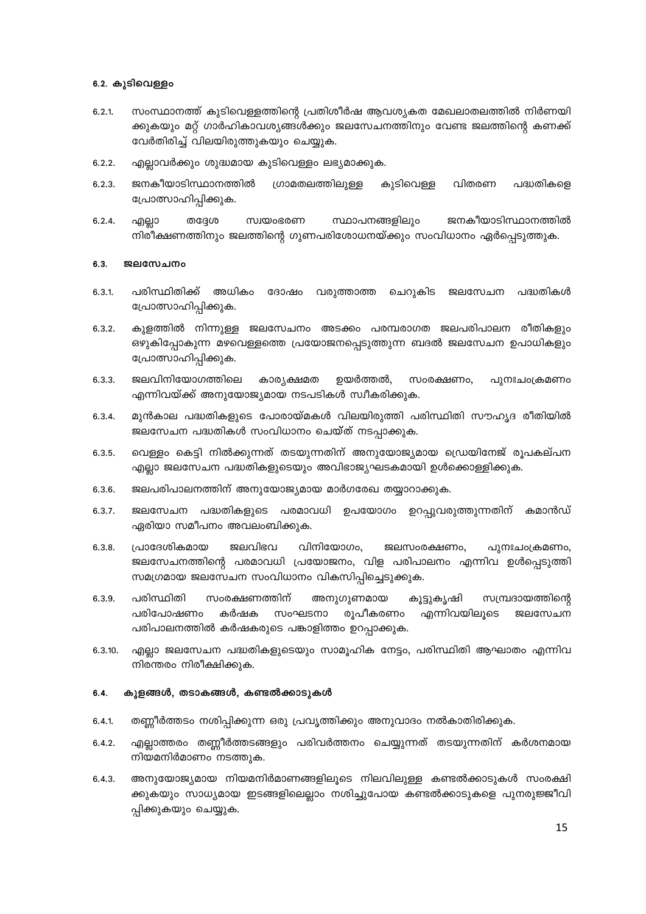### 6.2. കുടിവെള്ളം

6.2.1. സംസ്ഥാനത്ത് കുടിവെള്ളത്തിന്റെ പ്രതിശീർഷ ആവശ്യകത മേഖലാതലത്തിൽ നിർണയിക്കുകയും മറ്റ് ഗാർഹികാവശ്യങ്ങൾക്കും ജലസേചനത്തിനും വേണ്ട ജലത്തിന്റെ കണക്ക് വേർതിരിച്ച് വിലയിരുത്തുകയും ചെയ്യുക.

6.2.2. എല്ലാവർക്കും ശുദ്ധമായ കുടിവെള്ളം ലഭ്യമാക്കുക.

6.2.3. ജനകീയാടിസ്ഥാനത്തിൽ ഗ്രാമതലത്തിലുള്ള കുടിവെള്ള വിതരണ പദ്ധതികളെ പ്രോത്സാഹിപ്പിക്കുക.

6.2.4. എല്ലാ തദ്ദേശ സ്വയംഭരണ സ്ഥാപനങ്ങളിലും ജനകീയാടിസ്ഥാനത്തിൽ നിരീക്ഷണത്തിനും ജലത്തിന്റെ ഗുണപരിശോധനയ്ക്കും സംവിധാനം ഏർപ്പെടുത്തുക.

### 6.3. ജലസേചനം

6.3.1. പരിസ്ഥിതിക്ക് അധികം ദോഷം വരുത്താത്ത ചെറുകിട ജലസേചന പദ്ധതികൾ പ്രോത്സാഹിപ്പിക്കുക.

6.3.2. കുളത്തിൽ നിന്നുള്ള ജലസേചനം അടക്കം പരമ്പരാഗത ജലപരിപാലന രീതികളും ഒഴുകിപ്പോകുന്ന മഴവെള്ളത്തെ പ്രയോജനപ്പെടുത്തുന്ന ബദൽ ജലസേചന ഉപാധികളും പ്രോത്സാഹിപ്പിക്കുക.

6.3.3. ജലവിനിയോഗത്തിലെ കാര്യക്ഷമത ഉയർത്തൽ, സംരക്ഷണം, പുനഃചംക്രമണം എന്നിവയ്ക്ക് അനുയോജ്യമായ നടപടികൾ സ്വീകരിക്കുക.

6.3.4. മുൻകാല പദ്ധതികളുടെ പോരായ്മകൾ വിലയിരുത്തി പരിസ്ഥിതി സൗഹൃദ രീതിയിൽ ജലസേചന പദ്ധതികൾ സംവിധാനം ചെയ്ത് നടപ്പാക്കുക.

6.3.5. വെള്ളം കെട്ടി നിൽക്കുന്നത് തടയുന്നതിന് അനുയോജ്യമായ ഡ്രെയിനേജ് രൂപകല്പന എല്ലാ ജലസേചന പദ്ധതികളുടെയും അവിഭാജ്യഘടകമായി ഉൾക്കൊള്ളിക്കുക.

6.3.6. ജലപരിപാലനത്തിന് അനുയോജ്യമായ മാർഗരേഖ തയ്യാറാക്കുക.

6.3.7. ജലസേചന പദ്ധതികളുടെ പരമാവധി ഉപയോഗം ഉറപ്പുവരുത്തുന്നതിന് കമാൻഡ് ഏരിയാ സമീപനം അവലംബിക്കുക.

6.3.8. പ്രാദേശികമായ ജലവിഭവ വിനിയോഗം, ജലസംരക്ഷണം, പുനഃചംക്രമണം, ജലസേചനത്തിന്റെ പരമാവധി പ്രയോജനം, വിള പരിപാലനം എന്നിവ ഉൾപ്പെടുത്തി സമഗ്രമായ ജലസേചന സംവിധാനം വികസിപ്പിച്ചെടുക്കുക.

6.3.9. പരിസ്ഥിതി സംരക്ഷണത്തിന് അനുഗുണമായ കൂട്ടുകൃഷി സമ്പ്രദായത്തിന്റെ പരിപോഷണം കർഷക സംഘടനാ രൂപീകരണം എന്നിവയിലൂടെ ജലസേചന പരിപാലനത്തിൽ കർഷകരുടെ പങ്കാളിത്തം ഉറപ്പാക്കുക.

6.3.10. എല്ലാ ജലസേചന പദ്ധതികളുടെയും സാമൂഹിക നേട്ടം, പരിസ്ഥിതി ആഘാതം എന്നിവ നിരന്തരം നിരീക്ഷിക്കുക.

### 6.4. കുളങ്ങൾ, തടാകങ്ങൾ, കണ്ടൽക്കാടുകൾ

6.4.1. തണ്ണീർത്തടം നശിപ്പിക്കുന്ന ഒരു പ്രവൃത്തിക്കും അനുവാദം നൽകാതിരിക്കുക.

6.4.2. എല്ലാത്തരം തണ്ണീർത്തടങ്ങളും പരിവർത്തനം ചെയ്യുന്നത് തടയുന്നതിന് കർശനമായ നിയമനിർമാണം നടത്തുക.

6.4.3. അനുയോജ്യമായ നിയമനിർമാണങ്ങളിലൂടെ നിലവിലുള്ള കണ്ടൽക്കാടുകൾ സംരക്ഷിക്കുകയും സാധ്യമായ ഇടങ്ങളിലെല്ലാം നശിച്ചുപോയ കണ്ടൽക്കാടുകളെ പുനരുജ്ജീവിപ്പിക്കുകയും ചെയ്യുക.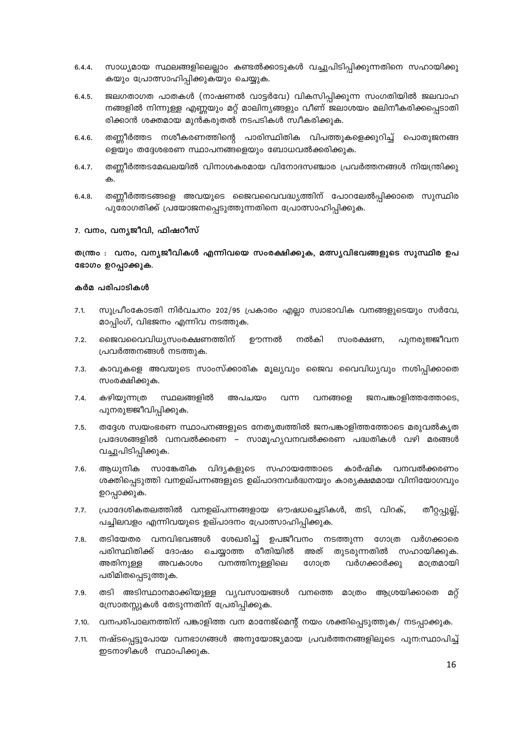6.4.4. സാധ്യമായ സ്ഥലങ്ങളിലെല്ലാം കണ്ടൽക്കാടുകൾ വച്ചുപിടിപ്പിക്കുന്നതിനെ സഹായിക്കുകയും പ്രോത്സാഹിപ്പിക്കുകയും ചെയ്യുക.

6.4.5. ജലഗതാഗത പാതകൾ (നാഷണൽ വാട്ടർവേ) വികസിപ്പിക്കുന്ന സംഗതിയിൽ ജലവാഹനങ്ങളിൽ നിന്നുള്ള എണ്ണയും മറ്റ് മാലിന്യങ്ങളും വീണ് ജലാശയം മലിനീകരിക്കപ്പെടാതിരിക്കാൻ ശക്തമായ മുൻകരുതൽ നടപടികൾ സ്വീകരിക്കുക.

6.4.6. തണ്ണീർത്തട നശീകരണത്തിന്റെ പാരിസ്ഥിതിക വിപത്തുകളെക്കുറിച്ച് പൊതുജനങ്ങളെയും തദ്ദേശഭരണ സ്ഥാപനങ്ങളെയും ബോധവൽക്കരിക്കുക.

6.4.7. തണ്ണീർത്തടമേഖലയിൽ വിനാശകരമായ വിനോദസഞ്ചാര പ്രവർത്തനങ്ങൾ നിയന്ത്രിക്കുക.

6.4.8. തണ്ണീർത്തടങ്ങളെ അവയുടെ ജൈവവൈവദ്ധ്യത്തിന് പോറലേൽപ്പിക്കാതെ സുസ്ഥിര പുരോഗതിക്ക് പ്രയോജനപ്പെടുത്തുന്നതിനെ പ്രോത്സാഹിപ്പിക്കുക.

## 7. വനം, വന്യജീവി, ഫിഷറീസ്

**തന്ത്രം : വനം, വന്യജീവികൾ എന്നിവയെ സംരക്ഷിക്കുക, മത്സ്യവിഭവങ്ങളുടെ സുസ്ഥിര ഉപഭോഗം ഉറപ്പാക്കുക.**

### കർമ്മ പരിപാടികൾ

7.1. സുപ്രീംകോടതി നിർവചനം 202/95 പ്രകാരം എല്ലാ സ്വാഭാവിക വനങ്ങളുടെയും സർവേ, മാപ്പിംഗ്, വിഭജനം എന്നിവ നടത്തുക.

7.2. ജൈവവൈവിധ്യസംരക്ഷണത്തിന് ഊന്നൽ നൽകി സംരക്ഷണ, പുനരുജ്ജീവന പ്രവർത്തനങ്ങൾ നടത്തുക.

7.3. കാവുകളെ അവയുടെ സാംസ്ക്കാരിക മൂല്യവും ജൈവ വൈവിധ്യവും നശിപ്പിക്കാതെ സംരക്ഷിക്കുക.

7.4. കഴിയുന്നത്ര സ്ഥലങ്ങളിൽ അപചയം വന്ന വനങ്ങളെ ജനപങ്കാളിത്തത്തോടെ, പുനരുജ്ജീവിപ്പിക്കുക.

7.5. തദ്ദേശ സ്വയംഭരണ സ്ഥാപനങ്ങളുടെ നേതൃത്വത്തിൽ ജനപങ്കാളിത്തത്തോടെ മരുവൽകൃത പ്രദേശങ്ങളിൽ വനവൽക്കരണ – സാമൂഹ്യവനവൽക്കരണ പദ്ധതികൾ വഴി മരങ്ങൾ വച്ചുപിടിപ്പിക്കുക.

7.6. ആധുനിക സാങ്കേതിക വിദ്യകളുടെ സഹായത്തോടെ കാർഷിക വനവൽക്കരണം ശക്തിപ്പെടുത്തി വനഉല്പന്നങ്ങളുടെ ഉല്പാദനവർദ്ധനയും കാര്യക്ഷമമായ വിനിയോഗവും ഉറപ്പാക്കുക.

7.7. പ്രാദേശികതലത്തിൽ വനഉല്പന്നങ്ങളായ ഔഷധച്ചെടികൾ, തടി, വിറക്, തീറ്റപ്പുല്ല്, പച്ചിലവളം എന്നിവയുടെ ഉല്പാദനം പ്രോത്സാഹിപ്പിക്കുക.

7.8. തടിയേതര വനവിഭവങ്ങൾ ശേഖരിച്ച് ഉപജീവനം നടത്തുന്ന ഗോത്ര വർഗക്കാരെ പരിസ്ഥിതിക്ക് ദോഷം ചെയ്യാത്ത രീതിയിൽ അത് തുടരുന്നതിൽ സഹായിക്കുക. അതിനുള്ള അവകാശം വനത്തിനുള്ളിലെ ഗോത്ര വർഗക്കാർക്കു മാത്രമായി പരിമിതപ്പെടുത്തുക.

7.9. തടി അടിസ്ഥാനമാക്കിയുള്ള വ്യവസായങ്ങൾ വനത്തെ മാത്രം ആശ്രയിക്കാതെ മറ്റ് സ്രോതസ്സുകൾ തേടുന്നതിന് പ്രേരിപ്പിക്കുക.

7.10. വനപരിപാലനത്തിന് പങ്കാളിത്ത വന മാനേജ്മെന്റ് നയം ശക്തിപ്പെടുത്തുക/ നടപ്പാക്കുക.

7.11. നഷ്ടപ്പെട്ടുപോയ വനഭാഗങ്ങൾ അനുയോജ്യമായ പ്രവർത്തനങ്ങളിലൂടെ പുന:സ്ഥാപിച്ച് ഇടനാഴികൾ സ്ഥാപിക്കുക.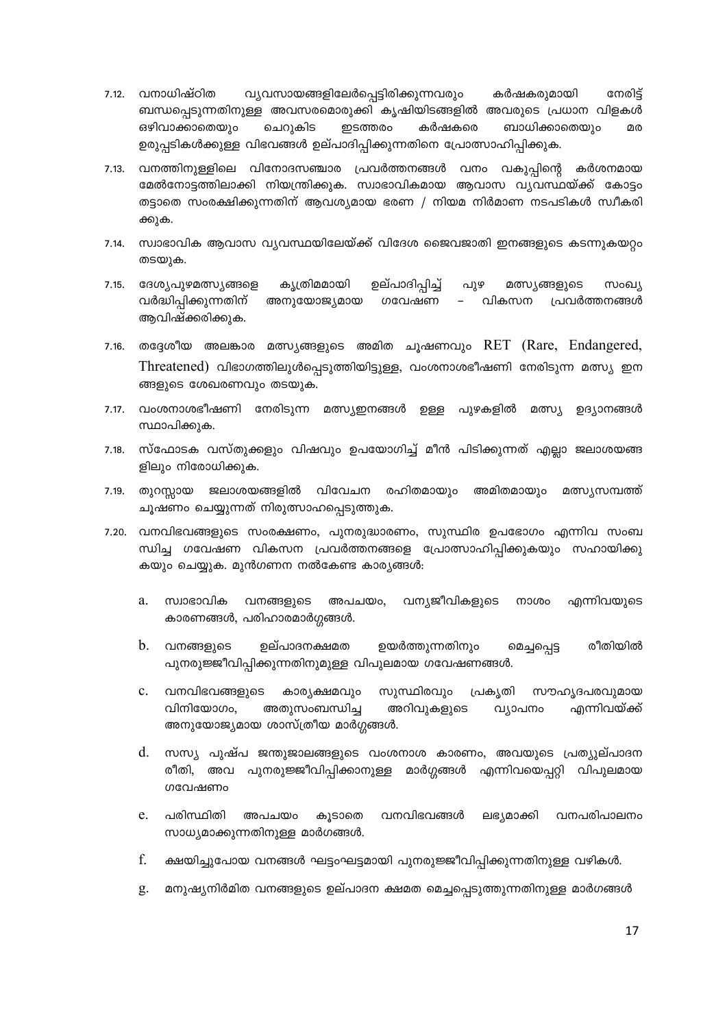7.12. വനാധിഷ്ഠിത വ്യവസായങ്ങളിലേർപ്പെട്ടിരിക്കുന്നവരും കർഷകരുമായി നേരിട്ട് ബന്ധപ്പെടുന്നതിനുള്ള അവസരമൊരുക്കി കൃഷിയിടങ്ങളിൽ അവരുടെ പ്രധാന വിളകൾ ഒഴിവാക്കാതെയും ചെറുകിട ഇടത്തരം കർഷകരെ ബാധിക്കാതെയും മര ഉരുപ്പടികൾക്കുള്ള വിഭവങ്ങൾ ഉല്പാദിപ്പിക്കുന്നതിനെ പ്രോത്സാഹിപ്പിക്കുക.

7.13. വനത്തിനുള്ളിലെ വിനോദസഞ്ചാര പ്രവർത്തനങ്ങൾ വനം വകുപ്പിന്റെ കർശനമായ മേൽനോട്ടത്തിലാക്കി നിയന്ത്രിക്കുക. സ്വാഭാവികമായ ആവാസ വ്യവസ്ഥയ്ക്ക് കോട്ടം തട്ടാതെ സംരക്ഷിക്കുന്നതിന് ആവശ്യമായ ഭരണ / നിയമ നിർമാണ നടപടികൾ സ്വീകരിക്കുക.

7.14. സ്വാഭാവിക ആവാസ വ്യവസ്ഥയിലേയ്ക്ക് വിദേശ ജൈവജാതി ഇനങ്ങളുടെ കടന്നുകയറ്റം തടയുക.

7.15. ദേശ്യപുഴമത്സ്യങ്ങളെ കൃത്രിമമായി ഉല്പാദിപ്പിച്ച് പുഴ മത്സ്യങ്ങളുടെ സംഖ്യ വർദ്ധിപ്പിക്കുന്നതിന് അനുയോജ്യമായ ഗവേഷണ – വികസന പ്രവർത്തനങ്ങൾ ആവിഷ്ക്കരിക്കുക.

7.16. തദ്ദേശീയ അലങ്കാര മത്സ്യങ്ങളുടെ അമിത ചൂഷണവും RET (Rare, Endangered, Threatened) വിഭാഗത്തിലുൾപ്പെടുത്തിയിട്ടുള്ള, വംശനാശഭീഷണി നേരിടുന്ന മത്സ്യ ഇനങ്ങളുടെ ശേഖരണവും തടയുക.

7.17. വംശനാശഭീഷണി നേരിടുന്ന മത്സ്യഇനങ്ങൾ ഉള്ള പുഴകളിൽ മത്സ്യ ഉദ്യാനങ്ങൾ സ്ഥാപിക്കുക.

7.18. സ്ഫോടക വസ്തുക്കളും വിഷവും ഉപയോഗിച്ച് മീൻ പിടിക്കുന്നത് എല്ലാ ജലാശയങ്ങളിലും നിരോധിക്കുക.

7.19. തുറസ്സായ ജലാശയങ്ങളിൽ വിവേചന രഹിതമായും അമിതമായും മത്സ്യസമ്പത്ത് ചൂഷണം ചെയ്യുന്നത് നിരുത്സാഹപ്പെടുത്തുക.

7.20. വനവിഭവങ്ങളുടെ സംരക്ഷണം, പുനരുദ്ധാരണം, സുസ്ഥിര ഉപഭോഗം എന്നിവ സംബന്ധിച്ച ഗവേഷണ വികസന പ്രവർത്തനങ്ങളെ പ്രോത്സാഹിപ്പിക്കുകയും സഹായിക്കുകയും ചെയ്യുക. മുൻഗണന നൽകേണ്ട കാര്യങ്ങൾ:

a. സ്വാഭാവിക വനങ്ങളുടെ അപചയം, വന്യജീവികളുടെ നാശം എന്നിവയുടെ കാരണങ്ങൾ, പരിഹാരമാർഗ്ഗങ്ങൾ.

b. വനങ്ങളുടെ ഉല്പാദനക്ഷമത ഉയർത്തുന്നതിനും മെച്ചപ്പെട്ട രീതിയിൽ പുനരുജ്ജീവിപ്പിക്കുന്നതിനുമുള്ള വിപുലമായ ഗവേഷണങ്ങൾ.

c. വനവിഭവങ്ങളുടെ കാര്യക്ഷമവും സുസ്ഥിരവും പ്രകൃതി സൗഹൃദപരവുമായ വിനിയോഗം, അതുസംബന്ധിച്ച അറിവുകളുടെ വ്യാപനം എന്നിവയ്ക്ക് അനുയോജ്യമായ ശാസ്ത്രീയ മാർഗ്ഗങ്ങൾ.

d. സസ്യ പുഷ്പ ജന്തുജാലങ്ങളുടെ വംശനാശ കാരണം, അവയുടെ പ്രത്യുല്പാദന രീതി, അവ പുനരുജ്ജീവിപ്പിക്കാനുള്ള മാർഗ്ഗങ്ങൾ എന്നിവയെപ്പറ്റി വിപുലമായ ഗവേഷണം

e. പരിസ്ഥിതി അപചയം കൂടാതെ വനവിഭവങ്ങൾ ലഭ്യമാക്കി വനപരിപാലനം സാധ്യമാക്കുന്നതിനുള്ള മാർഗങ്ങൾ.

f. ക്ഷയിച്ചുപോയ വനങ്ങൾ ഘട്ടംഘട്ടമായി പുനരുജ്ജീവിപ്പിക്കുന്നതിനുള്ള വഴികൾ.

g. മനുഷ്യനിർമിത വനങ്ങളുടെ ഉല്പാദന ക്ഷമത മെച്ചപ്പെടുത്തുന്നതിനുള്ള മാർഗങ്ങൾ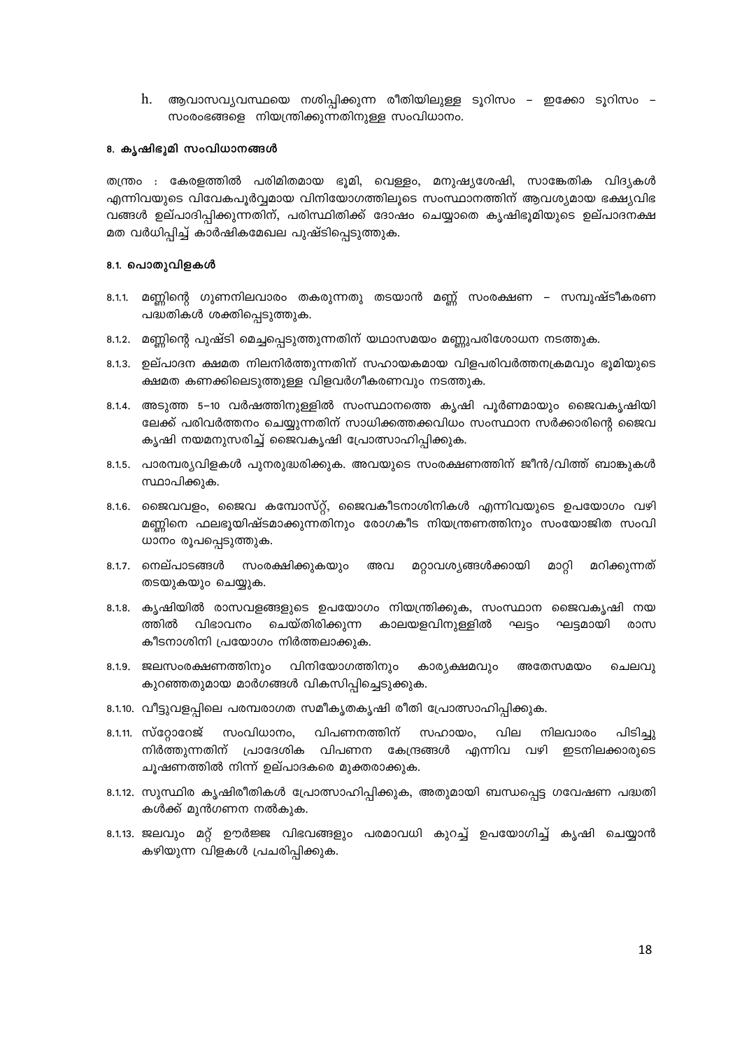h. ആവാസവ്യവസ്ഥയെ നശിപ്പിക്കുന്ന രീതിയിലുള്ള ടൂറിസം – ഇക്കോ ടൂറിസം – സംരംഭങ്ങളെ നിയന്ത്രിക്കുന്നതിനുള്ള സംവിധാനം.

#### 8. കൃഷിഭൂമി സംവിധാനങ്ങൾ

തന്ത്രം : കേരളത്തിൽ പരിമിതമായ ഭൂമി, വെള്ളം, മനുഷ്യശേഷി, സാങ്കേതിക വിദ്യകൾ എന്നിവയുടെ വിവേകപൂർവ്വമായ വിനിയോഗത്തിലൂടെ സംസ്ഥാനത്തിന് ആവശ്യമായ ഭക്ഷ്യവിഭവങ്ങൾ ഉല്പാദിപ്പിക്കുന്നതിന്, പരിസ്ഥിതിക്ക് ദോഷം ചെയ്യാതെ കൃഷിഭൂമിയുടെ ഉല്പാദനക്ഷമത വർധിപ്പിച്ച് കാർഷികമേഖല പുഷ്ടിപ്പെടുത്തുക.

#### 8.1. പൊതുവിളകൾ

8.1.1. മണ്ണിന്റെ ഗുണനിലവാരം തകരുന്നതു തടയാൻ മണ്ണ് സംരക്ഷണ – സമ്പുഷ്ടീകരണ പദ്ധതികൾ ശക്തിപ്പെടുത്തുക.

8.1.2. മണ്ണിന്റെ പുഷ്ടി മെച്ചപ്പെടുത്തുന്നതിന് യഥാസമയം മണ്ണുപരിശോധന നടത്തുക.

8.1.3. ഉല്പാദന ക്ഷമത നിലനിർത്തുന്നതിന് സഹായകമായ വിളപരിവർത്തനക്രമവും ഭൂമിയുടെ ക്ഷമത കണക്കിലെടുത്തുള്ള വിളവർഗീകരണവും നടത്തുക.

8.1.4. അടുത്ത 5–10 വർഷത്തിനുള്ളിൽ സംസ്ഥാനത്തെ കൃഷി പൂർണമായും ജൈവകൃഷിയിലേക്ക് പരിവർത്തനം ചെയ്യുന്നതിന് സാധിക്കത്തക്കവിധം സംസ്ഥാന സർക്കാരിന്റെ ജൈവ കൃഷി നയമനുസരിച്ച് ജൈവകൃഷി പ്രോത്സാഹിപ്പിക്കുക.

8.1.5. പാരമ്പര്യവിളകൾ പുനരുദ്ധരിക്കുക. അവയുടെ സംരക്ഷണത്തിന് ജീൻ/വിത്ത് ബാങ്കുകൾ സ്ഥാപിക്കുക.

8.1.6. ജൈവവളം, ജൈവ കമ്പോസ്റ്റ്, ജൈവകീടനാശിനികൾ എന്നിവയുടെ ഉപയോഗം വഴി മണ്ണിനെ ഫലഭൂയിഷ്ടമാക്കുന്നതിനും രോഗകീട നിയന്ത്രണത്തിനും സംയോജിത സംവിധാനം രൂപപ്പെടുത്തുക.

8.1.7. നെല്പാടങ്ങൾ സംരക്ഷിക്കുകയും അവ മറ്റാവശ്യങ്ങൾക്കായി മാറ്റി മറിക്കുന്നത് തടയുകയും ചെയ്യുക.

8.1.8. കൃഷിയിൽ രാസവളങ്ങളുടെ ഉപയോഗം നിയന്ത്രിക്കുക, സംസ്ഥാന ജൈവകൃഷി നയത്തിൽ വിഭാവനം ചെയ്തിരിക്കുന്ന കാലയളവിനുള്ളിൽ ഘട്ടം ഘട്ടമായി രാസ കീടനാശിനി പ്രയോഗം നിർത്തലാക്കുക.

8.1.9. ജലസംരക്ഷണത്തിനും വിനിയോഗത്തിനും കാര്യക്ഷമവും അതേസമയം ചെലവു കുറഞ്ഞതുമായ മാർഗങ്ങൾ വികസിപ്പിച്ചെടുക്കുക.

8.1.10. വീട്ടുവളപ്പിലെ പരമ്പരാഗത സമീകൃതകൃഷി രീതി പ്രോത്സാഹിപ്പിക്കുക.

8.1.11. സ്റ്റോറേജ് സംവിധാനം, വിപണനത്തിന് സഹായം, വില നിലവാരം പിടിച്ചു നിർത്തുന്നതിന് പ്രാദേശിക വിപണന കേന്ദ്രങ്ങൾ എന്നിവ വഴി ഇടനിലക്കാരുടെ ചൂഷണത്തിൽ നിന്ന് ഉല്പാദകരെ മുക്തരാക്കുക.

8.1.12. സുസ്ഥിര കൃഷിരീതികൾ പ്രോത്സാഹിപ്പിക്കുക, അതുമായി ബന്ധപ്പെട്ട ഗവേഷണ പദ്ധതികൾക്ക് മുൻഗണന നൽകുക.

8.1.13. ജലവും മറ്റ് ഊർജ്ജ വിഭവങ്ങളും പരമാവധി കുറച്ച് ഉപയോഗിച്ച് കൃഷി ചെയ്യാൻ കഴിയുന്ന വിളകൾ പ്രചരിപ്പിക്കുക.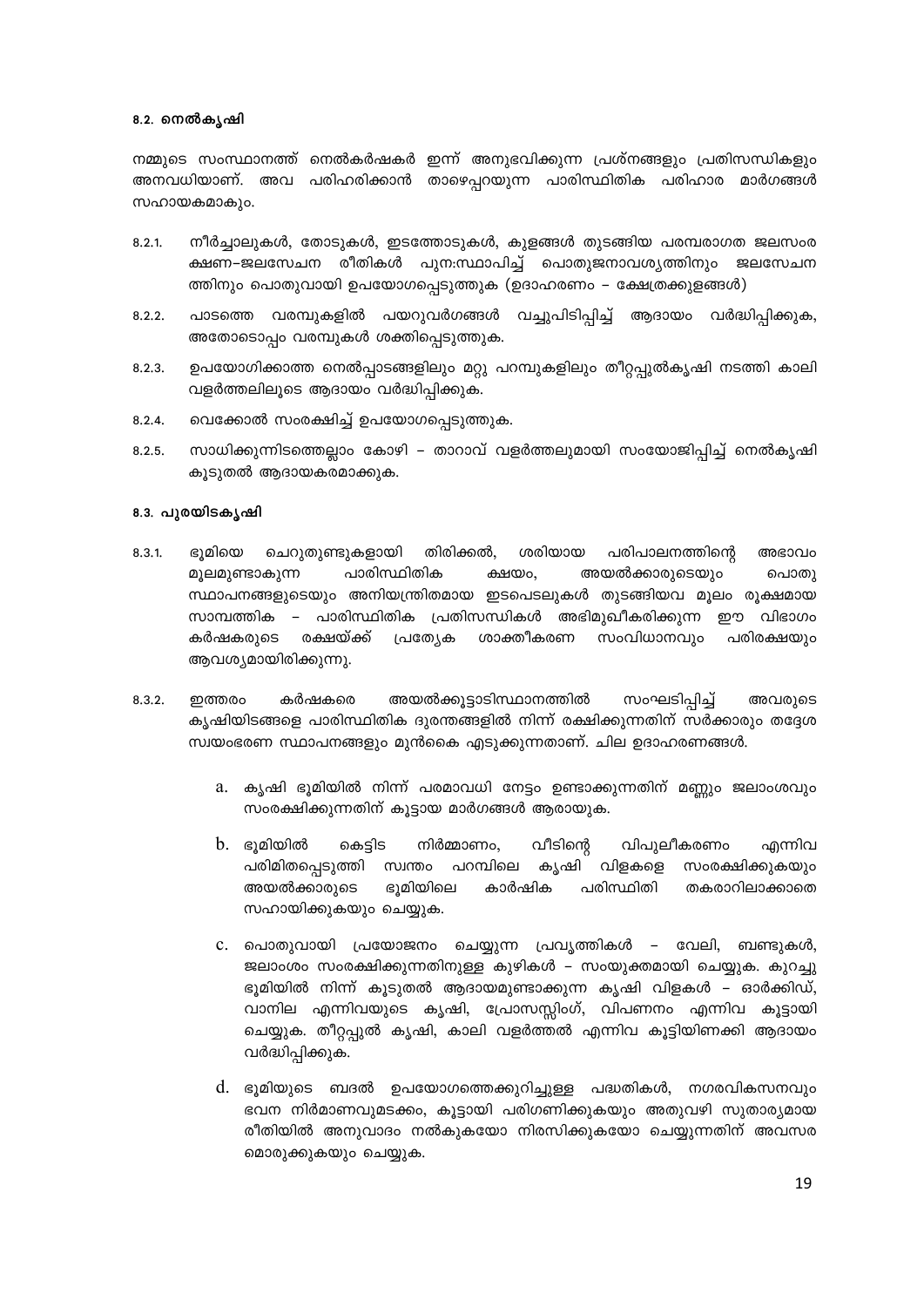### 8.2. നെൽകൃഷി

നമ്മുടെ സംസ്ഥാനത്ത് നെൽകർഷകർ ഇന്ന് അനുഭവിക്കുന്ന പ്രശ്നങ്ങളും പ്രതിസന്ധികളും അനവധിയാണ്. അവ പരിഹരിക്കാൻ താഴെപ്പറയുന്ന പാരിസ്ഥിതിക പരിഹാര മാർഗങ്ങൾ സഹായകമാകും.

8.2.1. നീർച്ചാലുകൾ, തോടുകൾ, ഇടത്തോടുകൾ, കുളങ്ങൾ തുടങ്ങിയ പരമ്പരാഗത ജലസംരക്ഷണ–ജലസേചന രീതികൾ പുനഃസ്ഥാപിച്ച് പൊതുജനാവശ്യത്തിനും ജലസേചനത്തിനും പൊതുവായി ഉപയോഗപ്പെടുത്തുക (ഉദാഹരണം – ക്ഷേത്രക്കുളങ്ങൾ)

8.2.2. പാടത്തെ വരമ്പുകളിൽ പയറുവർഗങ്ങൾ വച്ചുപിടിപ്പിച്ച് ആദായം വർദ്ധിപ്പിക്കുക, അതോടൊപ്പം വരമ്പുകൾ ശക്തിപ്പെടുത്തുക.

8.2.3. ഉപയോഗിക്കാത്ത നെൽപ്പാടങ്ങളിലും മറ്റു പറമ്പുകളിലും തീറ്റപ്പുൽകൃഷി നടത്തി കാലി വളർത്തലിലൂടെ ആദായം വർദ്ധിപ്പിക്കുക.

8.2.4. വെക്കോൽ സംരക്ഷിച്ച് ഉപയോഗപ്പെടുത്തുക.

8.2.5. സാധിക്കുന്നിടത്തെല്ലാം കോഴി – താറാവ് വളർത്തലുമായി സംയോജിപ്പിച്ച് നെൽകൃഷി കൂടുതൽ ആദായകരമാക്കുക.

### 8.3. പുരയിടകൃഷി

8.3.1. ഭൂമിയെ ചെറുതുണ്ടുകളായി തിരിക്കൽ, ശരിയായ പരിപാലനത്തിന്റെ അഭാവം മൂലമുണ്ടാകുന്ന പാരിസ്ഥിതിക ക്ഷയം, അയൽക്കാരുടെയും പൊതു സ്ഥാപനങ്ങളുടെയും അനിയന്ത്രിതമായ ഇടപെടലുകൾ തുടങ്ങിയവ മൂലം രൂക്ഷമായ സാമ്പത്തിക – പാരിസ്ഥിതിക പ്രതിസന്ധികൾ അഭിമുഖീകരിക്കുന്ന ഈ വിഭാഗം കർഷകരുടെ രക്ഷയ്ക്ക് പ്രത്യേക ശാക്തീകരണ സംവിധാനവും പരിരക്ഷയും ആവശ്യമായിരിക്കുന്നു.

8.3.2. ഇത്തരം കർഷകരെ അയൽക്കൂട്ടാടിസ്ഥാനത്തിൽ സംഘടിപ്പിച്ച് അവരുടെ കൃഷിയിടങ്ങളെ പാരിസ്ഥിതിക ദുരന്തങ്ങളിൽ നിന്ന് രക്ഷിക്കുന്നതിന് സർക്കാരും തദ്ദേശ സ്വയംഭരണ സ്ഥാപനങ്ങളും മുൻകൈ എടുക്കുന്നതാണ്. ചില ഉദാഹരണങ്ങൾ.

a. കൃഷി ഭൂമിയിൽ നിന്ന് പരമാവധി നേട്ടം ഉണ്ടാക്കുന്നതിന് മണ്ണും ജലാംശവും സംരക്ഷിക്കുന്നതിന് കൂട്ടായ മാർഗങ്ങൾ ആരായുക.

b. ഭൂമിയിൽ കെട്ടിട നിർമ്മാണം, വീടിന്റെ വിപുലീകരണം എന്നിവ പരിമിതപ്പെടുത്തി സ്വന്തം പറമ്പിലെ കൃഷി വിളകളെ സംരക്ഷിക്കുകയും അയൽക്കാരുടെ ഭൂമിയിലെ കാർഷിക പരിസ്ഥിതി തകരാറിലാക്കാതെ സഹായിക്കുകയും ചെയ്യുക.

c. പൊതുവായി പ്രയോജനം ചെയ്യുന്ന പ്രവൃത്തികൾ – വേലി, ബണ്ടുകൾ, ജലാംശം സംരക്ഷിക്കുന്നതിനുള്ള കുഴികൾ – സംയുക്തമായി ചെയ്യുക. കുറച്ചു ഭൂമിയിൽ നിന്ന് കൂടുതൽ ആദായമുണ്ടാക്കുന്ന കൃഷി വിളകൾ – ഓർക്കിഡ്, വാനില എന്നിവയുടെ കൃഷി, പ്രോസസ്സിംഗ്, വിപണനം എന്നിവ കൂട്ടായി ചെയ്യുക. തീറ്റപ്പുൽ കൃഷി, കാലി വളർത്തൽ എന്നിവ കൂട്ടിയിണക്കി ആദായം വർദ്ധിപ്പിക്കുക.

d. ഭൂമിയുടെ ബദൽ ഉപയോഗത്തെക്കുറിച്ചുള്ള പദ്ധതികൾ, നഗരവികസനവും ഭവന നിർമാണവുമടക്കം, കൂട്ടായി പരിഗണിക്കുകയും അതുവഴി സുതാര്യമായ രീതിയിൽ അനുവാദം നൽകുകയോ നിരസിക്കുകയോ ചെയ്യുന്നതിന് അവസരമൊരുക്കുകയും ചെയ്യുക.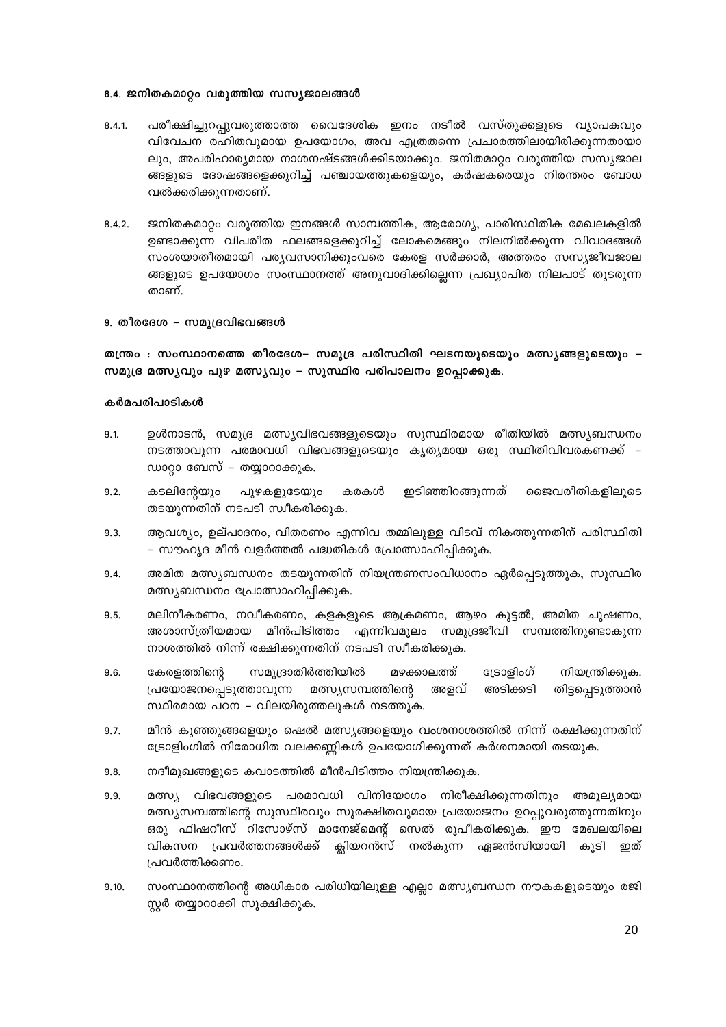#### 8.4. ജനിതകമാറ്റം വരുത്തിയ സസ്യജാലങ്ങൾ

8.4.1. പരീക്ഷിച്ചുറപ്പുവരുത്താത്ത വൈദേശിക ഇനം നടീൽ വസ്തുക്കളുടെ വ്യാപകവും വിവേചന രഹിതവുമായ ഉപയോഗം, അവ എത്രതന്നെ പ്രചാരത്തിലായിരിക്കുന്നതായാലും, അപരിഹാര്യമായ നാശനഷ്ടങ്ങൾക്കിടയാക്കും. ജനിതമാറ്റം വരുത്തിയ സസ്യജാലങ്ങളുടെ ദോഷങ്ങളെക്കുറിച്ച് പഞ്ചായത്തുകളെയും, കർഷകരെയും നിരന്തരം ബോധവൽക്കരിക്കുന്നതാണ്.

8.4.2. ജനിതകമാറ്റം വരുത്തിയ ഇനങ്ങൾ സാമ്പത്തിക, ആരോഗ്യ, പാരിസ്ഥിതിക മേഖലകളിൽ ഉണ്ടാക്കുന്ന വിപരീത ഫലങ്ങളെക്കുറിച്ച് ലോകമെങ്ങും നിലനിൽക്കുന്ന വിവാദങ്ങൾ സംശയാതീതമായി പര്യവസാനിക്കുംവരെ കേരള സർക്കാർ, അത്തരം സസ്യജീവജാലങ്ങളുടെ ഉപയോഗം സംസ്ഥാനത്ത് അനുവാദിക്കില്ലെന്ന പ്രഖ്യാപിത നിലപാട് തുടരുന്നതാണ്.

#### 9. തീരദേശ – സമുദ്രവിഭവങ്ങൾ

**തന്ത്രം : സംസ്ഥാനത്തെ തീരദേശ– സമുദ്ര പരിസ്ഥിതി ഘടനയുടെയും മത്സ്യങ്ങളുടെയും – സമുദ്ര മത്സ്യവും പുഴ മത്സ്യവും – സുസ്ഥിര പരിപാലനം ഉറപ്പാക്കുക.**

**കർമപരിപാടികൾ**

9.1. ഉൾനാടൻ, സമുദ്ര മത്സ്യവിഭവങ്ങളുടെയും സുസ്ഥിരമായ രീതിയിൽ മത്സ്യബന്ധനം നടത്താവുന്ന പരമാവധി വിഭവങ്ങളുടെയും കൃത്യമായ ഒരു സ്ഥിതിവിവരകണക്ക് – ഡാറ്റാ ബേസ് – തയ്യാറാക്കുക.

9.2. കടലിന്റേയും പുഴകളുടേയും കരകൾ ഇടിഞ്ഞിറങ്ങുന്നത് ജൈവരീതികളിലൂടെ തടയുന്നതിന് നടപടി സ്വീകരിക്കുക.

9.3. ആവശ്യം, ഉല്പാദനം, വിതരണം എന്നിവ തമ്മിലുള്ള വിടവ് നികത്തുന്നതിന് പരിസ്ഥിതി – സൗഹൃദ മീൻ വളർത്തൽ പദ്ധതികൾ പ്രോത്സാഹിപ്പിക്കുക.

9.4. അമിത മത്സ്യബന്ധനം തടയുന്നതിന് നിയന്ത്രണസംവിധാനം ഏർപ്പെടുത്തുക, സുസ്ഥിര മത്സ്യബന്ധനം പ്രോത്സാഹിപ്പിക്കുക.

9.5. മലിനീകരണം, നവീകരണം, കളകളുടെ ആക്രമണം, ആഴം കൂട്ടൽ, അമിത ചൂഷണം, അശാസ്ത്രീയമായ മീൻപിടിത്തം എന്നിവമൂലം സമുദ്രജീവി സമ്പത്തിനുണ്ടാകുന്ന നാശത്തിൽ നിന്ന് രക്ഷിക്കുന്നതിന് നടപടി സ്വീകരിക്കുക.

9.6. കേരളത്തിന്റെ സമുദ്രാതിർത്തിയിൽ മഴക്കാലത്ത് ട്രോളിംഗ് നിയന്ത്രിക്കുക. പ്രയോജനപ്പെടുത്താവുന്ന മത്സ്യസമ്പത്തിന്റെ അളവ് അടിക്കടി തിട്ടപ്പെടുത്താൻ സ്ഥിരമായ പഠന – വിലയിരുത്തലുകൾ നടത്തുക.

9.7. മീൻ കുഞ്ഞുങ്ങളെയും ഷെൽ മത്സ്യങ്ങളെയും വംശനാശത്തിൽ നിന്ന് രക്ഷിക്കുന്നതിന് ട്രോളിംഗിൽ നിരോധിത വലക്കണ്ണികൾ ഉപയോഗിക്കുന്നത് കർശനമായി തടയുക.

9.8. നദീമുഖങ്ങളുടെ കവാടത്തിൽ മീൻപിടിത്തം നിയന്ത്രിക്കുക.

9.9. മത്സ്യ വിഭവങ്ങളുടെ പരമാവധി വിനിയോഗം നിരീക്ഷിക്കുന്നതിനും അമൂല്യമായ മത്സ്യസമ്പത്തിന്റെ സുസ്ഥിരവും സുരക്ഷിതവുമായ പ്രയോജനം ഉറപ്പുവരുത്തുന്നതിനും ഒരു ഫിഷറീസ് റിസോഴ്സ് മാനേജ്മെന്റ് സെൽ രൂപീകരിക്കുക. ഈ മേഖലയിലെ വികസന പ്രവർത്തനങ്ങൾക്ക് ക്ലിയറൻസ് നൽകുന്ന ഏജൻസിയായി കൂടി ഇത് പ്രവർത്തിക്കണം.

9.10. സംസ്ഥാനത്തിന്റെ അധികാര പരിധിയിലുള്ള എല്ലാ മത്സ്യബന്ധന നൗകകളുടെയും രജിസ്റ്റർ തയ്യാറാക്കി സൂക്ഷിക്കുക.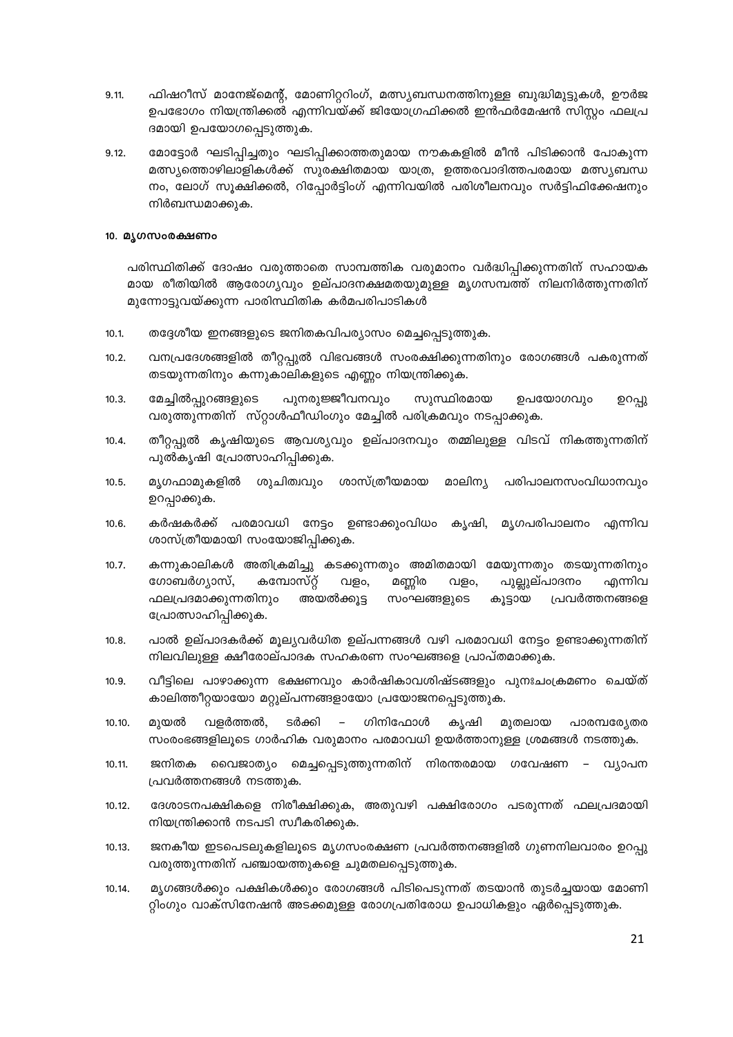9.11. ഫിഷറീസ് മാനേജ്മെന്റ്, മോണിറ്ററിംഗ്, മത്സ്യബന്ധനത്തിനുള്ള ബുദ്ധിമുട്ടുകൾ, ഊർജ ഉപഭോഗം നിയന്ത്രിക്കൽ എന്നിവയ്ക്ക് ജിയോഗ്രഫിക്കൽ ഇൻഫർമേഷൻ സിസ്റ്റം ഫലപ്രദമായി ഉപയോഗപ്പെടുത്തുക.

9.12. മോട്ടോർ ഘടിപ്പിച്ചതും ഘടിപ്പിക്കാത്തതുമായ നൗകകളിൽ മീൻ പിടിക്കാൻ പോകുന്ന മത്സ്യത്തൊഴിലാളികൾക്ക് സുരക്ഷിതമായ യാത്ര, ഉത്തരവാദിത്തപരമായ മത്സ്യബന്ധനം, ലോഗ് സൂക്ഷിക്കൽ, റിപ്പോർട്ടിംഗ് എന്നിവയിൽ പരിശീലനവും സർട്ടിഫിക്കേഷനും നിർബന്ധമാക്കുക.

#### 10. മൃഗസംരക്ഷണം

പരിസ്ഥിതിക്ക് ദോഷം വരുത്താതെ സാമ്പത്തിക വരുമാനം വർദ്ധിപ്പിക്കുന്നതിന് സഹായകമായ രീതിയിൽ ആരോഗ്യവും ഉല്പാദനക്ഷമതയുമുള്ള മൃഗസമ്പത്ത് നിലനിർത്തുന്നതിന് മുന്നോട്ടുവയ്ക്കുന്ന പാരിസ്ഥിതിക കർമപരിപാടികൾ

10.1. തദ്ദേശീയ ഇനങ്ങളുടെ ജനിതകവിപര്യാസം മെച്ചപ്പെടുത്തുക.

10.2. വനപ്രദേശങ്ങളിൽ തീറ്റപ്പുൽ വിഭവങ്ങൾ സംരക്ഷിക്കുന്നതിനും രോഗങ്ങൾ പകരുന്നത് തടയുന്നതിനും കന്നുകാലികളുടെ എണ്ണം നിയന്ത്രിക്കുക.

10.3. മേച്ചിൽപ്പുറങ്ങളുടെ പുനരുജ്ജീവനവും സുസ്ഥിരമായ ഉപയോഗവും ഉറപ്പുവരുത്തുന്നതിന് സ്റ്റാൾഫീഡിംഗും മേച്ചിൽ പരിക്രമവും നടപ്പാക്കുക.

10.4. തീറ്റപ്പുൽ കൃഷിയുടെ ആവശ്യവും ഉല്പാദനവും തമ്മിലുള്ള വിടവ് നികത്തുന്നതിന് പുൽകൃഷി പ്രോത്സാഹിപ്പിക്കുക.

10.5. മൃഗഫാമുകളിൽ ശുചിത്വവും ശാസ്ത്രീയമായ മാലിന്യ പരിപാലനസംവിധാനവും ഉറപ്പാക്കുക.

10.6. കർഷകർക്ക് പരമാവധി നേട്ടം ഉണ്ടാക്കുംവിധം കൃഷി, മൃഗപരിപാലനം എന്നിവ ശാസ്ത്രീയമായി സംയോജിപ്പിക്കുക.

10.7. കന്നുകാലികൾ അതിക്രമിച്ചു കടക്കുന്നതും അമിതമായി മേയുന്നതും തടയുന്നതിനും ഗോബർഗ്യാസ്, കമ്പോസ്റ്റ് വളം, മണ്ണിര വളം, പുല്ലുല്പാദനം എന്നിവ ഫലപ്രദമാക്കുന്നതിനും അയൽക്കൂട്ട സംഘങ്ങളുടെ കൂട്ടായ പ്രവർത്തനങ്ങളെ പ്രോത്സാഹിപ്പിക്കുക.

10.8. പാൽ ഉല്പാദകർക്ക് മൂല്യവർധിത ഉല്പന്നങ്ങൾ വഴി പരമാവധി നേട്ടം ഉണ്ടാക്കുന്നതിന് നിലവിലുള്ള ക്ഷീരോല്പാദക സഹകരണ സംഘങ്ങളെ പ്രാപ്തമാക്കുക.

10.9. വീട്ടിലെ പാഴാക്കുന്ന ഭക്ഷണവും കാർഷികാവശിഷ്ടങ്ങളും പുനഃചംക്രമണം ചെയ്ത് കാലിത്തീറ്റയായോ മറ്റുല്പന്നങ്ങളായോ പ്രയോജനപ്പെടുത്തുക.

10.10. മുയൽ വളർത്തൽ, ടർക്കി – ഗിനിഫോൾ കൃഷി മുതലായ പാരമ്പര്യേതര സംരംഭങ്ങളിലൂടെ ഗാർഹിക വരുമാനം പരമാവധി ഉയർത്താനുള്ള ശ്രമങ്ങൾ നടത്തുക.

10.11. ജനിതക വൈജാത്യം മെച്ചപ്പെടുത്തുന്നതിന് നിരന്തരമായ ഗവേഷണ – വ്യാപന പ്രവർത്തനങ്ങൾ നടത്തുക.

10.12. ദേശാടനപക്ഷികളെ നിരീക്ഷിക്കുക, അതുവഴി പക്ഷിരോഗം പടരുന്നത് ഫലപ്രദമായി നിയന്ത്രിക്കാൻ നടപടി സ്വീകരിക്കുക.

10.13. ജനകീയ ഇടപെടലുകളിലൂടെ മൃഗസംരക്ഷണ പ്രവർത്തനങ്ങളിൽ ഗുണനിലവാരം ഉറപ്പുവരുത്തുന്നതിന് പഞ്ചായത്തുകളെ ചുമതലപ്പെടുത്തുക.

10.14. മൃഗങ്ങൾക്കും പക്ഷികൾക്കും രോഗങ്ങൾ പിടിപെടുന്നത് തടയാൻ തുടർച്ചയായ മോണിറ്ററിംഗും വാക്സിനേഷൻ അടക്കമുള്ള രോഗപ്രതിരോധ ഉപാധികളും ഏർപ്പെടുത്തുക.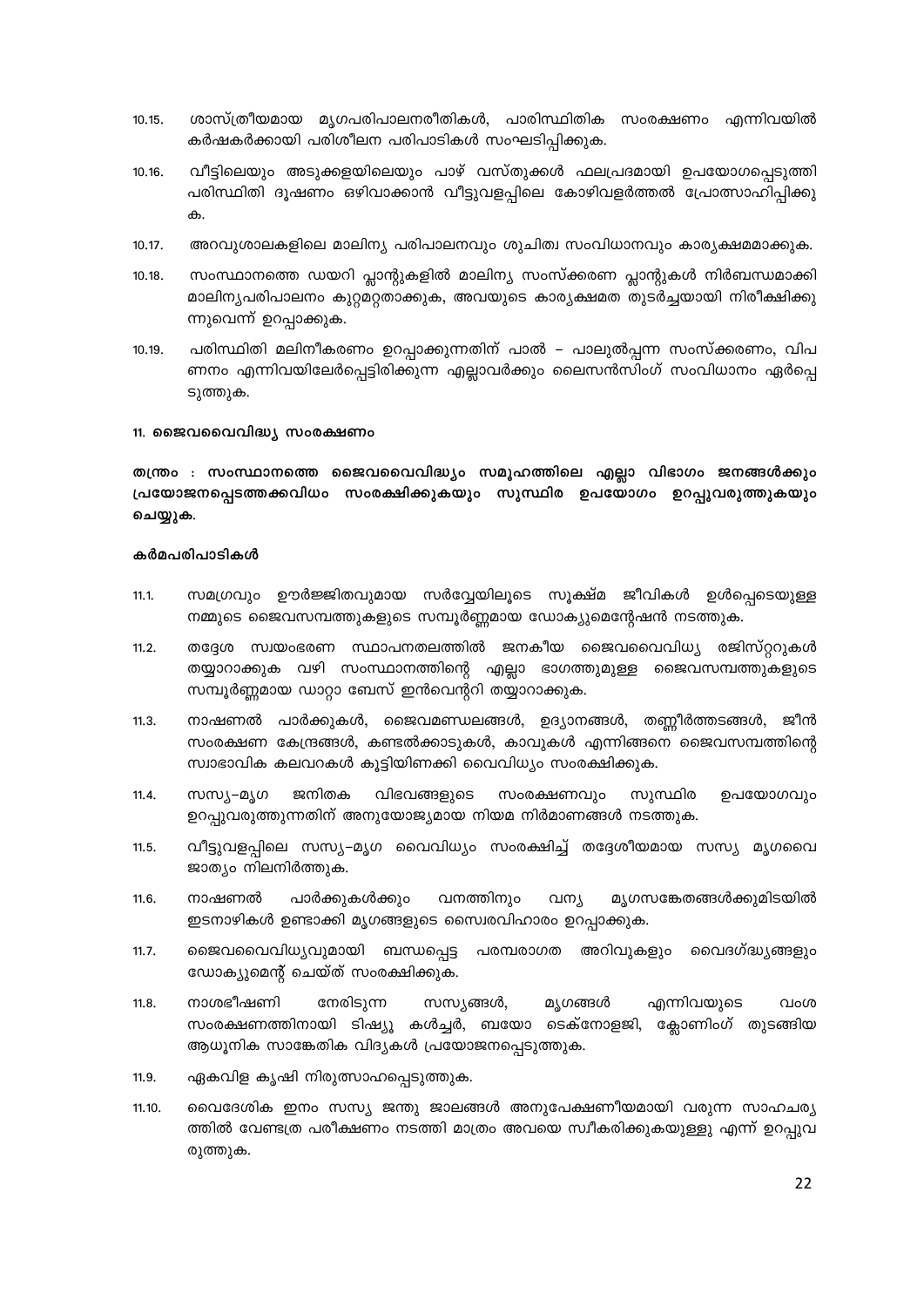10.15. ശാസ്ത്രീയമായ മൃഗപരിപാലനരീതികൾ, പാരിസ്ഥിതിക സംരക്ഷണം എന്നിവയിൽ കർഷകർക്കായി പരിശീലന പരിപാടികൾ സംഘടിപ്പിക്കുക.

10.16. വീട്ടിലെയും അടുക്കളയിലെയും പാഴ് വസ്തുക്കൾ ഫലപ്രദമായി ഉപയോഗപ്പെടുത്തി പരിസ്ഥിതി ദൂഷണം ഒഴിവാക്കാൻ വീട്ടുവളപ്പിലെ കോഴിവളർത്തൽ പ്രോത്സാഹിപ്പിക്കുക.

10.17. അറവുശാലകളിലെ മാലിന്യ പരിപാലനവും ശുചിത്വ സംവിധാനവും കാര്യക്ഷമമാക്കുക.

10.18. സംസ്ഥാനത്തെ ഡയറി പ്ലാന്റുകളിൽ മാലിന്യ സംസ്ക്കരണ പ്ലാന്റുകൾ നിർബന്ധമാക്കി മാലിന്യപരിപാലനം കുറ്റമറ്റതാക്കുക, അവയുടെ കാര്യക്ഷമത തുടർച്ചയായി നിരീക്ഷിക്കുന്നുവെന്ന് ഉറപ്പാക്കുക.

10.19. പരിസ്ഥിതി മലിനീകരണം ഉറപ്പാക്കുന്നതിന് പാൽ – പാലുൽപ്പന്ന സംസ്ക്കരണം, വിപണനം എന്നിവയിലേർപ്പെട്ടിരിക്കുന്ന എല്ലാവർക്കും ലൈസൻസിംഗ് സംവിധാനം ഏർപ്പെടുത്തുക.

### 11. ജൈവവൈവിദ്ധ്യ സംരക്ഷണം

**തന്ത്രം : സംസ്ഥാനത്തെ ജൈവവൈവിദ്ധ്യം സമൂഹത്തിലെ എല്ലാ വിഭാഗം ജനങ്ങൾക്കും പ്രയോജനപ്പെടത്തക്കവിധം സംരക്ഷിക്കുകയും സുസ്ഥിര ഉപയോഗം ഉറപ്പുവരുത്തുകയും ചെയ്യുക.**

**കർമപരിപാടികൾ**

11.1. സമഗ്രവും ഊർജ്ജിതവുമായ സർവ്വേയിലൂടെ സൂക്ഷ്മ ജീവികൾ ഉൾപ്പെടെയുള്ള നമ്മുടെ ജൈവസമ്പത്തുകളുടെ സമ്പൂർണ്ണമായ ഡോക്യുമെന്റേഷൻ നടത്തുക.

11.2. തദ്ദേശ സ്വയംഭരണ സ്ഥാപനതലത്തിൽ ജനകീയ ജൈവവൈവിധ്യ രജിസ്റ്ററുകൾ തയ്യാറാക്കുക വഴി സംസ്ഥാനത്തിന്റെ എല്ലാ ഭാഗത്തുമുള്ള ജൈവസമ്പത്തുകളുടെ സമ്പൂർണ്ണമായ ഡാറ്റാ ബേസ് ഇൻവെന്ററി തയ്യാറാക്കുക.

11.3. നാഷണൽ പാർക്കുകൾ, ജൈവമണ്ഡലങ്ങൾ, ഉദ്യാനങ്ങൾ, തണ്ണീർത്തടങ്ങൾ, ജീൻ സംരക്ഷണ കേന്ദ്രങ്ങൾ, കണ്ടൽക്കാടുകൾ, കാവുകൾ എന്നിങ്ങനെ ജൈവസമ്പത്തിന്റെ സ്വാഭാവിക കലവറകൾ കൂട്ടിയിണക്കി വൈവിധ്യം സംരക്ഷിക്കുക.

11.4. സസ്യ–മൃഗ ജനിതക വിഭവങ്ങളുടെ സംരക്ഷണവും സുസ്ഥിര ഉപയോഗവും ഉറപ്പുവരുത്തുന്നതിന് അനുയോജ്യമായ നിയമ നിർമാണങ്ങൾ നടത്തുക.

11.5. വീട്ടുവളപ്പിലെ സസ്യ–മൃഗ വൈവിധ്യം സംരക്ഷിച്ച് തദ്ദേശീയമായ സസ്യ മൃഗവൈജാത്യം നിലനിർത്തുക.

11.6. നാഷണൽ പാർക്കുകൾക്കും വനത്തിനും വന്യ മൃഗസങ്കേതങ്ങൾക്കുമിടയിൽ ഇടനാഴികൾ ഉണ്ടാക്കി മൃഗങ്ങളുടെ സ്വൈരവിഹാരം ഉറപ്പാക്കുക.

11.7. ജൈവവൈവിധ്യവുമായി ബന്ധപ്പെട്ട പരമ്പരാഗത അറിവുകളും വൈദഗ്ദ്ധ്യങ്ങളും ഡോക്യുമെന്റ് ചെയ്ത് സംരക്ഷിക്കുക.

11.8. നാശഭീഷണി നേരിടുന്ന സസ്യങ്ങൾ, മൃഗങ്ങൾ എന്നിവയുടെ വംശ സംരക്ഷണത്തിനായി ടിഷ്യൂ കൾച്ചർ, ബയോ ടെക്നോളജി, ക്ലോണിംഗ് തുടങ്ങിയ ആധുനിക സാങ്കേതിക വിദ്യകൾ പ്രയോജനപ്പെടുത്തുക.

11.9. ഏകവിള കൃഷി നിരുത്സാഹപ്പെടുത്തുക.

11.10. വൈദേശിക ഇനം സസ്യ ജന്തു ജാലങ്ങൾ അനുപേക്ഷണീയമായി വരുന്ന സാഹചര്യത്തിൽ വേണ്ടത്ര പരീക്ഷണം നടത്തി മാത്രം അവയെ സ്വീകരിക്കുകയുള്ളു എന്ന് ഉറപ്പുവരുത്തുക.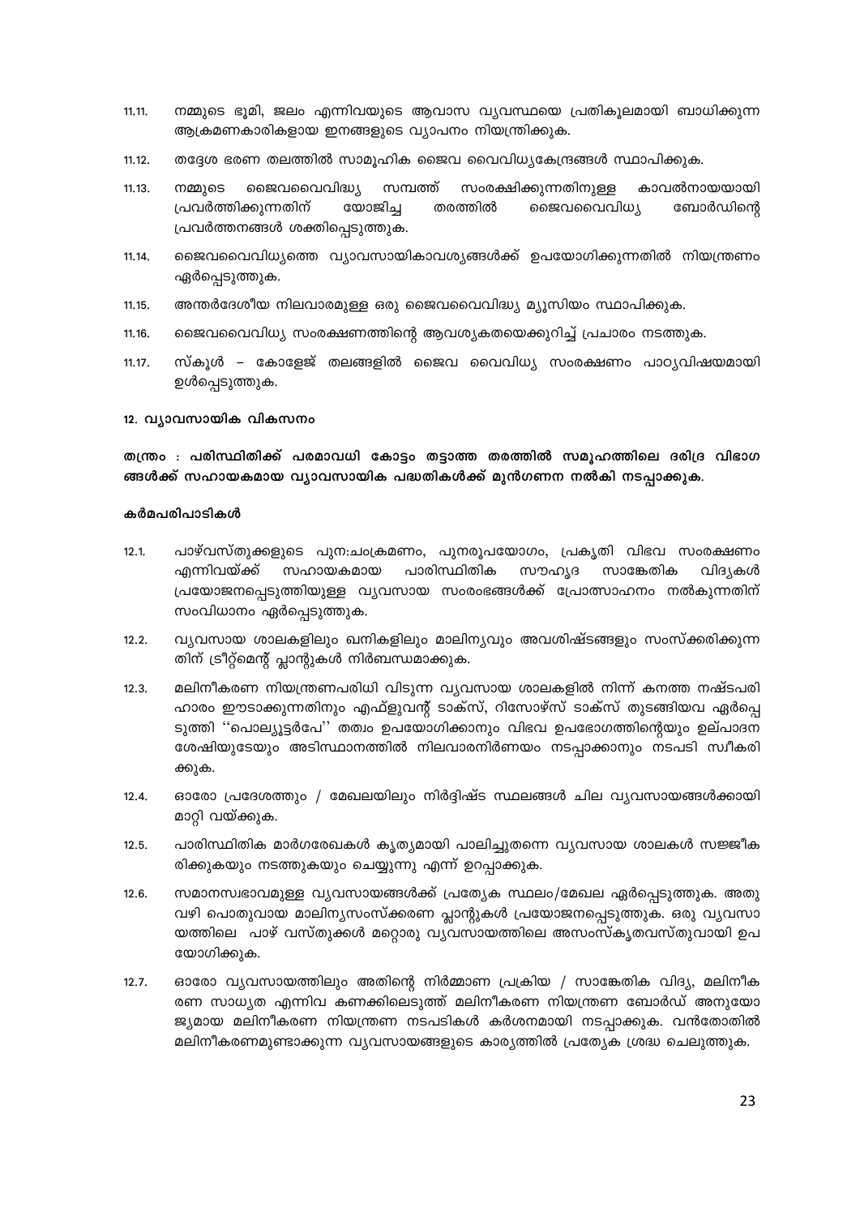11.11. നമ്മുടെ ഭൂമി, ജലം എന്നിവയുടെ ആവാസ വ്യവസ്ഥയെ പ്രതികൂലമായി ബാധിക്കുന്ന ആക്രമണകാരികളായ ഇനങ്ങളുടെ വ്യാപനം നിയന്ത്രിക്കുക.

11.12. തദ്ദേശ ഭരണ തലത്തിൽ സാമൂഹിക ജൈവ വൈവിധ്യകേന്ദ്രങ്ങൾ സ്ഥാപിക്കുക.

11.13. നമ്മുടെ ജൈവവൈവിദ്ധ്യ സമ്പത്ത് സംരക്ഷിക്കുന്നതിനുള്ള കാവൽനായയായി പ്രവർത്തിക്കുന്നതിന് യോജിച്ച തരത്തിൽ ജൈവവൈവിധ്യ ബോർഡിന്റെ പ്രവർത്തനങ്ങൾ ശക്തിപ്പെടുത്തുക.

11.14. ജൈവവൈവിധ്യത്തെ വ്യാവസായികാവശ്യങ്ങൾക്ക് ഉപയോഗിക്കുന്നതിൽ നിയന്ത്രണം ഏർപ്പെടുത്തുക.

11.15. അന്തർദേശീയ നിലവാരമുള്ള ഒരു ജൈവവൈവിദ്ധ്യ മ്യൂസിയം സ്ഥാപിക്കുക.

11.16. ജൈവവൈവിധ്യ സംരക്ഷണത്തിന്റെ ആവശ്യകതയെക്കുറിച്ച് പ്രചാരം നടത്തുക.

11.17. സ്കൂൾ – കോളേജ് തലങ്ങളിൽ ജൈവ വൈവിധ്യ സംരക്ഷണം പാഠ്യവിഷയമായി ഉൾപ്പെടുത്തുക.

### 12. വ്യാവസായിക വികസനം

**തന്ത്രം : പരിസ്ഥിതിക്ക് പരമാവധി കോട്ടം തട്ടാത്ത തരത്തിൽ സമൂഹത്തിലെ ദരിദ്ര വിഭാഗങ്ങൾക്ക് സഹായകമായ വ്യാവസായിക പദ്ധതികൾക്ക് മുൻഗണന നൽകി നടപ്പാക്കുക.**

**കർമപരിപാടികൾ**

12.1. പാഴ്‌വസ്തുക്കളുടെ പുനഃചംക്രമണം, പുനരുപയോഗം, പ്രകൃതി വിഭവ സംരക്ഷണം എന്നിവയ്ക്ക് സഹായകമായ പാരിസ്ഥിതിക സൗഹൃദ സാങ്കേതിക വിദ്യകൾ പ്രയോജനപ്പെടുത്തിയുള്ള വ്യവസായ സംരംഭങ്ങൾക്ക് പ്രോത്സാഹനം നൽകുന്നതിന് സംവിധാനം ഏർപ്പെടുത്തുക.

12.2. വ്യവസായ ശാലകളിലും ഖനികളിലും മാലിന്യവും അവശിഷ്ടങ്ങളും സംസ്കരിക്കുന്നതിന് ട്രീറ്റ്മെന്റ് പ്ലാന്റുകൾ നിർബന്ധമാക്കുക.

12.3. മലിനീകരണ നിയന്ത്രണപരിധി വിടുന്ന വ്യവസായ ശാലകളിൽ നിന്ന് കനത്ത നഷ്ടപരിഹാരം ഈടാക്കുന്നതിനും എഫ്ളുവന്റ് ടാക്സ്, റിസോഴ്സ് ടാക്സ് തുടങ്ങിയവ ഏർപ്പെടുത്തി ''പൊല്യൂട്ടർപേ'' തത്വം ഉപയോഗിക്കാനും വിഭവ ഉപഭോഗത്തിന്റെയും ഉല്പാദന ശേഷിയുടേയും അടിസ്ഥാനത്തിൽ നിലവാരനിർണയം നടപ്പാക്കാനും നടപടി സ്വീകരിക്കുക.

12.4. ഓരോ പ്രദേശത്തും / മേഖലയിലും നിർദ്ദിഷ്ട സ്ഥലങ്ങൾ ചില വ്യവസായങ്ങൾക്കായി മാറ്റി വയ്ക്കുക.

12.5. പാരിസ്ഥിതിക മാർഗരേഖകൾ കൃത്യമായി പാലിച്ചുതന്നെ വ്യവസായ ശാലകൾ സജ്ജീകരിക്കുകയും നടത്തുകയും ചെയ്യുന്നു എന്ന് ഉറപ്പാക്കുക.

12.6. സമാനസ്വഭാവമുള്ള വ്യവസായങ്ങൾക്ക് പ്രത്യേക സ്ഥലം/മേഖല ഏർപ്പെടുത്തുക. അതു വഴി പൊതുവായ മാലിന്യസംസ്കരണ പ്ലാന്റുകൾ പ്രയോജനപ്പെടുത്തുക. ഒരു വ്യവസായത്തിലെ പാഴ് വസ്തുക്കൾ മറ്റൊരു വ്യവസായത്തിലെ അസംസ്കൃതവസ്തുവായി ഉപയോഗിക്കുക.

12.7. ഓരോ വ്യവസായത്തിലും അതിന്റെ നിർമ്മാണ പ്രക്രിയ / സാങ്കേതിക വിദ്യ, മലിനീകരണ സാധ്യത എന്നിവ കണക്കിലെടുത്ത് മലിനീകരണ നിയന്ത്രണ ബോർഡ് അനുയോജ്യമായ മലിനീകരണ നിയന്ത്രണ നടപടികൾ കർശനമായി നടപ്പാക്കുക. വൻതോതിൽ മലിനീകരണമുണ്ടാക്കുന്ന വ്യവസായങ്ങളുടെ കാര്യത്തിൽ പ്രത്യേക ശ്രദ്ധ ചെലുത്തുക.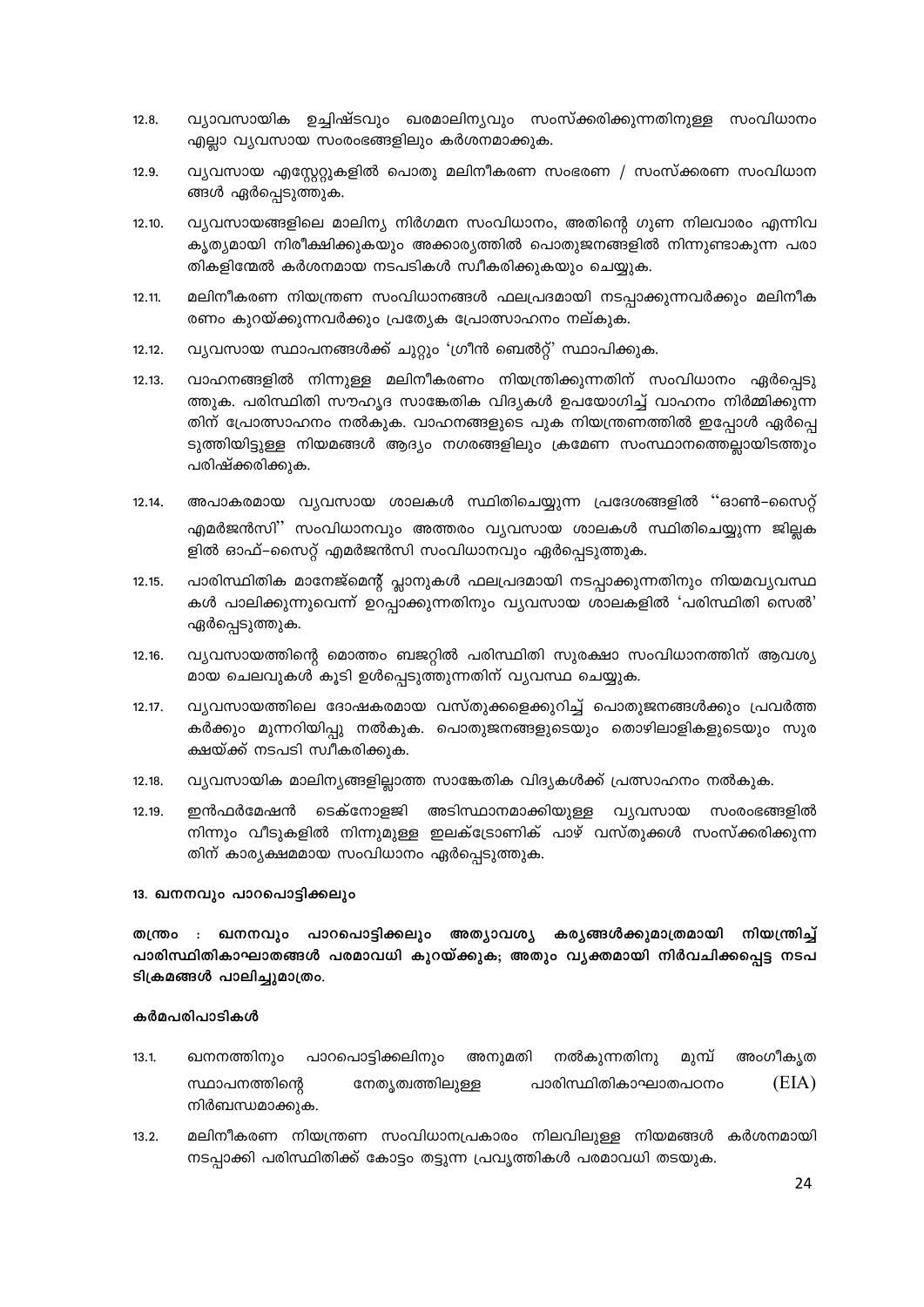12.8. വ്യാവസായിക ഉച്ചിഷ്ടവും ഖരമാലിന്യവും സംസ്ക്കരിക്കുന്നതിനുള്ള സംവിധാനം എല്ലാ വ്യവസായ സംരംഭങ്ങളിലും കർശനമാക്കുക.

12.9. വ്യവസായ എസ്റ്റേറ്റുകളിൽ പൊതു മലിനീകരണ സംഭരണ / സംസ്ക്കരണ സംവിധാനങ്ങൾ ഏർപ്പെടുത്തുക.

12.10. വ്യവസായങ്ങളിലെ മാലിന്യ നിർഗമന സംവിധാനം, അതിന്റെ ഗുണ നിലവാരം എന്നിവ കൃത്യമായി നിരീക്ഷിക്കുകയും അക്കാര്യത്തിൽ പൊതുജനങ്ങളിൽ നിന്നുണ്ടാകുന്ന പരാതികളിന്മേൽ കർശനമായ നടപടികൾ സ്വീകരിക്കുകയും ചെയ്യുക.

12.11. മലിനീകരണ നിയന്ത്രണ സംവിധാനങ്ങൾ ഫലപ്രദമായി നടപ്പാക്കുന്നവർക്കും മലിനീകരണം കുറയ്ക്കുന്നവർക്കും പ്രത്യേക പ്രോത്സാഹനം നല്കുക.

12.12. വ്യവസായ സ്ഥാപനങ്ങൾക്ക് ചുറ്റും 'ഗ്രീൻ ബെൽറ്റ്' സ്ഥാപിക്കുക.

12.13. വാഹനങ്ങളിൽ നിന്നുള്ള മലിനീകരണം നിയന്ത്രിക്കുന്നതിന് സംവിധാനം ഏർപ്പെടുത്തുക. പരിസ്ഥിതി സൗഹൃദ സാങ്കേതിക വിദ്യകൾ ഉപയോഗിച്ച് വാഹനം നിർമ്മിക്കുന്നതിന് പ്രോത്സാഹനം നൽകുക. വാഹനങ്ങളുടെ പുക നിയന്ത്രണത്തിൽ ഇപ്പോൾ ഏർപ്പെടുത്തിയിട്ടുള്ള നിയമങ്ങൾ ആദ്യം നഗരങ്ങളിലും ക്രമേണ സംസ്ഥാനത്തെല്ലായിടത്തും പരിഷ്ക്കരിക്കുക.

12.14. അപാകരമായ വ്യവസായ ശാലകൾ സ്ഥിതിചെയ്യുന്ന പ്രദേശങ്ങളിൽ "ഓൺ–സൈറ്റ് എമർജൻസി" സംവിധാനവും അത്തരം വ്യവസായ ശാലകൾ സ്ഥിതിചെയ്യുന്ന ജില്ലകളിൽ ഓഫ്–സൈറ്റ് എമർജൻസി സംവിധാനവും ഏർപ്പെടുത്തുക.

12.15. പാരിസ്ഥിതിക മാനേജ്മെന്റ് പ്ലാനുകൾ ഫലപ്രദമായി നടപ്പാക്കുന്നതിനും നിയമവ്യവസ്ഥകൾ പാലിക്കുന്നുവെന്ന് ഉറപ്പാക്കുന്നതിനും വ്യവസായ ശാലകളിൽ 'പരിസ്ഥിതി സെൽ' ഏർപ്പെടുത്തുക.

12.16. വ്യവസായത്തിന്റെ മൊത്തം ബജറ്റിൽ പരിസ്ഥിതി സുരക്ഷാ സംവിധാനത്തിന് ആവശ്യമായ ചെലവുകൾ കൂടി ഉൾപ്പെടുത്തുന്നതിന് വ്യവസ്ഥ ചെയ്യുക.

12.17. വ്യവസായത്തിലെ ദോഷകരമായ വസ്തുക്കളെക്കുറിച്ച് പൊതുജനങ്ങൾക്കും പ്രവർത്തകർക്കും മുന്നറിയിപ്പു നൽകുക. പൊതുജനങ്ങളുടെയും തൊഴിലാളികളുടെയും സുരക്ഷയ്ക്ക് നടപടി സ്വീകരിക്കുക.

12.18. വ്യവസായിക മാലിന്യങ്ങളില്ലാത്ത സാങ്കേതിക വിദ്യകൾക്ക് പ്രത്സാഹനം നൽകുക.

12.19. ഇൻഫർമേഷൻ ടെക്നോളജി അടിസ്ഥാനമാക്കിയുള്ള വ്യവസായ സംരംഭങ്ങളിൽ നിന്നും വീടുകളിൽ നിന്നുമുള്ള ഇലക്ട്രോണിക് പാഴ് വസ്തുക്കൾ സംസ്ക്കരിക്കുന്നതിന് കാര്യക്ഷമമായ സംവിധാനം ഏർപ്പെടുത്തുക.

### 13. ഖനനവും പാറപൊട്ടിക്കലും

**തന്ത്രം : ഖനനവും പാറപൊട്ടിക്കലും അത്യാവശ്യ കര്യങ്ങൾക്കുമാത്രമായി നിയന്ത്രിച്ച് പാരിസ്ഥിതികാഘാതങ്ങൾ പരമാവധി കുറയ്ക്കുക; അതും വ്യക്തമായി നിർവചിക്കപ്പെട്ട നടപടിക്രമങ്ങൾ പാലിച്ചുമാത്രം.**

**കർമപരിപാടികൾ**

13.1. ഖനനത്തിനും പാറപൊട്ടിക്കലിനും അനുമതി നൽകുന്നതിനു മുമ്പ് അംഗീകൃത സ്ഥാപനത്തിന്റെ നേതൃത്വത്തിലുള്ള പാരിസ്ഥിതികാഘാതപഠനം (EIA) നിർബന്ധമാക്കുക.

13.2. മലിനീകരണ നിയന്ത്രണ സംവിധാനപ്രകാരം നിലവിലുള്ള നിയമങ്ങൾ കർശനമായി നടപ്പാക്കി പരിസ്ഥിതിക്ക് കോട്ടം തട്ടുന്ന പ്രവൃത്തികൾ പരമാവധി തടയുക.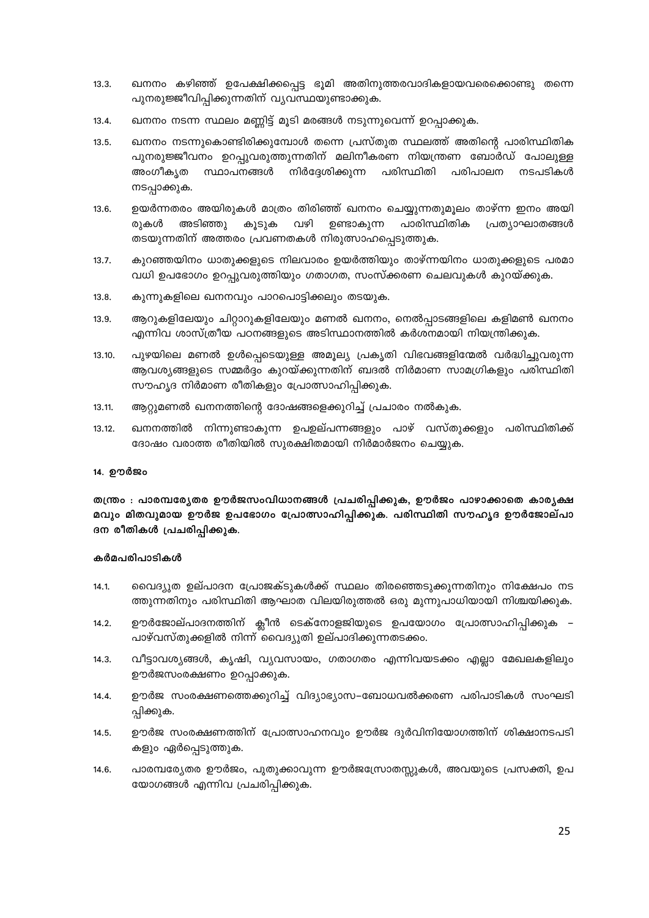13.3. ഖനനം കഴിഞ്ഞ് ഉപേക്ഷിക്കപ്പെട്ട ഭൂമി അതിനുത്തരവാദികളായവരെക്കൊണ്ടു തന്നെ പുനരുജ്ജീവിപ്പിക്കുന്നതിന് വ്യവസ്ഥയുണ്ടാക്കുക.

13.4. ഖനനം നടന്ന സ്ഥലം മണ്ണിട്ട് മൂടി മരങ്ങൾ നടുന്നുവെന്ന് ഉറപ്പാക്കുക.

13.5. ഖനനം നടന്നുകൊണ്ടിരിക്കുമ്പോൾ തന്നെ പ്രസ്തുത സ്ഥലത്ത് അതിന്റെ പാരിസ്ഥിതിക പുനരുജ്ജീവനം ഉറപ്പുവരുത്തുന്നതിന് മലിനീകരണ നിയന്ത്രണ ബോർഡ് പോലുള്ള അംഗീകൃത സ്ഥാപനങ്ങൾ നിർദ്ദേശിക്കുന്ന പരിസ്ഥിതി പരിപാലന നടപടികൾ നടപ്പാക്കുക.

13.6. ഉയർന്നതരം അയിരുകൾ മാത്രം തിരിഞ്ഞ് ഖനനം ചെയ്യുന്നതുമൂലം താഴ്ന്ന ഇനം അയിരുകൾ അടിഞ്ഞു കൂടുക വഴി ഉണ്ടാകുന്ന പാരിസ്ഥിതിക പ്രത്യാഘാതങ്ങൾ തടയുന്നതിന് അത്തരം പ്രവണതകൾ നിരുത്സാഹപ്പെടുത്തുക.

13.7. കുറഞ്ഞയിനം ധാതുക്കളുടെ നിലവാരം ഉയർത്തിയും താഴ്ന്നയിനം ധാതുക്കളുടെ പരമാവധി ഉപഭോഗം ഉറപ്പുവരുത്തിയും ഗതാഗത, സംസ്കരണ ചെലവുകൾ കുറയ്ക്കുക.

13.8. കുന്നുകളിലെ ഖനനവും പാറപൊട്ടിക്കലും തടയുക.

13.9. ആറുകളിലേയും ചിറ്റാറുകളിലേയും മണൽ ഖനനം, നെൽപ്പാടങ്ങളിലെ കളിമൺ ഖനനം എന്നിവ ശാസ്ത്രീയ പഠനങ്ങളുടെ അടിസ്ഥാനത്തിൽ കർശനമായി നിയന്ത്രിക്കുക.

13.10. പുഴയിലെ മണൽ ഉൾപ്പെടെയുള്ള അമൂല്യ പ്രകൃതി വിഭവങ്ങളിന്മേൽ വർദ്ധിച്ചുവരുന്ന ആവശ്യങ്ങളുടെ സമ്മർദ്ദം കുറയ്ക്കുന്നതിന് ബദൽ നിർമാണ സാമഗ്രികളും പരിസ്ഥിതി സൗഹൃദ നിർമാണ രീതികളും പ്രോത്സാഹിപ്പിക്കുക.

13.11. ആറ്റുമണൽ ഖനനത്തിന്റെ ദോഷങ്ങളെക്കുറിച്ച് പ്രചാരം നൽകുക.

13.12. ഖനനത്തിൽ നിന്നുണ്ടാകുന്ന ഉപഉല്പന്നങ്ങളും പാഴ് വസ്തുക്കളും പരിസ്ഥിതിക്ക് ദോഷം വരാത്ത രീതിയിൽ സുരക്ഷിതമായി നിർമാർജനം ചെയ്യുക.

## 14. ഊർജം

**തന്ത്രം : പാരമ്പര്യേതര ഊർജസംവിധാനങ്ങൾ പ്രചരിപ്പിക്കുക, ഊർജം പാഴാക്കാതെ കാര്യക്ഷമവും മിതവുമായ ഊർജ ഉപഭോഗം പ്രോത്സാഹിപ്പിക്കുക. പരിസ്ഥിതി സൗഹൃദ ഊർജോല്പാദന രീതികൾ പ്രചരിപ്പിക്കുക.**

### കർമപരിപാടികൾ

14.1. വൈദ്യുത ഉല്പാദന പ്രോജക്ടുകൾക്ക് സ്ഥലം തിരഞ്ഞെടുക്കുന്നതിനും നിക്ഷേപം നടത്തുന്നതിനും പരിസ്ഥിതി ആഘാത വിലയിരുത്തൽ ഒരു മുന്നുപാധിയായി നിശ്ചയിക്കുക.

14.2. ഊർജോല്പാദനത്തിന് ക്ലീൻ ടെക്നോളജിയുടെ ഉപയോഗം പ്രോത്സാഹിപ്പിക്കുക – പാഴ്വസ്തുക്കളിൽ നിന്ന് വൈദ്യുതി ഉല്പാദിക്കുന്നതടക്കം.

14.3. വീട്ടാവശ്യങ്ങൾ, കൃഷി, വ്യവസായം, ഗതാഗതം എന്നിവയടക്കം എല്ലാ മേഖലകളിലും ഊർജസംരക്ഷണം ഉറപ്പാക്കുക.

14.4. ഊർജ സംരക്ഷണത്തെക്കുറിച്ച് വിദ്യാഭ്യാസ–ബോധവൽക്കരണ പരിപാടികൾ സംഘടിപ്പിക്കുക.

14.5. ഊർജ സംരക്ഷണത്തിന് പ്രോത്സാഹനവും ഊർജ ദുർവിനിയോഗത്തിന് ശിക്ഷാനടപടികളും ഏർപ്പെടുത്തുക.

14.6. പാരമ്പര്യേതര ഊർജം, പുതുക്കാവുന്ന ഊർജസ്രോതസ്സുകൾ, അവയുടെ പ്രസക്തി, ഉപയോഗങ്ങൾ എന്നിവ പ്രചരിപ്പിക്കുക.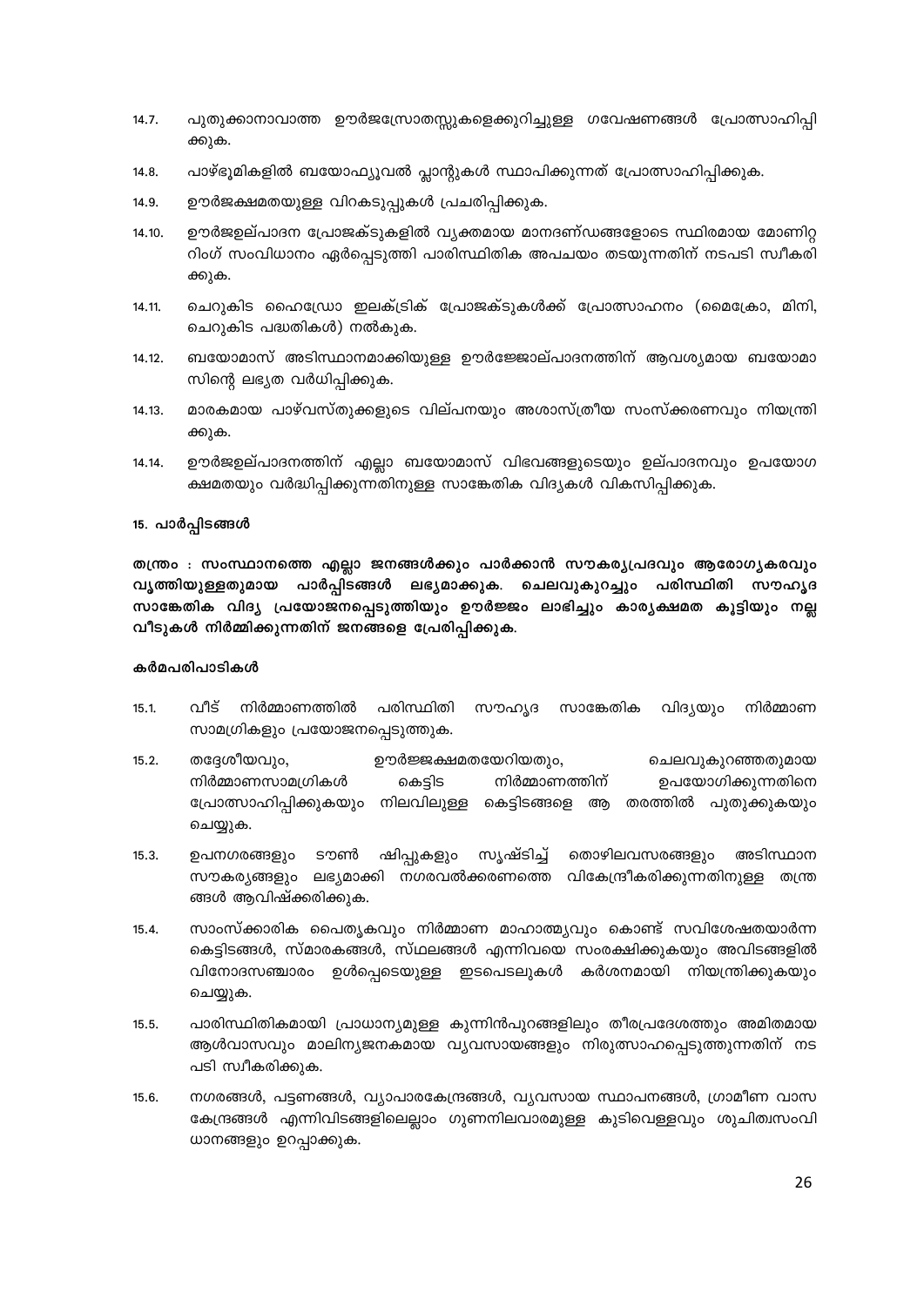14.7. പുതുക്കാനാവാത്ത ഊർജസ്രോതസ്സുകളെക്കുറിച്ചുള്ള ഗവേഷണങ്ങൾ പ്രോത്സാഹിപ്പിക്കുക.

14.8. പാഴ്ഭൂമികളിൽ ബയോഫ്യൂവൽ പ്ലാന്റുകൾ സ്ഥാപിക്കുന്നത് പ്രോത്സാഹിപ്പിക്കുക.

14.9. ഊർജക്ഷമതയുള്ള വിറകടുപ്പുകൾ പ്രചരിപ്പിക്കുക.

14.10. ഊർജഉല്പാദന പ്രോജക്ടുകളിൽ വ്യക്തമായ മാനദണ്ഡങ്ങളോടെ സ്ഥിരമായ മോണിറ്ററിംഗ് സംവിധാനം ഏർപ്പെടുത്തി പാരിസ്ഥിതിക അപചയം തടയുന്നതിന് നടപടി സ്വീകരിക്കുക.

14.11. ചെറുകിട ഹൈഡ്രോ ഇലക്ട്രിക് പ്രോജക്ടുകൾക്ക് പ്രോത്സാഹനം (മൈക്രോ, മിനി, ചെറുകിട പദ്ധതികൾ) നൽകുക.

14.12. ബയോമാസ് അടിസ്ഥാനമാക്കിയുള്ള ഊർജ്ജോല്പാദനത്തിന് ആവശ്യമായ ബയോമാസിന്റെ ലഭ്യത വർധിപ്പിക്കുക.

14.13. മാരകമായ പാഴ്വസ്തുക്കളുടെ വില്പനയും അശാസ്ത്രീയ സംസ്കരണവും നിയന്ത്രിക്കുക.

14.14. ഊർജഉല്പാദനത്തിന് എല്ലാ ബയോമാസ് വിഭവങ്ങളുടെയും ഉല്പാദനവും ഉപയോഗക്ഷമതയും വർദ്ധിപ്പിക്കുന്നതിനുള്ള സാങ്കേതിക വിദ്യകൾ വികസിപ്പിക്കുക.

### 15. പാർപ്പിടങ്ങൾ

**തന്ത്രം : സംസ്ഥാനത്തെ എല്ലാ ജനങ്ങൾക്കും പാർക്കാൻ സൗകര്യപ്രദവും ആരോഗ്യകരവും വൃത്തിയുള്ളതുമായ പാർപ്പിടങ്ങൾ ലഭ്യമാക്കുക. ചെലവുകുറച്ചും പരിസ്ഥിതി സൗഹൃദ സാങ്കേതിക വിദ്യ പ്രയോജനപ്പെടുത്തിയും ഊർജ്ജം ലാഭിച്ചും കാര്യക്ഷമത കൂട്ടിയും നല്ല വീടുകൾ നിർമ്മിക്കുന്നതിന് ജനങ്ങളെ പ്രേരിപ്പിക്കുക.**

**കർമപരിപാടികൾ**

15.1. വീട് നിർമ്മാണത്തിൽ പരിസ്ഥിതി സൗഹൃദ സാങ്കേതിക വിദ്യയും നിർമ്മാണ സാമഗ്രികളും പ്രയോജനപ്പെടുത്തുക.

15.2. തദ്ദേശീയവും, ഊർജ്ജക്ഷമതയേറിയതും, ചെലവുകുറഞ്ഞതുമായ നിർമ്മാണസാമഗ്രികൾ കെട്ടിട നിർമ്മാണത്തിന് ഉപയോഗിക്കുന്നതിനെ പ്രോത്സാഹിപ്പിക്കുകയും നിലവിലുള്ള കെട്ടിടങ്ങളെ ആ തരത്തിൽ പുതുക്കുകയും ചെയ്യുക.

15.3. ഉപനഗരങ്ങളും ടൗൺ ഷിപ്പുകളും സൃഷ്ടിച്ച് തൊഴിലവസരങ്ങളും അടിസ്ഥാന സൗകര്യങ്ങളും ലഭ്യമാക്കി നഗരവൽക്കരണത്തെ വികേന്ദ്രീകരിക്കുന്നതിനുള്ള തന്ത്രങ്ങൾ ആവിഷ്ക്കരിക്കുക.

15.4. സാംസ്ക്കാരിക പൈതൃകവും നിർമ്മാണ മാഹാത്മ്യവും കൊണ്ട് സവിശേഷതയാർന്ന കെട്ടിടങ്ങൾ, സ്മാരകങ്ങൾ, സ്ഥലങ്ങൾ എന്നിവയെ സംരക്ഷിക്കുകയും അവിടങ്ങളിൽ വിനോദസഞ്ചാരം ഉൾപ്പെടെയുള്ള ഇടപെടലുകൾ കർശനമായി നിയന്ത്രിക്കുകയും ചെയ്യുക.

15.5. പാരിസ്ഥിതികമായി പ്രാധാന്യമുള്ള കുന്നിൻപുറങ്ങളിലും തീരപ്രദേശത്തും അമിതമായ ആൾവാസവും മാലിന്യജനകമായ വ്യവസായങ്ങളും നിരുത്സാഹപ്പെടുത്തുന്നതിന് നടപടി സ്വീകരിക്കുക.

15.6. നഗരങ്ങൾ, പട്ടണങ്ങൾ, വ്യാപാരകേന്ദ്രങ്ങൾ, വ്യവസായ സ്ഥാപനങ്ങൾ, ഗ്രാമീണ വാസകേന്ദ്രങ്ങൾ എന്നിവിടങ്ങളിലെല്ലാം ഗുണനിലവാരമുള്ള കുടിവെള്ളവും ശുചിത്വസംവിധാനങ്ങളും ഉറപ്പാക്കുക.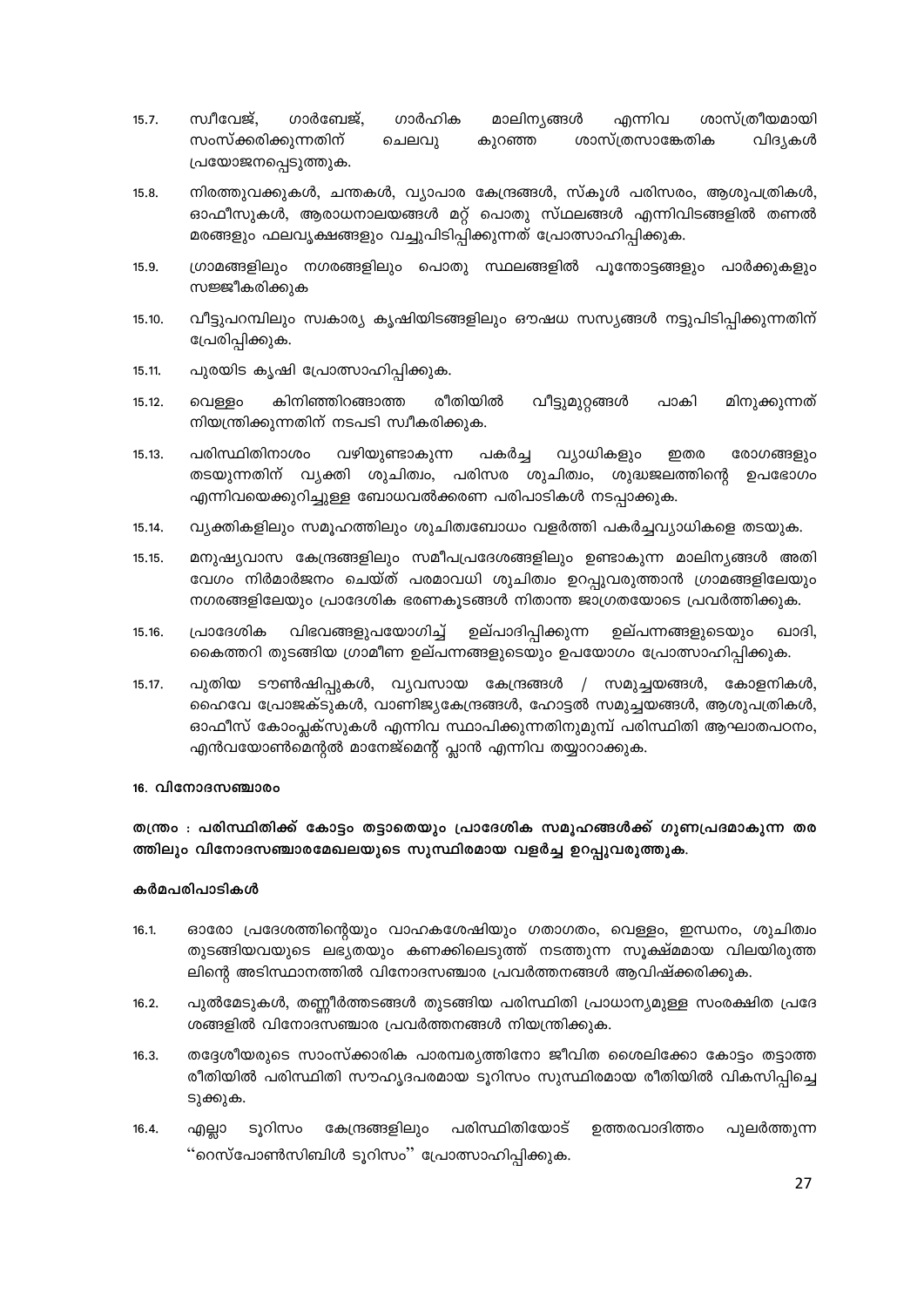15.7. സീവേജ്, ഗാർബേജ്, ഗാർഹിക മാലിന്യങ്ങൾ എന്നിവ ശാസ്ത്രീയമായി സംസ്ക്കരിക്കുന്നതിന് ചെലവു കുറഞ്ഞ ശാസ്ത്രസാങ്കേതിക വിദ്യകൾ പ്രയോജനപ്പെടുത്തുക.

15.8. നിരത്തുവക്കുകൾ, ചന്തകൾ, വ്യാപാര കേന്ദ്രങ്ങൾ, സ്കൂൾ പരിസരം, ആശുപത്രികൾ, ഓഫീസുകൾ, ആരാധനാലയങ്ങൾ മറ്റ് പൊതു സ്ഥലങ്ങൾ എന്നിവിടങ്ങളിൽ തണൽ മരങ്ങളും ഫലവൃക്ഷങ്ങളും വച്ചുപിടിപ്പിക്കുന്നത് പ്രോത്സാഹിപ്പിക്കുക.

15.9. ഗ്രാമങ്ങളിലും നഗരങ്ങളിലും പൊതു സ്ഥലങ്ങളിൽ പൂന്തോട്ടങ്ങളും പാർക്കുകളും സജ്ജീകരിക്കുക

15.10. വീട്ടുപറമ്പിലും സ്വകാര്യ കൃഷിയിടങ്ങളിലും ഔഷധ സസ്യങ്ങൾ നട്ടുപിടിപ്പിക്കുന്നതിന് പ്രേരിപ്പിക്കുക.

15.11. പുരയിട കൃഷി പ്രോത്സാഹിപ്പിക്കുക.

15.12. വെള്ളം കിനിഞ്ഞിറങ്ങാത്ത രീതിയിൽ വീട്ടുമുറ്റങ്ങൾ പാകി മിനുക്കുന്നത് നിയന്ത്രിക്കുന്നതിന് നടപടി സ്വീകരിക്കുക.

15.13. പരിസ്ഥിതിനാശം വഴിയുണ്ടാകുന്ന പകർച്ച വ്യാധികളും ഇതര രോഗങ്ങളും തടയുന്നതിന് വ്യക്തി ശുചിത്വം, പരിസര ശുചിത്വം, ശുദ്ധജലത്തിന്റെ ഉപഭോഗം എന്നിവയെക്കുറിച്ചുള്ള ബോധവൽക്കരണ പരിപാടികൾ നടപ്പാക്കുക.

15.14. വ്യക്തികളിലും സമൂഹത്തിലും ശുചിത്വബോധം വളർത്തി പകർച്ചവ്യാധികളെ തടയുക.

15.15. മനുഷ്യവാസ കേന്ദ്രങ്ങളിലും സമീപപ്രദേശങ്ങളിലും ഉണ്ടാകുന്ന മാലിന്യങ്ങൾ അതി വേഗം നിർമ്മാർജനം ചെയ്ത് പരമാവധി ശുചിത്വം ഉറപ്പുവരുത്താൻ ഗ്രാമങ്ങളിലേയും നഗരങ്ങളിലേയും പ്രാദേശിക ഭരണകൂടങ്ങൾ നിതാന്ത ജാഗ്രതയോടെ പ്രവർത്തിക്കുക.

15.16. പ്രാദേശിക വിഭവങ്ങളുപയോഗിച്ച് ഉല്പാദിപ്പിക്കുന്ന ഉല്പന്നങ്ങളുടെയും ഖാദി, കൈത്തറി തുടങ്ങിയ ഗ്രാമീണ ഉല്പന്നങ്ങളുടെയും ഉപയോഗം പ്രോത്സാഹിപ്പിക്കുക.

15.17. പുതിയ ടൗൺഷിപ്പുകൾ, വ്യവസായ കേന്ദ്രങ്ങൾ / സമുച്ചയങ്ങൾ, കോളനികൾ, ഹൈവേ പ്രോജക്ടുകൾ, വാണിജ്യകേന്ദ്രങ്ങൾ, ഹോട്ടൽ സമുച്ചയങ്ങൾ, ആശുപത്രികൾ, ഓഫീസ് കോംപ്ലക്സുകൾ എന്നിവ സ്ഥാപിക്കുന്നതിനുമുമ്പ് പരിസ്ഥിതി ആഘാതപഠനം, എൻവയോൺമെന്റൽ മാനേജ്മെന്റ് പ്ലാൻ എന്നിവ തയ്യാറാക്കുക.

### 16. വിനോദസഞ്ചാരം

**തന്ത്രം : പരിസ്ഥിതിക്ക് കോട്ടം തട്ടാതെയും പ്രാദേശിക സമൂഹങ്ങൾക്ക് ഗുണപ്രദമാകുന്ന തരത്തിലും വിനോദസഞ്ചാരമേഖലയുടെ സുസ്ഥിരമായ വളർച്ച ഉറപ്പുവരുത്തുക.**

**കർമപരിപാടികൾ**

16.1. ഓരോ പ്രദേശത്തിന്റെയും വാഹകശേഷിയും ഗതാഗതം, വെള്ളം, ഇന്ധനം, ശുചിത്വം തുടങ്ങിയവയുടെ ലഭ്യതയും കണക്കിലെടുത്ത് നടത്തുന്ന സൂക്ഷ്മമായ വിലയിരുത്തലിന്റെ അടിസ്ഥാനത്തിൽ വിനോദസഞ്ചാര പ്രവർത്തനങ്ങൾ ആവിഷ്ക്കരിക്കുക.

16.2. പുൽമേടുകൾ, തണ്ണീർത്തടങ്ങൾ തുടങ്ങിയ പരിസ്ഥിതി പ്രാധാന്യമുള്ള സംരക്ഷിത പ്രദേശങ്ങളിൽ വിനോദസഞ്ചാര പ്രവർത്തനങ്ങൾ നിയന്ത്രിക്കുക.

16.3. തദ്ദേശീയരുടെ സാംസ്ക്കാരിക പാരമ്പര്യത്തിനോ ജീവിത ശൈലിക്കോ കോട്ടം തട്ടാത്ത രീതിയിൽ പരിസ്ഥിതി സൗഹൃദപരമായ ടൂറിസം സുസ്ഥിരമായ രീതിയിൽ വികസിപ്പിച്ചെടുക്കുക.

16.4. എല്ലാ ടൂറിസം കേന്ദ്രങ്ങളിലും പരിസ്ഥിതിയോട് ഉത്തരവാദിത്തം പുലർത്തുന്ന ''റെസ്പോൺസിബിൾ ടൂറിസം'' പ്രോത്സാഹിപ്പിക്കുക.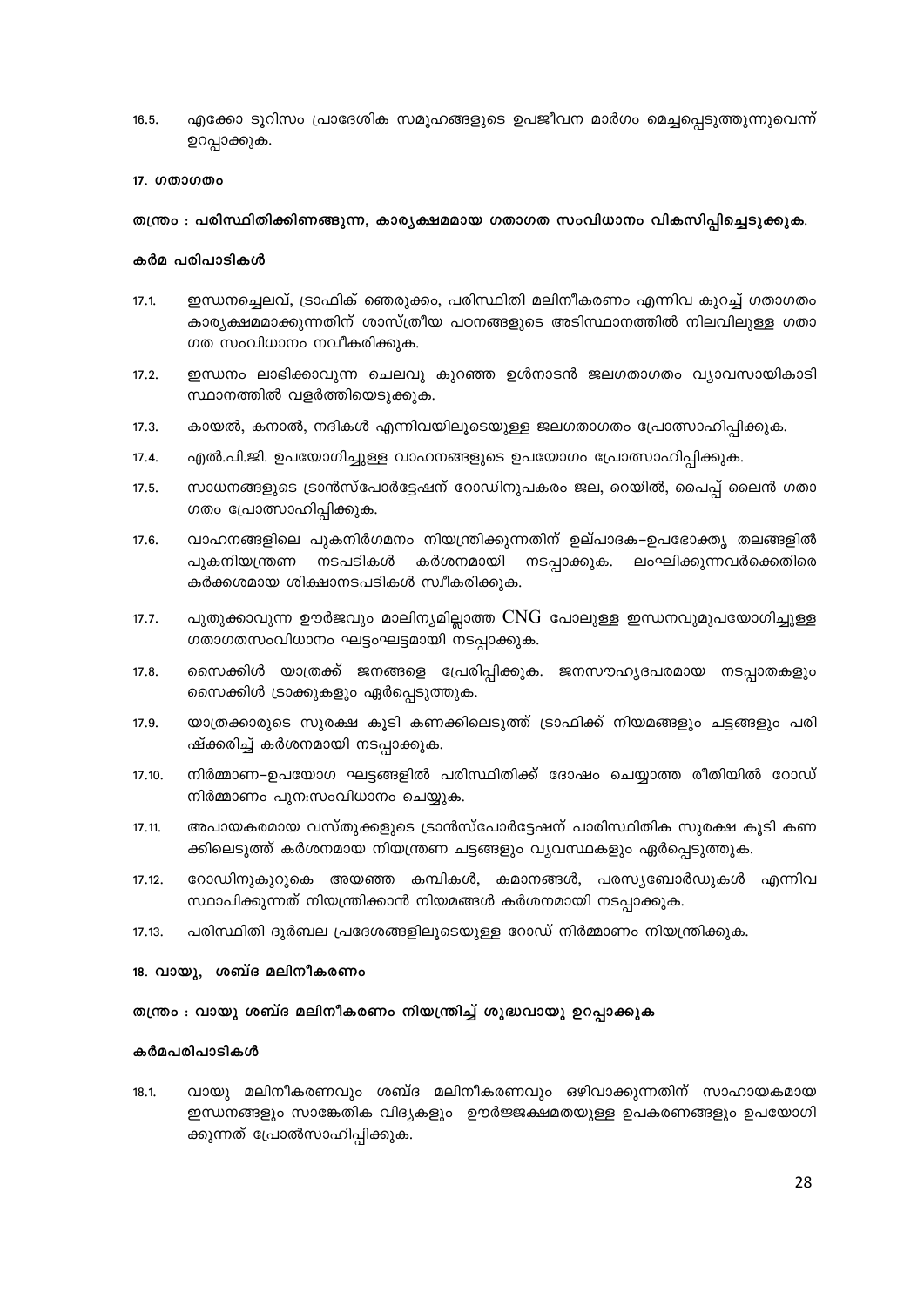16.5. എക്കോ ടൂറിസം പ്രാദേശിക സമൂഹങ്ങളുടെ ഉപജീവന മാർഗം മെച്ചപ്പെടുത്തുന്നുവെന്ന് ഉറപ്പാക്കുക.

**17. ഗതാഗതം**

**തന്ത്രം : പരിസ്ഥിതിക്കിണങ്ങുന്ന, കാര്യക്ഷമമായ ഗതാഗത സംവിധാനം വികസിപ്പിച്ചെടുക്കുക.**

**കർമ്മ പരിപാടികൾ**

17.1. ഇന്ധനച്ചെലവ്, ട്രാഫിക് ഞെരുക്കം, പരിസ്ഥിതി മലിനീകരണം എന്നിവ കുറച്ച് ഗതാഗതം കാര്യക്ഷമമാക്കുന്നതിന് ശാസ്ത്രീയ പഠനങ്ങളുടെ അടിസ്ഥാനത്തിൽ നിലവിലുള്ള ഗതാഗത സംവിധാനം നവീകരിക്കുക.

17.2. ഇന്ധനം ലാഭിക്കാവുന്ന ചെലവു കുറഞ്ഞ ഉൾനാടൻ ജലഗതാഗതം വ്യാവസായികാടിസ്ഥാനത്തിൽ വളർത്തിയെടുക്കുക.

17.3. കായൽ, കനാൽ, നദികൾ എന്നിവയിലൂടെയുള്ള ജലഗതാഗതം പ്രോത്സാഹിപ്പിക്കുക.

17.4. എൽ.പി.ജി. ഉപയോഗിച്ചുള്ള വാഹനങ്ങളുടെ ഉപയോഗം പ്രോത്സാഹിപ്പിക്കുക.

17.5. സാധനങ്ങളുടെ ട്രാൻസ്പോർട്ടേഷന് റോഡിനുപകരം ജല, റെയിൽ, പൈപ്പ് ലൈൻ ഗതാഗതം പ്രോത്സാഹിപ്പിക്കുക.

17.6. വാഹനങ്ങളിലെ പുകനിർഗമനം നിയന്ത്രിക്കുന്നതിന് ഉല്പാദക–ഉപഭോക്തൃ തലങ്ങളിൽ പുകനിയന്ത്രണ നടപടികൾ കർശനമായി നടപ്പാക്കുക. ലംഘിക്കുന്നവർക്കെതിരെ കർക്കശമായ ശിക്ഷാനടപടികൾ സ്വീകരിക്കുക.

17.7. പുതുക്കാവുന്ന ഊർജവും മാലിന്യമില്ലാത്ത CNG പോലുള്ള ഇന്ധനവുമുപയോഗിച്ചുള്ള ഗതാഗതസംവിധാനം ഘട്ടംഘട്ടമായി നടപ്പാക്കുക.

17.8. സൈക്കിൾ യാത്രക്ക് ജനങ്ങളെ പ്രേരിപ്പിക്കുക. ജനസൗഹൃദപരമായ നടപ്പാതകളും സൈക്കിൾ ട്രാക്കുകളും ഏർപ്പെടുത്തുക.

17.9. യാത്രക്കാരുടെ സുരക്ഷ കൂടി കണക്കിലെടുത്ത് ട്രാഫിക്ക് നിയമങ്ങളും ചട്ടങ്ങളും പരിഷ്ക്കരിച്ച് കർശനമായി നടപ്പാക്കുക.

17.10. നിർമ്മാണ–ഉപയോഗ ഘട്ടങ്ങളിൽ പരിസ്ഥിതിക്ക് ദോഷം ചെയ്യാത്ത രീതിയിൽ റോഡ് നിർമ്മാണം പുന:സംവിധാനം ചെയ്യുക.

17.11. അപായകരമായ വസ്തുക്കളുടെ ട്രാൻസ്പോർട്ടേഷന് പാരിസ്ഥിതിക സുരക്ഷ കൂടി കണക്കിലെടുത്ത് കർശനമായ നിയന്ത്രണ ചട്ടങ്ങളും വ്യവസ്ഥകളും ഏർപ്പെടുത്തുക.

17.12. റോഡിനുകുറുകെ അയഞ്ഞ കമ്പികൾ, കമാനങ്ങൾ, പരസ്യബോർഡുകൾ എന്നിവ സ്ഥാപിക്കുന്നത് നിയന്ത്രിക്കാൻ നിയമങ്ങൾ കർശനമായി നടപ്പാക്കുക.

17.13. പരിസ്ഥിതി ദുർബല പ്രദേശങ്ങളിലൂടെയുള്ള റോഡ് നിർമ്മാണം നിയന്ത്രിക്കുക.

**18. വായു, ശബ്ദ മലിനീകരണം**

**തന്ത്രം : വായു ശബ്ദ മലിനീകരണം നിയന്ത്രിച്ച് ശുദ്ധവായു ഉറപ്പാക്കുക**

**കർമപരിപാടികൾ**

18.1. വായു മലിനീകരണവും ശബ്ദ മലിനീകരണവും ഒഴിവാക്കുന്നതിന് സാഹായകമായ ഇന്ധനങ്ങളും സാങ്കേതിക വിദ്യകളും ഊർജ്ജക്ഷമതയുള്ള ഉപകരണങ്ങളും ഉപയോഗിക്കുന്നത് പ്രോൽസാഹിപ്പിക്കുക.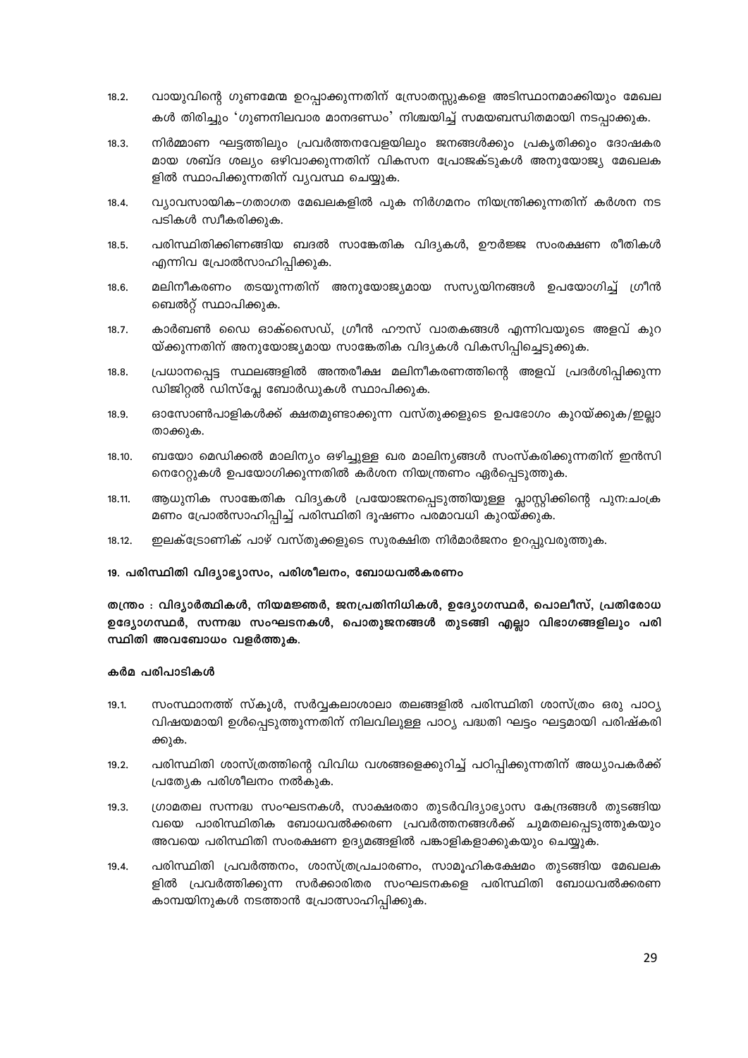18.2. വായുവിന്റെ ഗുണമേന്മ ഉറപ്പാക്കുന്നതിന് സ്രോതസ്സുകളെ അടിസ്ഥാനമാക്കിയും മേഖലകൾ തിരിച്ചും 'ഗുണനിലവാര മാനദണ്ഡം' നിശ്ചയിച്ച് സമയബന്ധിതമായി നടപ്പാക്കുക.

18.3. നിർമ്മാണ ഘട്ടത്തിലും പ്രവർത്തനവേളയിലും ജനങ്ങൾക്കും പ്രകൃതിക്കും ദോഷകരമായ ശബ്ദ ശല്യം ഒഴിവാക്കുന്നതിന് വികസന പ്രോജക്ടുകൾ അനുയോജ്യ മേഖലകളിൽ സ്ഥാപിക്കുന്നതിന് വ്യവസ്ഥ ചെയ്യുക.

18.4. വ്യാവസായിക–ഗതാഗത മേഖലകളിൽ പുക നിർഗമനം നിയന്ത്രിക്കുന്നതിന് കർശന നടപടികൾ സ്വീകരിക്കുക.

18.5. പരിസ്ഥിതിക്കിണങ്ങിയ ബദൽ സാങ്കേതിക വിദ്യകൾ, ഊർജ്ജ സംരക്ഷണ രീതികൾ എന്നിവ പ്രോൽസാഹിപ്പിക്കുക.

18.6. മലിനീകരണം തടയുന്നതിന് അനുയോജ്യമായ സസ്യയിനങ്ങൾ ഉപയോഗിച്ച് ഗ്രീൻ ബെൽറ്റ് സ്ഥാപിക്കുക.

18.7. കാർബൺ ഡൈ ഓക്സൈഡ്, ഗ്രീൻ ഹൗസ് വാതകങ്ങൾ എന്നിവയുടെ അളവ് കുറയ്ക്കുന്നതിന് അനുയോജ്യമായ സാങ്കേതിക വിദ്യകൾ വികസിപ്പിച്ചെടുക്കുക.

18.8. പ്രധാനപ്പെട്ട സ്ഥലങ്ങളിൽ അന്തരീക്ഷ മലിനീകരണത്തിന്റെ അളവ് പ്രദർശിപ്പിക്കുന്ന ഡിജിറ്റൽ ഡിസ്‌പ്ലേ ബോർഡുകൾ സ്ഥാപിക്കുക.

18.9. ഓസോൺപാളികൾക്ക് ക്ഷതമുണ്ടാക്കുന്ന വസ്തുക്കളുടെ ഉപഭോഗം കുറയ്ക്കുക/ഇല്ലാതാക്കുക.

18.10. ബയോ മെഡിക്കൽ മാലിന്യം ഒഴിച്ചുള്ള ഖര മാലിന്യങ്ങൾ സംസ്കരിക്കുന്നതിന് ഇൻസിനെറേറ്ററുകൾ ഉപയോഗിക്കുന്നതിൽ കർശന നിയന്ത്രണം ഏർപ്പെടുത്തുക.

18.11. ആധുനിക സാങ്കേതിക വിദ്യകൾ പ്രയോജനപ്പെടുത്തിയുള്ള പ്ലാസ്റ്റിക്കിന്റെ പുന:ചംക്രമണം പ്രോൽസാഹിപ്പിച്ച് പരിസ്ഥിതി ദൂഷണം പരമാവധി കുറയ്ക്കുക.

18.12. ഇലക്ട്രോണിക് പാഴ് വസ്തുക്കളുടെ സുരക്ഷിത നിർമാർജനം ഉറപ്പുവരുത്തുക.

## 19. പരിസ്ഥിതി വിദ്യാഭ്യാസം, പരിശീലനം, ബോധവൽകരണം

**തന്ത്രം : വിദ്യാർത്ഥികൾ, നിയമജ്ഞർ, ജനപ്രതിനിധികൾ, ഉദ്യോഗസ്ഥർ, പൊലീസ്, പ്രതിരോധ ഉദ്യോഗസ്ഥർ, സന്നദ്ധ സംഘടനകൾ, പൊതുജനങ്ങൾ തുടങ്ങി എല്ലാ വിഭാഗങ്ങളിലും പരിസ്ഥിതി അവബോധം വളർത്തുക.**

### കർമ്മ പരിപാടികൾ

19.1. സംസ്ഥാനത്ത് സ്കൂൾ, സർവ്വകലാശാലാ തലങ്ങളിൽ പരിസ്ഥിതി ശാസ്ത്രം ഒരു പാഠ്യ വിഷയമായി ഉൾപ്പെടുത്തുന്നതിന് നിലവിലുള്ള പാഠ്യ പദ്ധതി ഘട്ടം ഘട്ടമായി പരിഷ്കരിക്കുക.

19.2. പരിസ്ഥിതി ശാസ്ത്രത്തിന്റെ വിവിധ വശങ്ങളെക്കുറിച്ച് പഠിപ്പിക്കുന്നതിന് അധ്യാപകർക്ക് പ്രത്യേക പരിശീലനം നൽകുക.

19.3. ഗ്രാമതല സന്നദ്ധ സംഘടനകൾ, സാക്ഷരതാ തുടർവിദ്യാഭ്യാസ കേന്ദ്രങ്ങൾ തുടങ്ങിയവയെ പാരിസ്ഥിതിക ബോധവൽക്കരണ പ്രവർത്തനങ്ങൾക്ക് ചുമതലപ്പെടുത്തുകയും അവയെ പരിസ്ഥിതി സംരക്ഷണ ഉദ്യമങ്ങളിൽ പങ്കാളികളാക്കുകയും ചെയ്യുക.

19.4. പരിസ്ഥിതി പ്രവർത്തനം, ശാസ്ത്രപ്രചാരണം, സാമൂഹികക്ഷേമം തുടങ്ങിയ മേഖലകളിൽ പ്രവർത്തിക്കുന്ന സർക്കാരിതര സംഘടനകളെ പരിസ്ഥിതി ബോധവൽക്കരണ കാമ്പയിനുകൾ നടത്താൻ പ്രോത്സാഹിപ്പിക്കുക.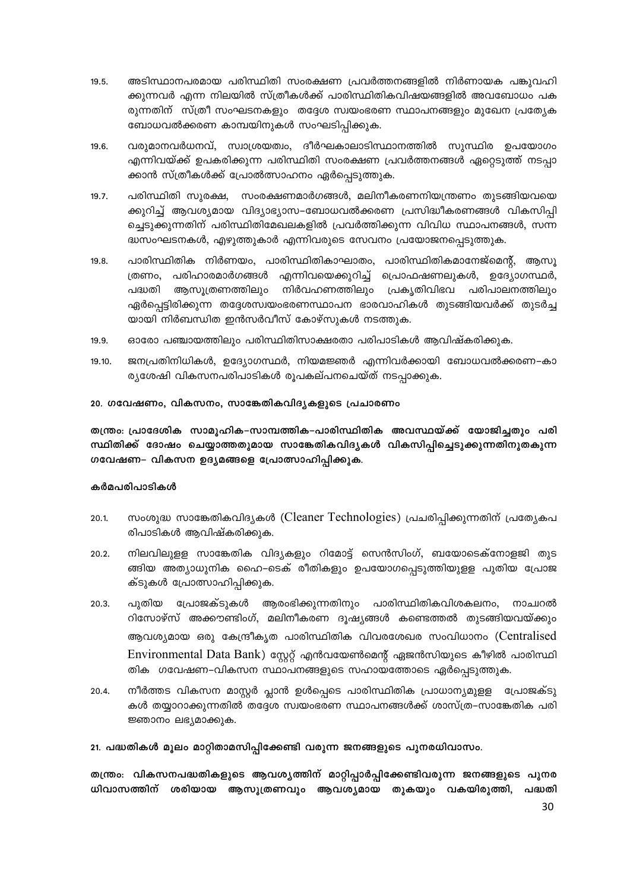19.5. അടിസ്ഥാനപരമായ പരിസ്ഥിതി സംരക്ഷണ പ്രവർത്തനങ്ങളിൽ നിർണായക പങ്കുവഹിക്കുന്നവർ എന്ന നിലയിൽ സ്ത്രീകൾക്ക് പാരിസ്ഥിതികവിഷയങ്ങളിൽ അവബോധം പകരുന്നതിന് സ്ത്രീ സംഘടനകളും തദ്ദേശ സ്വയംഭരണ സ്ഥാപനങ്ങളും മുഖേന പ്രത്യേക ബോധവൽക്കരണ കാമ്പയിനുകൾ സംഘടിപ്പിക്കുക.

19.6. വരുമാനവർധനവ്, സ്വാശ്രയത്വം, ദീർഘകാലാടിസ്ഥാനത്തിൽ സുസ്ഥിര ഉപയോഗം എന്നിവയ്ക്ക് ഉപകരിക്കുന്ന പരിസ്ഥിതി സംരക്ഷണ പ്രവർത്തനങ്ങൾ ഏറ്റെടുത്ത് നടപ്പാക്കാൻ സ്ത്രീകൾക്ക് പ്രോൽത്സാഹനം ഏർപ്പെടുത്തുക.

19.7. പരിസ്ഥിതി സുരക്ഷ, സംരക്ഷണമാർഗങ്ങൾ, മലിനീകരണനിയന്ത്രണം തുടങ്ങിയവയെക്കുറിച്ച് ആവശ്യമായ വിദ്യാഭ്യാസ–ബോധവൽക്കരണ പ്രസിദ്ധീകരണങ്ങൾ വികസിപ്പിച്ചെടുക്കുന്നതിന് പരിസ്ഥിതിമേഖലകളിൽ പ്രവർത്തിക്കുന്ന വിവിധ സ്ഥാപനങ്ങൾ, സന്നദ്ധസംഘടനകൾ, എഴുത്തുകാർ എന്നിവരുടെ സേവനം പ്രയോജനപ്പെടുത്തുക.

19.8. പാരിസ്ഥിതിക നിർണയം, പാരിസ്ഥിതികാഘാതം, പാരിസ്ഥിതികമാനേജ്മെന്റ്, ആസൂത്രണം, പരിഹാരമാർഗങ്ങൾ എന്നിവയെക്കുറിച്ച് പ്രൊഫഷണലുകൾ, ഉദ്യോഗസ്ഥർ, പദ്ധതി ആസൂത്രണത്തിലും നിർവഹണത്തിലും പ്രകൃതിവിഭവ പരിപാലനത്തിലും ഏർപ്പെട്ടിരിക്കുന്ന തദ്ദേശസ്വയംഭരണസ്ഥാപന ഭാരവാഹികൾ തുടങ്ങിയവർക്ക് തുടർച്ചയായി നിർബന്ധിത ഇൻസർവീസ് കോഴ്സുകൾ നടത്തുക.

19.9. ഓരോ പഞ്ചായത്തിലും പരിസ്ഥിതിസാക്ഷരതാ പരിപാടികൾ ആവിഷ്കരിക്കുക.

19.10. ജനപ്രതിനിധികൾ, ഉദ്യോഗസ്ഥർ, നിയമജ്ഞർ എന്നിവർക്കായി ബോധവൽക്കരണ–കാര്യശേഷി വികസനപരിപാടികൾ രൂപകല്പനചെയ്ത് നടപ്പാക്കുക.

### 20. ഗവേഷണം, വികസനം, സാങ്കേതികവിദ്യകളുടെ പ്രചാരണം

**തന്ത്രം: പ്രാദേശിക സാമൂഹിക–സാമ്പത്തിക–പാരിസ്ഥിതിക അവസ്ഥയ്ക്ക് യോജിച്ചതും പരിസ്ഥിതിക്ക് ദോഷം ചെയ്യാത്തതുമായ സാങ്കേതികവിദ്യകൾ വികസിപ്പിച്ചെടുക്കുന്നതിനുതകുന്ന ഗവേഷണ– വികസന ഉദ്യമങ്ങളെ പ്രോത്സാഹിപ്പിക്കുക.**

**കർമപരിപാടികൾ**

20.1. സംശുദ്ധ സാങ്കേതികവിദ്യകൾ (Cleaner Technologies) പ്രചരിപ്പിക്കുന്നതിന് പ്രത്യേകപരിപാടികൾ ആവിഷ്കരിക്കുക.

20.2. നിലവിലുള്ള സാങ്കേതിക വിദ്യകളും റിമോട്ട് സെൻസിംഗ്, ബയോടെക്നോളജി തുടങ്ങിയ അത്യാധുനിക ഹൈ–ടെക് രീതികളും ഉപയോഗപ്പെടുത്തിയുള്ള പുതിയ പ്രോജക്ടുകൾ പ്രോത്സാഹിപ്പിക്കുക.

20.3. പുതിയ പ്രോജക്ടുകൾ ആരംഭിക്കുന്നതിനും പാരിസ്ഥിതികവിശകലനം, നാച്വറൽ റിസോഴ്സ് അക്കൗണ്ടിംഗ്, മലിനീകരണ ദൂഷ്യങ്ങൾ കണ്ടെത്തൽ തുടങ്ങിയവയ്ക്കും ആവശ്യമായ ഒരു കേന്ദ്രീകൃത പാരിസ്ഥിതിക വിവരശേഖര സംവിധാനം (Centralised Environmental Data Bank) സ്റ്റേറ്റ് എൻവയേൺമെന്റ് ഏജൻസിയുടെ കീഴിൽ പാരിസ്ഥിതിക ഗവേഷണ–വികസന സ്ഥാപനങ്ങളുടെ സഹായത്തോടെ ഏർപ്പെടുത്തുക.

20.4. നീർത്തട വികസന മാസ്റ്റർ പ്ലാൻ ഉൾപ്പെടെ പാരിസ്ഥിതിക പ്രാധാന്യമുള്ള പ്രോജക്ടുകൾ തയ്യാറാക്കുന്നതിൽ തദ്ദേശ സ്വയംഭരണ സ്ഥാപനങ്ങൾക്ക് ശാസ്ത്ര–സാങ്കേതിക പരിജ്ഞാനം ലഭ്യമാക്കുക.

### 21. പദ്ധതികൾ മൂലം മാറ്റിതാമസിപ്പിക്കേണ്ടി വരുന്ന ജനങ്ങളുടെ പുനരധിവാസം.

**തന്ത്രം: വികസനപദ്ധതികളുടെ ആവശ്യത്തിന് മാറ്റിപ്പാർപ്പിക്കേണ്ടിവരുന്ന ജനങ്ങളുടെ പുനരധിവാസത്തിന് ശരിയായ ആസൂത്രണവും ആവശ്യമായ തുകയും വകയിരുത്തി, പദ്ധതി**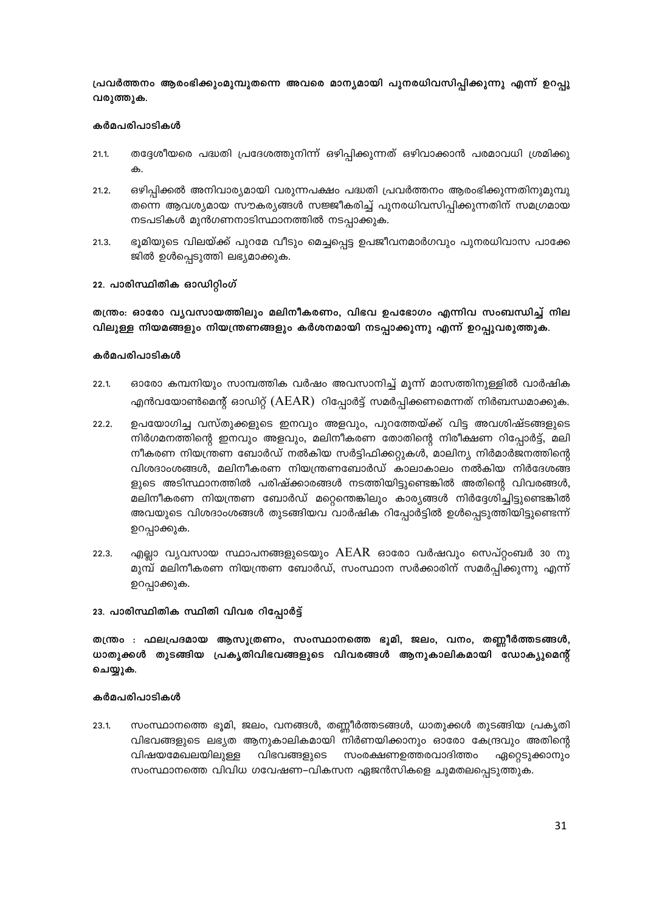**പ്രവർത്തനം ആരംഭിക്കുംമുമ്പുതന്നെ അവരെ മാന്യമായി പുനരധിവസിപ്പിക്കുന്നു എന്ന് ഉറപ്പു വരുത്തുക.**

**കർമപരിപാടികൾ**

21.1. തദ്ദേശീയരെ പദ്ധതി പ്രദേശത്തുനിന്ന് ഒഴിപ്പിക്കുന്നത് ഒഴിവാക്കാൻ പരമാവധി ശ്രമിക്കുക.

21.2. ഒഴിപ്പിക്കൽ അനിവാര്യമായി വരുന്നപക്ഷം പദ്ധതി പ്രവർത്തനം ആരംഭിക്കുന്നതിനുമുമ്പു തന്നെ ആവശ്യമായ സൗകര്യങ്ങൾ സജ്ജീകരിച്ച് പുനരധിവസിപ്പിക്കുന്നതിന് സമഗ്രമായ നടപടികൾ മുൻഗണനാടിസ്ഥാനത്തിൽ നടപ്പാക്കുക.

21.3. ഭൂമിയുടെ വിലയ്ക്ക് പുറമേ വീടും മെച്ചപ്പെട്ട ഉപജീവനമാർഗവും പുനരധിവാസ പാക്കേജിൽ ഉൾപ്പെടുത്തി ലഭ്യമാക്കുക.

**22. പാരിസ്ഥിതിക ഓഡിറ്റിംഗ്**

**തന്ത്രം: ഓരോ വ്യവസായത്തിലും മലിനീകരണം, വിഭവ ഉപഭോഗം എന്നിവ സംബന്ധിച്ച് നിലവിലുള്ള നിയമങ്ങളും നിയന്ത്രണങ്ങളും കർശനമായി നടപ്പാക്കുന്നു എന്ന് ഉറപ്പുവരുത്തുക.**

**കർമപരിപാടികൾ**

22.1. ഓരോ കമ്പനിയും സാമ്പത്തിക വർഷം അവസാനിച്ച് മൂന്ന് മാസത്തിനുള്ളിൽ വാർഷിക എൻവയോൺമെന്റ് ഓഡിറ്റ് (AEAR) റിപ്പോർട്ട് സമർപ്പിക്കണമെന്നത് നിർബന്ധമാക്കുക.

22.2. ഉപയോഗിച്ച വസ്തുക്കളുടെ ഇനവും അളവും, പുറത്തേയ്ക്ക് വിട്ട അവശിഷ്ടങ്ങളുടെ നിർഗമനത്തിന്റെ ഇനവും അളവും, മലിനീകരണ തോതിന്റെ നിരീക്ഷണ റിപ്പോർട്ട്, മലിനീകരണ നിയന്ത്രണ ബോർഡ് നൽകിയ സർട്ടിഫിക്കറ്റുകൾ, മാലിന്യ നിർമാർജനത്തിന്റെ വിശദാംശങ്ങൾ, മലിനീകരണ നിയന്ത്രണബോർഡ് കാലാകാലം നൽകിയ നിർദേശങ്ങളുടെ അടിസ്ഥാനത്തിൽ പരിഷ്ക്കാരങ്ങൾ നടത്തിയിട്ടുണ്ടെങ്കിൽ അതിന്റെ വിവരങ്ങൾ, മലിനീകരണ നിയന്ത്രണ ബോർഡ് മറ്റെന്തെങ്കിലും കാര്യങ്ങൾ നിർദ്ദേശിച്ചിട്ടുണ്ടെങ്കിൽ അവയുടെ വിശദാംശങ്ങൾ തുടങ്ങിയവ വാർഷിക റിപ്പോർട്ടിൽ ഉൾപ്പെടുത്തിയിട്ടുണ്ടെന്ന് ഉറപ്പാക്കുക.

22.3. എല്ലാ വ്യവസായ സ്ഥാപനങ്ങളുടെയും AEAR ഓരോ വർഷവും സെപ്റ്റംബർ 30 നു മുമ്പ് മലിനീകരണ നിയന്ത്രണ ബോർഡ്, സംസ്ഥാന സർക്കാരിന് സമർപ്പിക്കുന്നു എന്ന് ഉറപ്പാക്കുക.

**23. പാരിസ്ഥിതിക സ്ഥിതി വിവര റിപ്പോർട്ട്**

**തന്ത്രം : ഫലപ്രദമായ ആസൂത്രണം, സംസ്ഥാനത്തെ ഭൂമി, ജലം, വനം, തണ്ണീർത്തടങ്ങൾ, ധാതുക്കൾ തുടങ്ങിയ പ്രകൃതിവിഭവങ്ങളുടെ വിവരങ്ങൾ ആനുകാലികമായി ഡോക്യുമെന്റ് ചെയ്യുക.**

**കർമപരിപാടികൾ**

23.1. സംസ്ഥാനത്തെ ഭൂമി, ജലം, വനങ്ങൾ, തണ്ണീർത്തടങ്ങൾ, ധാതുക്കൾ തുടങ്ങിയ പ്രകൃതി വിഭവങ്ങളുടെ ലഭ്യത ആനുകാലികമായി നിർണയിക്കാനും ഓരോ കേന്ദ്രവും അതിന്റെ വിഷയമേഖലയിലുള്ള വിഭവങ്ങളുടെ സംരക്ഷണഉത്തരവാദിത്തം ഏറ്റെടുക്കാനും സംസ്ഥാനത്തെ വിവിധ ഗവേഷണ-വികസന ഏജൻസികളെ ചുമതലപ്പെടുത്തുക.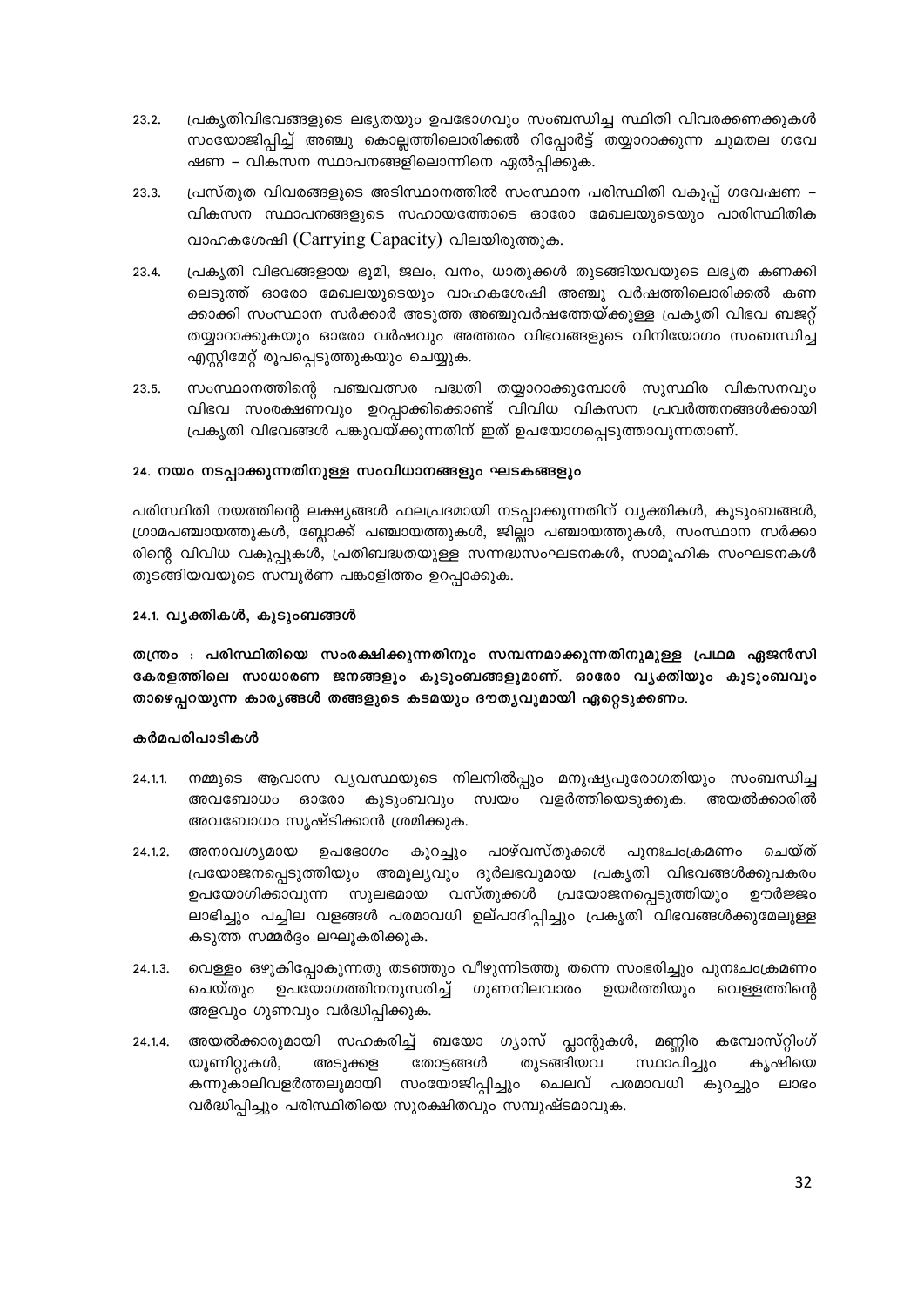23.2. പ്രകൃതിവിഭവങ്ങളുടെ ലഭ്യതയും ഉപഭോഗവും സംബന്ധിച്ച സ്ഥിതി വിവരക്കണക്കുകൾ സംയോജിപ്പിച്ച് അഞ്ചു കൊല്ലത്തിലൊരിക്കൽ റിപ്പോർട്ട് തയ്യാറാക്കുന്ന ചുമതല ഗവേഷണ – വികസന സ്ഥാപനങ്ങളിലൊന്നിനെ ഏൽപ്പിക്കുക.

23.3. പ്രസ്തുത വിവരങ്ങളുടെ അടിസ്ഥാനത്തിൽ സംസ്ഥാന പരിസ്ഥിതി വകുപ്പ് ഗവേഷണ – വികസന സ്ഥാപനങ്ങളുടെ സഹായത്തോടെ ഓരോ മേഖലയുടെയും പാരിസ്ഥിതിക വാഹകശേഷി (Carrying Capacity) വിലയിരുത്തുക.

23.4. പ്രകൃതി വിഭവങ്ങളായ ഭൂമി, ജലം, വനം, ധാതുക്കൾ തുടങ്ങിയവയുടെ ലഭ്യത കണക്കിലെടുത്ത് ഓരോ മേഖലയുടെയും വാഹകശേഷി അഞ്ചു വർഷത്തിലൊരിക്കൽ കണക്കാക്കി സംസ്ഥാന സർക്കാർ അടുത്ത അഞ്ചുവർഷത്തേയ്ക്കുള്ള പ്രകൃതി വിഭവ ബജറ്റ് തയ്യാറാക്കുകയും ഓരോ വർഷവും അത്തരം വിഭവങ്ങളുടെ വിനിയോഗം സംബന്ധിച്ച എസ്റ്റിമേറ്റ് രൂപപ്പെടുത്തുകയും ചെയ്യുക.

23.5. സംസ്ഥാനത്തിന്റെ പഞ്ചവത്സര പദ്ധതി തയ്യാറാക്കുമ്പോൾ സുസ്ഥിര വികസനവും വിഭവ സംരക്ഷണവും ഉറപ്പാക്കിക്കൊണ്ട് വിവിധ വികസന പ്രവർത്തനങ്ങൾക്കായി പ്രകൃതി വിഭവങ്ങൾ പങ്കുവയ്ക്കുന്നതിന് ഇത് ഉപയോഗപ്പെടുത്താവുന്നതാണ്.

## 24. നയം നടപ്പാക്കുന്നതിനുള്ള സംവിധാനങ്ങളും ഘടകങ്ങളും

പരിസ്ഥിതി നയത്തിന്റെ ലക്ഷ്യങ്ങൾ ഫലപ്രദമായി നടപ്പാക്കുന്നതിന് വ്യക്തികൾ, കുടുംബങ്ങൾ, ഗ്രാമപഞ്ചായത്തുകൾ, ബ്ലോക്ക് പഞ്ചായത്തുകൾ, ജില്ലാ പഞ്ചായത്തുകൾ, സംസ്ഥാന സർക്കാരിന്റെ വിവിധ വകുപ്പുകൾ, പ്രതിബദ്ധതയുള്ള സന്നദ്ധസംഘടനകൾ, സാമൂഹിക സംഘടനകൾ തുടങ്ങിയവയുടെ സമ്പൂർണ പങ്കാളിത്തം ഉറപ്പാക്കുക.

### 24.1. വ്യക്തികൾ, കുടുംബങ്ങൾ

**തന്ത്രം : പരിസ്ഥിതിയെ സംരക്ഷിക്കുന്നതിനും സമ്പന്നമാക്കുന്നതിനുമുള്ള പ്രഥമ ഏജൻസി കേരളത്തിലെ സാധാരണ ജനങ്ങളും കുടുംബങ്ങളുമാണ്. ഓരോ വ്യക്തിയും കുടുംബവും താഴെപ്പറയുന്ന കാര്യങ്ങൾ തങ്ങളുടെ കടമയും ദൗത്യവുമായി ഏറ്റെടുക്കണം.**

**കർമപരിപാടികൾ**

24.1.1. നമ്മുടെ ആവാസ വ്യവസ്ഥയുടെ നിലനിൽപ്പും മനുഷ്യപുരോഗതിയും സംബന്ധിച്ച അവബോധം ഓരോ കുടുംബവും സ്വയം വളർത്തിയെടുക്കുക. അയൽക്കാരിൽ അവബോധം സൃഷ്ടിക്കാൻ ശ്രമിക്കുക.

24.1.2. അനാവശ്യമായ ഉപഭോഗം കുറച്ചും പാഴ്വസ്തുക്കൾ പുനഃചംക്രമണം ചെയ്ത് പ്രയോജനപ്പെടുത്തിയും അമൂല്യവും ദുർലഭവുമായ പ്രകൃതി വിഭവങ്ങൾക്കുപകരം ഉപയോഗിക്കാവുന്ന സുലഭമായ വസ്തുക്കൾ പ്രയോജനപ്പെടുത്തിയും ഊർജ്ജം ലാഭിച്ചും പച്ചില വളങ്ങൾ പരമാവധി ഉല്പാദിപ്പിച്ചും പ്രകൃതി വിഭവങ്ങൾക്കുമേലുള്ള കടുത്ത സമ്മർദ്ദം ലഘൂകരിക്കുക.

24.1.3. വെള്ളം ഒഴുകിപ്പോകുന്നതു തടഞ്ഞും വീഴുന്നിടത്തു തന്നെ സംഭരിച്ചും പുനഃചംക്രമണം ചെയ്തും ഉപയോഗത്തിനനുസരിച്ച് ഗുണനിലവാരം ഉയർത്തിയും വെള്ളത്തിന്റെ അളവും ഗുണവും വർദ്ധിപ്പിക്കുക.

24.1.4. അയൽക്കാരുമായി സഹകരിച്ച് ബയോ ഗ്യാസ് പ്ലാന്റുകൾ, മണ്ണിര കമ്പോസ്റ്റിംഗ് യൂണിറ്റുകൾ, അടുക്കള തോട്ടങ്ങൾ തുടങ്ങിയവ സ്ഥാപിച്ചും കൃഷിയെ കന്നുകാലിവളർത്തലുമായി സംയോജിപ്പിച്ചും ചെലവ് പരമാവധി കുറച്ചും ലാഭം വർദ്ധിപ്പിച്ചും പരിസ്ഥിതിയെ സുരക്ഷിതവും സമ്പുഷ്ടമാവുക.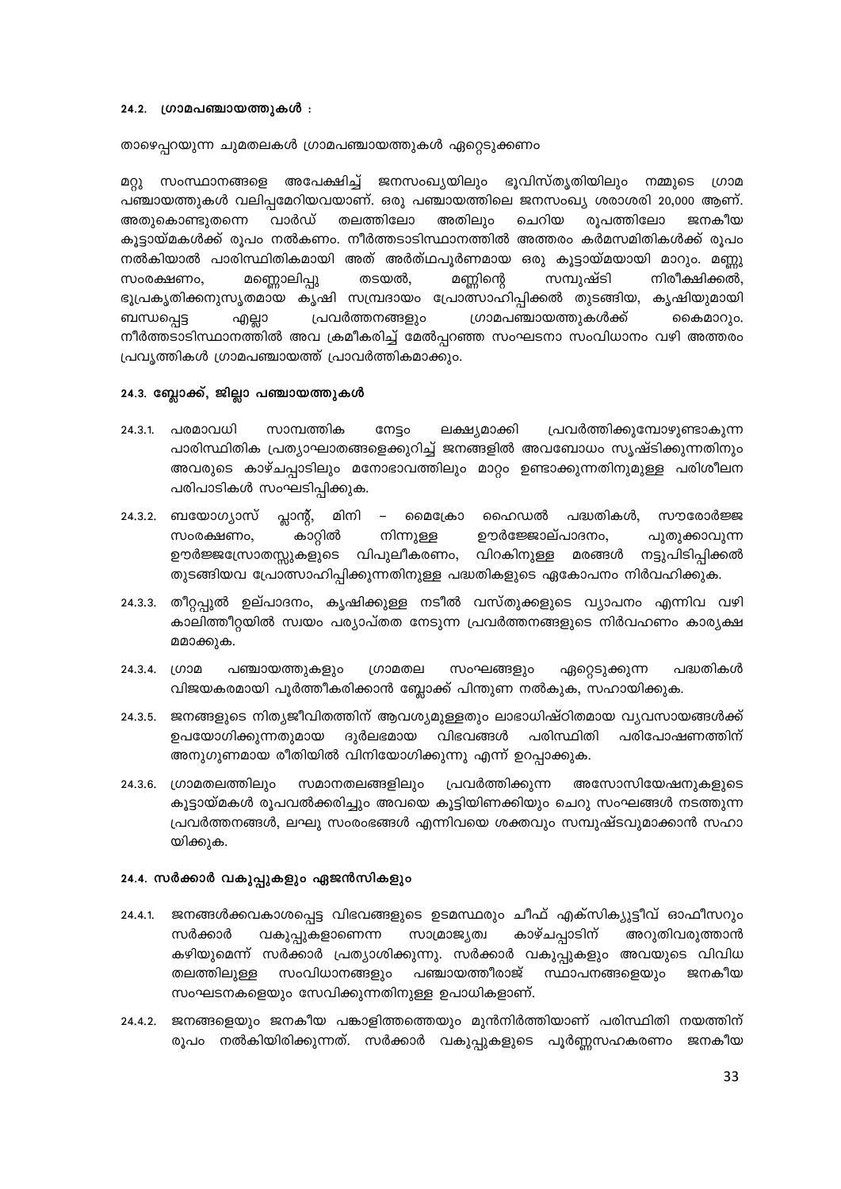### 24.2. ഗ്രാമപഞ്ചായത്തുകൾ :

താഴെപ്പറയുന്ന ചുമതലകൾ ഗ്രാമപഞ്ചായത്തുകൾ ഏറ്റെടുക്കണം

മറ്റു സംസ്ഥാനങ്ങളെ അപേക്ഷിച്ച് ജനസംഖ്യയിലും ഭൂവിസ്തൃതിയിലും നമ്മുടെ ഗ്രാമ പഞ്ചായത്തുകൾ വലിപ്പമേറിയവയാണ്. ഒരു പഞ്ചായത്തിലെ ജനസംഖ്യ ശരാശരി 20,000 ആണ്. അതുകൊണ്ടുതന്നെ വാർഡ് തലത്തിലോ അതിലും ചെറിയ രൂപത്തിലോ ജനകീയ കൂട്ടായ്മകൾക്ക് രൂപം നൽകണം. നീർത്തടാടിസ്ഥാനത്തിൽ അത്തരം കർമസമിതികൾക്ക് രൂപം നൽകിയാൽ പാരിസ്ഥിതികമായി അത് അർത്ഥപൂർണമായ ഒരു കൂട്ടായ്മയായി മാറും. മണ്ണു സംരക്ഷണം, മണ്ണൊലിപ്പു തടയൽ, മണ്ണിന്റെ സമ്പുഷ്ടി നിരീക്ഷിക്കൽ, ഭൂപ്രകൃതിക്കനുസൃതമായ കൃഷി സമ്പ്രദായം പ്രോത്സാഹിപ്പിക്കൽ തുടങ്ങിയ, കൃഷിയുമായി ബന്ധപ്പെട്ട എല്ലാ പ്രവർത്തനങ്ങളും ഗ്രാമപഞ്ചായത്തുകൾക്ക് കൈമാറും. നീർത്തടാടിസ്ഥാനത്തിൽ അവ ക്രമീകരിച്ച് മേൽപ്പറഞ്ഞ സംഘടനാ സംവിധാനം വഴി അത്തരം പ്രവൃത്തികൾ ഗ്രാമപഞ്ചായത്ത് പ്രാവർത്തികമാക്കും.

### 24.3. ബ്ലോക്ക്, ജില്ലാ പഞ്ചായത്തുകൾ

24.3.1. പരമാവധി സാമ്പത്തിക നേട്ടം ലക്ഷ്യമാക്കി പ്രവർത്തിക്കുമ്പോഴുണ്ടാകുന്ന പാരിസ്ഥിതിക പ്രത്യാഘാതങ്ങളെക്കുറിച്ച് ജനങ്ങളിൽ അവബോധം സൃഷ്ടിക്കുന്നതിനും അവരുടെ കാഴ്ചപ്പാടിലും മനോഭാവത്തിലും മാറ്റം ഉണ്ടാക്കുന്നതിനുമുള്ള പരിശീലന പരിപാടികൾ സംഘടിപ്പിക്കുക.

24.3.2. ബയോഗ്യാസ് പ്ലാന്റ്, മിനി – മൈക്രോ ഹൈഡൽ പദ്ധതികൾ, സൗരോർജ്ജ സംരക്ഷണം, കാറ്റിൽ നിന്നുള്ള ഊർജ്ജോല്പാദനം, പുതുക്കാവുന്ന ഊർജ്ജസ്രോതസ്സുകളുടെ വിപുലീകരണം, വിറകിനുള്ള മരങ്ങൾ നട്ടുപിടിപ്പിക്കൽ തുടങ്ങിയവ പ്രോത്സാഹിപ്പിക്കുന്നതിനുള്ള പദ്ധതികളുടെ ഏകോപനം നിർവഹിക്കുക.

24.3.3. തീറ്റപ്പുൽ ഉല്പാദനം, കൃഷിക്കുള്ള നടീൽ വസ്തുക്കളുടെ വ്യാപനം എന്നിവ വഴി കാലിത്തീറ്റയിൽ സ്വയം പര്യാപ്തത നേടുന്ന പ്രവർത്തനങ്ങളുടെ നിർവഹണം കാര്യക്ഷമമാക്കുക.

24.3.4. ഗ്രാമ പഞ്ചായത്തുകളും ഗ്രാമതല സംഘങ്ങളും ഏറ്റെടുക്കുന്ന പദ്ധതികൾ വിജയകരമായി പൂർത്തീകരിക്കാൻ ബ്ലോക്ക് പിന്തുണ നൽകുക, സഹായിക്കുക.

24.3.5. ജനങ്ങളുടെ നിത്യജീവിതത്തിന് ആവശ്യമുള്ളതും ലാഭാധിഷ്ഠിതമായ വ്യവസായങ്ങൾക്ക് ഉപയോഗിക്കുന്നതുമായ ദുർലഭമായ വിഭവങ്ങൾ പരിസ്ഥിതി പരിപോഷണത്തിന് അനുഗുണമായ രീതിയിൽ വിനിയോഗിക്കുന്നു എന്ന് ഉറപ്പാക്കുക.

24.3.6. ഗ്രാമതലത്തിലും സമാനതലങ്ങളിലും പ്രവർത്തിക്കുന്ന അസോസിയേഷനുകളുടെ കൂട്ടായ്മകൾ രൂപവൽക്കരിച്ചും അവയെ കൂട്ടിയിണക്കിയും ചെറു സംഘങ്ങൾ നടത്തുന്ന പ്രവർത്തനങ്ങൾ, ലഘു സംരംഭങ്ങൾ എന്നിവയെ ശക്തവും സമ്പുഷ്ടവുമാക്കാൻ സഹായിക്കുക.

### 24.4. സർക്കാർ വകുപ്പുകളും ഏജൻസികളും

24.4.1. ജനങ്ങൾക്കവകാശപ്പെട്ട വിഭവങ്ങളുടെ ഉടമസ്ഥരും ചീഫ് എക്സിക്യൂട്ടീവ് ഓഫീസറും സർക്കാർ വകുപ്പുകളാണെന്ന സാമ്രാജ്യത്വ കാഴ്ചപ്പാടിന് അറുതിവരുത്താൻ കഴിയുമെന്ന് സർക്കാർ പ്രത്യാശിക്കുന്നു. സർക്കാർ വകുപ്പുകളും അവയുടെ വിവിധ തലത്തിലുള്ള സംവിധാനങ്ങളും പഞ്ചായത്തീരാജ് സ്ഥാപനങ്ങളെയും ജനകീയ സംഘടനകളെയും സേവിക്കുന്നതിനുള്ള ഉപാധികളാണ്.

24.4.2. ജനങ്ങളെയും ജനകീയ പങ്കാളിത്തത്തെയും മുൻനിർത്തിയാണ് പരിസ്ഥിതി നയത്തിന് രൂപം നൽകിയിരിക്കുന്നത്. സർക്കാർ വകുപ്പുകളുടെ പൂർണ്ണസഹകരണം ജനകീയ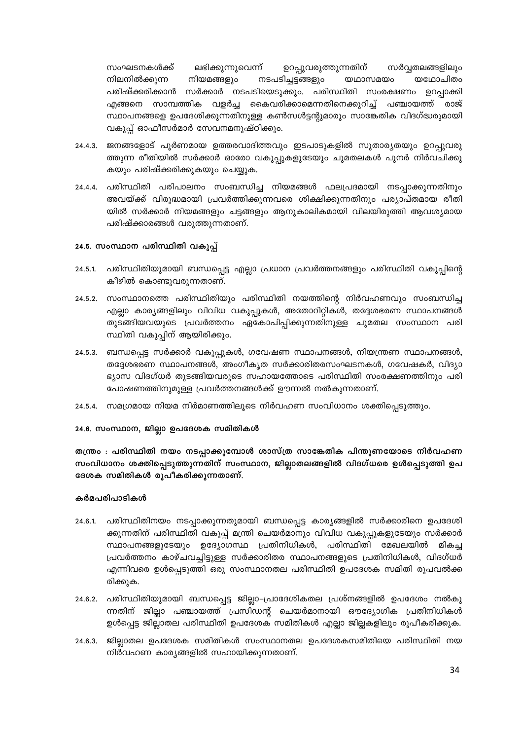സംഘടനകൾക്ക് ലഭിക്കുന്നുവെന്ന് ഉറപ്പുവരുത്തുന്നതിന് സർവ്വതലങ്ങളിലും നിലനിൽക്കുന്ന നിയമങ്ങളും നടപടിച്ചട്ടങ്ങളും യഥാസമയം യഥോചിതം പരിഷ്ക്കരിക്കാൻ സർക്കാർ നടപടിയെടുക്കും. പരിസ്ഥിതി സംരക്ഷണം ഉറപ്പാക്കി എങ്ങനെ സാമ്പത്തിക വളർച്ച കൈവരിക്കാമെന്നതിനെക്കുറിച്ച് പഞ്ചായത്ത് രാജ് സ്ഥാപനങ്ങളെ ഉപദേശിക്കുന്നതിനുള്ള കൺസൾട്ടന്റുമാരും സാങ്കേതിക വിദഗ്ദ്ധരുമായി വകുപ്പ് ഓഫീസർമാർ സേവനമനുഷ്ഠിക്കും.

24.4.3. ജനങ്ങളോട് പൂർണമായ ഉത്തരവാദിത്തവും ഇടപാടുകളിൽ സുതാര്യതയും ഉറപ്പുവരുത്തുന്ന രീതിയിൽ സർക്കാർ ഓരോ വകുപ്പുകളുടേയും ചുമതലകൾ പുനർ നിർവചിക്കുകയും പരിഷ്ക്കരിക്കുകയും ചെയ്യുക.

24.4.4. പരിസ്ഥിതി പരിപാലനം സംബന്ധിച്ച നിയമങ്ങൾ ഫലപ്രദമായി നടപ്പാക്കുന്നതിനും അവയ്ക്ക് വിരുദ്ധമായി പ്രവർത്തിക്കുന്നവരെ ശിക്ഷിക്കുന്നതിനും പര്യാപ്തമായ രീതിയിൽ സർക്കാർ നിയമങ്ങളും ചട്ടങ്ങളും ആനുകാലികമായി വിലയിരുത്തി ആവശ്യമായ പരിഷ്ക്കാരങ്ങൾ വരുത്തുന്നതാണ്.

### 24.5. സംസ്ഥാന പരിസ്ഥിതി വകുപ്പ്

24.5.1. പരിസ്ഥിതിയുമായി ബന്ധപ്പെട്ട എല്ലാ പ്രധാന പ്രവർത്തനങ്ങളും പരിസ്ഥിതി വകുപ്പിന്റെ കീഴിൽ കൊണ്ടുവരുന്നതാണ്.

24.5.2. സംസ്ഥാനത്തെ പരിസ്ഥിതിയും പരിസ്ഥിതി നയത്തിന്റെ നിർവഹണവും സംബന്ധിച്ച എല്ലാ കാര്യങ്ങളിലും വിവിധ വകുപ്പുകൾ, അതോറിറ്റികൾ, തദ്ദേശഭരണ സ്ഥാപനങ്ങൾ തുടങ്ങിയവയുടെ പ്രവർത്തനം ഏകോപിപ്പിക്കുന്നതിനുള്ള ചുമതല സംസ്ഥാന പരിസ്ഥിതി വകുപ്പിന് ആയിരിക്കും.

24.5.3. ബന്ധപ്പെട്ട സർക്കാർ വകുപ്പുകൾ, ഗവേഷണ സ്ഥാപനങ്ങൾ, നിയന്ത്രണ സ്ഥാപനങ്ങൾ, തദ്ദേശഭരണ സ്ഥാപനങ്ങൾ, അംഗീകൃത സർക്കാരിതരസംഘടനകൾ, ഗവേഷകർ, വിദ്യാഭ്യാസ വിദഗ്ധർ തുടങ്ങിയവരുടെ സഹായത്തോടെ പരിസ്ഥിതി സംരക്ഷണത്തിനും പരിപോഷണത്തിനുമുള്ള പ്രവർത്തനങ്ങൾക്ക് ഊന്നൽ നൽകുന്നതാണ്.

24.5.4. സമഗ്രമായ നിയമ നിർമാണത്തിലൂടെ നിർവഹണ സംവിധാനം ശക്തിപ്പെടുത്തും.

### 24.6. സംസ്ഥാന, ജില്ലാ ഉപദേശക സമിതികൾ

**തന്ത്രം : പരിസ്ഥിതി നയം നടപ്പാക്കുമ്പോൾ ശാസ്ത്ര സാങ്കേതിക പിന്തുണയോടെ നിർവഹണ സംവിധാനം ശക്തിപ്പെടുത്തുന്നതിന് സംസ്ഥാന, ജില്ലാതലങ്ങളിൽ വിദഗ്ധരെ ഉൾപ്പെടുത്തി ഉപദേശക സമിതികൾ രൂപീകരിക്കുന്നതാണ്.**

**കർമപരിപാടികൾ**

24.6.1. പരിസ്ഥിതിനയം നടപ്പാക്കുന്നതുമായി ബന്ധപ്പെട്ട കാര്യങ്ങളിൽ സർക്കാരിനെ ഉപദേശിക്കുന്നതിന് പരിസ്ഥിതി വകുപ്പ് മന്ത്രി ചെയർമാനും വിവിധ വകുപ്പുകളുടേയും സർക്കാർ സ്ഥാപനങ്ങളുടേയും ഉദ്യോഗസ്ഥ പ്രതിനിധികൾ, പരിസ്ഥിതി മേഖലയിൽ മികച്ച പ്രവർത്തനം കാഴ്ചവച്ചിട്ടുള്ള സർക്കാരിതര സ്ഥാപനങ്ങളുടെ പ്രതിനിധികൾ, വിദഗ്ധർ എന്നിവരെ ഉൾപ്പെടുത്തി ഒരു സംസ്ഥാനതല പരിസ്ഥിതി ഉപദേശക സമിതി രൂപവൽക്കരിക്കുക.

24.6.2. പരിസ്ഥിതിയുമായി ബന്ധപ്പെട്ട ജില്ലാ–പ്രാദേശികതല പ്രശ്നങ്ങളിൽ ഉപദേശം നൽകുന്നതിന് ജില്ലാ പഞ്ചായത്ത് പ്രസിഡന്റ് ചെയർമാനായി ഔദ്യോഗിക പ്രതിനിധികൾ ഉൾപ്പെട്ട ജില്ലാതല പരിസ്ഥിതി ഉപദേശക സമിതികൾ എല്ലാ ജില്ലകളിലും രൂപീകരിക്കുക.

24.6.3. ജില്ലാതല ഉപദേശക സമിതികൾ സംസ്ഥാനതല ഉപദേശകസമിതിയെ പരിസ്ഥിതി നയ നിർവഹണ കാര്യങ്ങളിൽ സഹായിക്കുന്നതാണ്.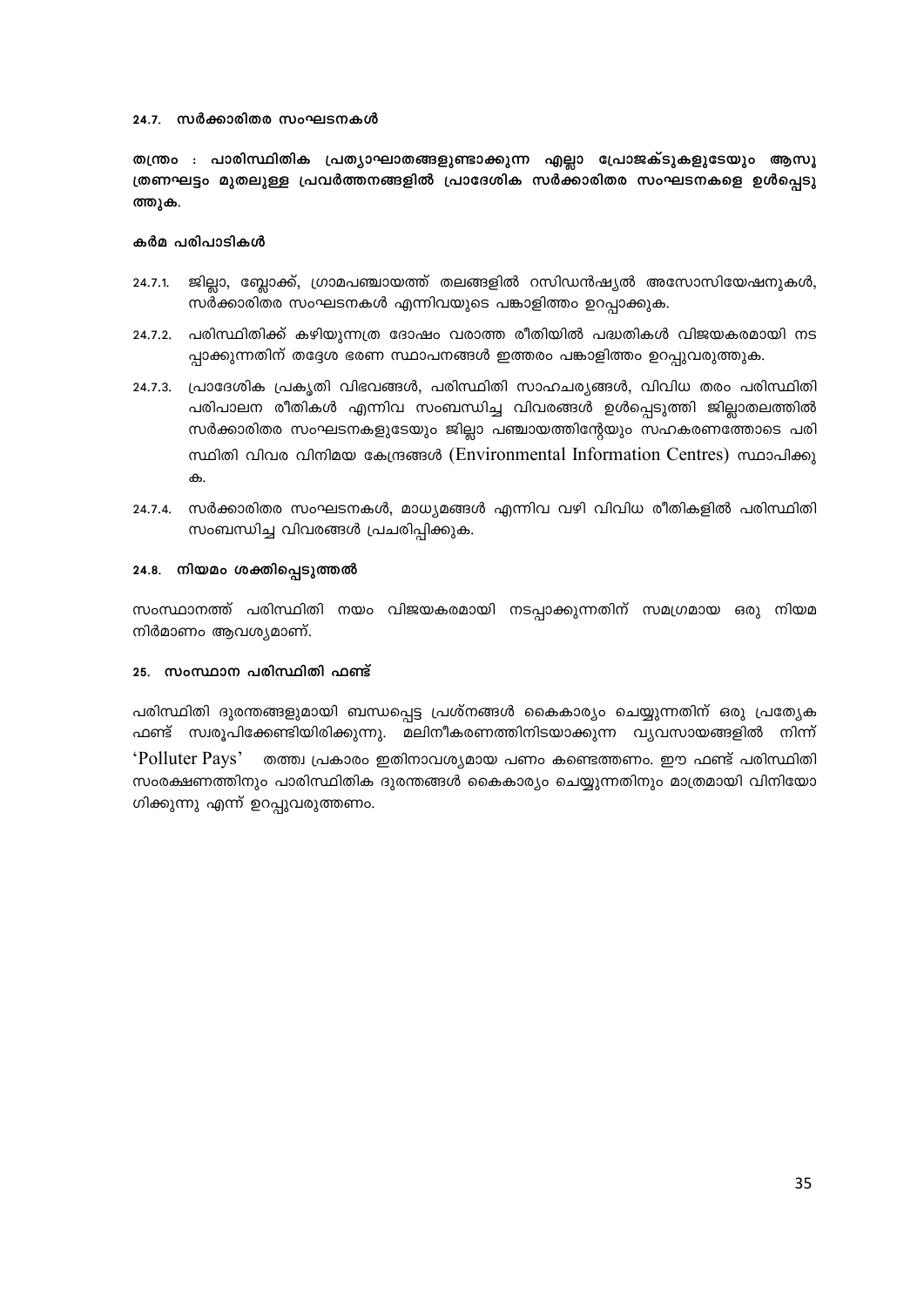### 24.7. സർക്കാരിതര സംഘടനകൾ

**തന്ത്രം : പാരിസ്ഥിതിക പ്രത്യാഘാതങ്ങളുണ്ടാക്കുന്ന എല്ലാ പ്രോജക്ടുകളുടേയും ആസൂത്രണഘട്ടം മുതലുള്ള പ്രവർത്തനങ്ങളിൽ പ്രാദേശിക സർക്കാരിതര സംഘടനകളെ ഉൾപ്പെടുത്തുക.**

#### കർമ്മ പരിപാടികൾ

24.7.1. ജില്ലാ, ബ്ലോക്ക്, ഗ്രാമപഞ്ചായത്ത് തലങ്ങളിൽ റസിഡൻഷ്യൽ അസോസിയേഷനുകൾ, സർക്കാരിതര സംഘടനകൾ എന്നിവയുടെ പങ്കാളിത്തം ഉറപ്പാക്കുക.

24.7.2. പരിസ്ഥിതിക്ക് കഴിയുന്നത്ര ദോഷം വരാത്ത രീതിയിൽ പദ്ധതികൾ വിജയകരമായി നടപ്പാക്കുന്നതിന് തദ്ദേശ ഭരണ സ്ഥാപനങ്ങൾ ഇത്തരം പങ്കാളിത്തം ഉറപ്പുവരുത്തുക.

24.7.3. പ്രാദേശിക പ്രകൃതി വിഭവങ്ങൾ, പരിസ്ഥിതി സാഹചര്യങ്ങൾ, വിവിധ തരം പരിസ്ഥിതി പരിപാലന രീതികൾ എന്നിവ സംബന്ധിച്ച വിവരങ്ങൾ ഉൾപ്പെടുത്തി ജില്ലാതലത്തിൽ സർക്കാരിതര സംഘടനകളുടേയും ജില്ലാ പഞ്ചായത്തിന്റേയും സഹകരണത്തോടെ പരിസ്ഥിതി വിവര വിനിമയ കേന്ദ്രങ്ങൾ (Environmental Information Centres) സ്ഥാപിക്കുക.

24.7.4. സർക്കാരിതര സംഘടനകൾ, മാധ്യമങ്ങൾ എന്നിവ വഴി വിവിധ രീതികളിൽ പരിസ്ഥിതി സംബന്ധിച്ച വിവരങ്ങൾ പ്രചരിപ്പിക്കുക.

### 24.8. നിയമം ശക്തിപ്പെടുത്തൽ

സംസ്ഥാനത്ത് പരിസ്ഥിതി നയം വിജയകരമായി നടപ്പാക്കുന്നതിന് സമഗ്രമായ ഒരു നിയമ നിർമാണം ആവശ്യമാണ്.

## 25. സംസ്ഥാന പരിസ്ഥിതി ഫണ്ട്

പരിസ്ഥിതി ദുരന്തങ്ങളുമായി ബന്ധപ്പെട്ട പ്രശ്നങ്ങൾ കൈകാര്യം ചെയ്യുന്നതിന് ഒരു പ്രത്യേക ഫണ്ട് സ്വരൂപിക്കേണ്ടിയിരിക്കുന്നു. മലിനീകരണത്തിനിടയാക്കുന്ന വ്യവസായങ്ങളിൽ നിന്ന് 'Polluter Pays' തത്ത്വ പ്രകാരം ഇതിനാവശ്യമായ പണം കണ്ടെത്തണം. ഈ ഫണ്ട് പരിസ്ഥിതി സംരക്ഷണത്തിനും പാരിസ്ഥിതിക ദുരന്തങ്ങൾ കൈകാര്യം ചെയ്യുന്നതിനും മാത്രമായി വിനിയോഗിക്കുന്നു എന്ന് ഉറപ്പുവരുത്തണം.